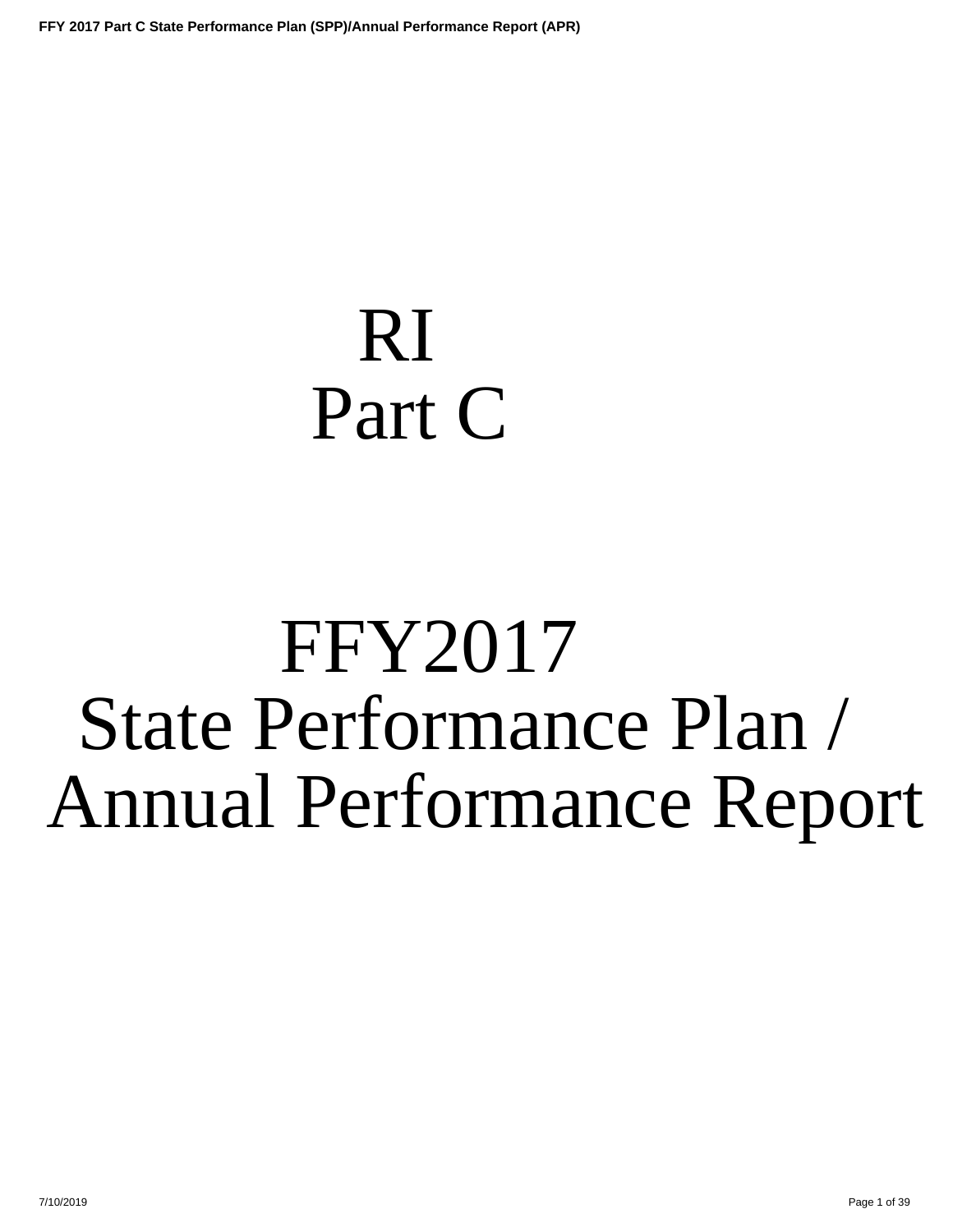# RI
# Part C

# FFY2017
# State Performance Plan / Annual Performance Report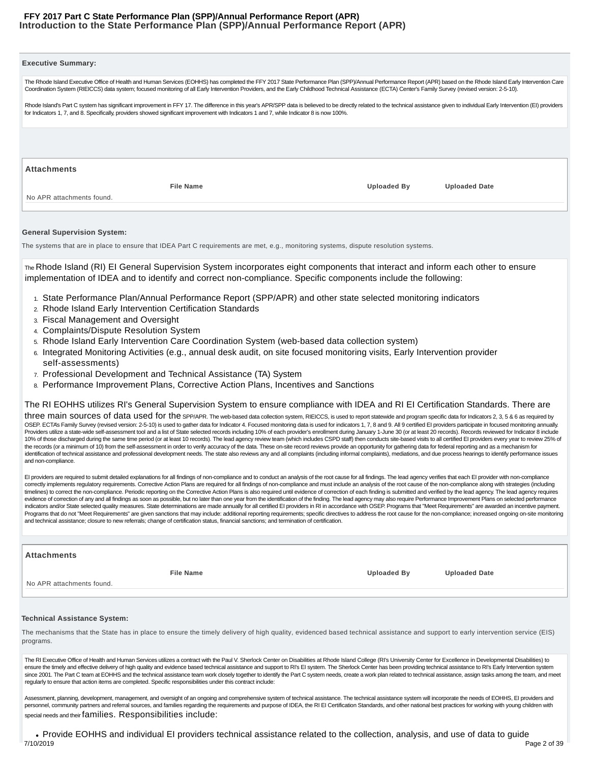# Introduction to the State Performance Plan (SPP)/Annual Performance Report (APR)

### Executive Summary:

The Rhode Island Executive Office of Health and Human Services (EOHHS) has completed the FFY 2017 State Performance Plan (SPP)/Annual Performance Report (APR) based on the Rhode Island Early Intervention Care Coordination System (RIEICCS) data system; focused monitoring of all Early Intervention Providers, and the Early Childhood Technical Assistance (ECTA) Center's Family Survey (revised version: 2-5-10).

Rhode Island's Part C system has significant improvement in FFY 17. The difference in this year's APR/SPP data is believed to be directly related to the technical assistance given to individual Early Intervention (EI) providers for Indicators 1, 7, and 8. Specifically, providers showed significant improvement with Indicators 1 and 7, while Indicator 8 is now 100%.

**Attachments**

| File Name | Uploaded By | Uploaded Date |
|---|---|---|
| No APR attachments found. | | |

### General Supervision System:

The systems that are in place to ensure that IDEA Part C requirements are met, e.g., monitoring systems, dispute resolution systems.

The Rhode Island (RI) EI General Supervision System incorporates eight components that interact and inform each other to ensure implementation of IDEA and to identify and correct non-compliance. Specific components include the following:

1. State Performance Plan/Annual Performance Report (SPP/APR) and other state selected monitoring indicators
2. Rhode Island Early Intervention Certification Standards
3. Fiscal Management and Oversight
4. Complaints/Dispute Resolution System
5. Rhode Island Early Intervention Care Coordination System (web-based data collection system)
6. Integrated Monitoring Activities (e.g., annual desk audit, on site focused monitoring visits, Early Intervention provider self-assessments)
7. Professional Development and Technical Assistance (TA) System
8. Performance Improvement Plans, Corrective Action Plans, Incentives and Sanctions

The RI EOHHS utilizes RI's General Supervision System to ensure compliance with IDEA and RI EI Certification Standards. There are three main sources of data used for the SPP/APR. The web-based data collection system, RIEICCS, is used to report statewide and program specific data for Indicators 2, 3, 5 & 6 as required by OSEP. ECTA's Family Survey (revised version: 2-5-10) is used to gather data for Indicator 4. Focused monitoring data is used for indicators 1, 7, 8 and 9. All 9 certified EI providers participate in focused monitoring annually. Providers utilize a state-wide self-assessment tool and a list of State selected records including 10% of each provider's enrollment during January 1-June 30 (or at least 20 records). Records reviewed for Indicator 8 include 10% of those discharged during the same time period (or at least 10 records). The lead agency review team (which includes CSPD staff) then conducts site-based visits to all certified EI providers every year to review 25% of the records (or a minimum of 10) from the self-assessment in order to verify accuracy of the data. These on-site record reviews provide an opportunity for gathering data for federal reporting and as a mechanism for identification of technical assistance and professional development needs. The state also reviews any and all complaints (including informal complaints), mediations, and due process hearings to identify performance issues and non-compliance.

EI providers are required to submit detailed explanations for all findings of non-compliance and to conduct an analysis of the root cause for all findings. The lead agency verifies that each EI provider with non-compliance correctly implements regulatory requirements. Corrective Action Plans are required for all findings of non-compliance and must include an analysis of the root cause of the non-compliance along with strategies (including timelines) to correct the non-compliance. Periodic reporting on the Corrective Action Plans is also required until evidence of correction of each finding is submitted and verified by the lead agency. The lead agency requires evidence of correction of any and all findings as soon as possible, but no later than one year from the identification of the finding. The lead agency may also require Performance Improvement Plans on selected performance indicators and/or State selected quality measures. State determinations are made annually for all certified EI providers in RI in accordance with OSEP. Programs that "Meet Requirements" are awarded an incentive payment. Programs that do not "Meet Requirements" are given sanctions that may include: additional reporting requirements; specific directives to address the root cause for the non-compliance; increased ongoing on-site monitoring and technical assistance; closure to new referrals; change of certification status, financial sanctions; and termination of certification.

**Attachments**

| File Name | Uploaded By | Uploaded Date |
|---|---|---|
| No APR attachments found. | | |

### Technical Assistance System:

The mechanisms that the State has in place to ensure the timely delivery of high quality, evidenced based technical assistance and support to early intervention service (EIS) programs.

The RI Executive Office of Health and Human Services utilizes a contract with the Paul V. Sherlock Center on Disabilities at Rhode Island College (RI's University Center for Excellence in Developmental Disabilities) to ensure the timely and effective delivery of high quality and evidence based technical assistance and support to RI's EI system. The Sherlock Center has been providing technical assistance to RI's Early Intervention system since 2001. The Part C team at EOHHS and the technical assistance team work closely together to identify the Part C system needs, create a work plan related to technical assistance, assign tasks among the team, and meet regularly to ensure that action items are completed. Specific responsibilities under this contract include:

Assessment, planning, development, management, and oversight of an ongoing and comprehensive system of technical assistance. The technical assistance system will incorporate the needs of EOHHS, EI providers and personnel, community partners and referral sources, and families regarding the requirements and purpose of IDEA, the RI EI Certification Standards, and other national best practices for working with young children with special needs and their families. Responsibilities include:

- Provide EOHHS and individual EI providers technical assistance related to the collection, analysis, and use of data to guide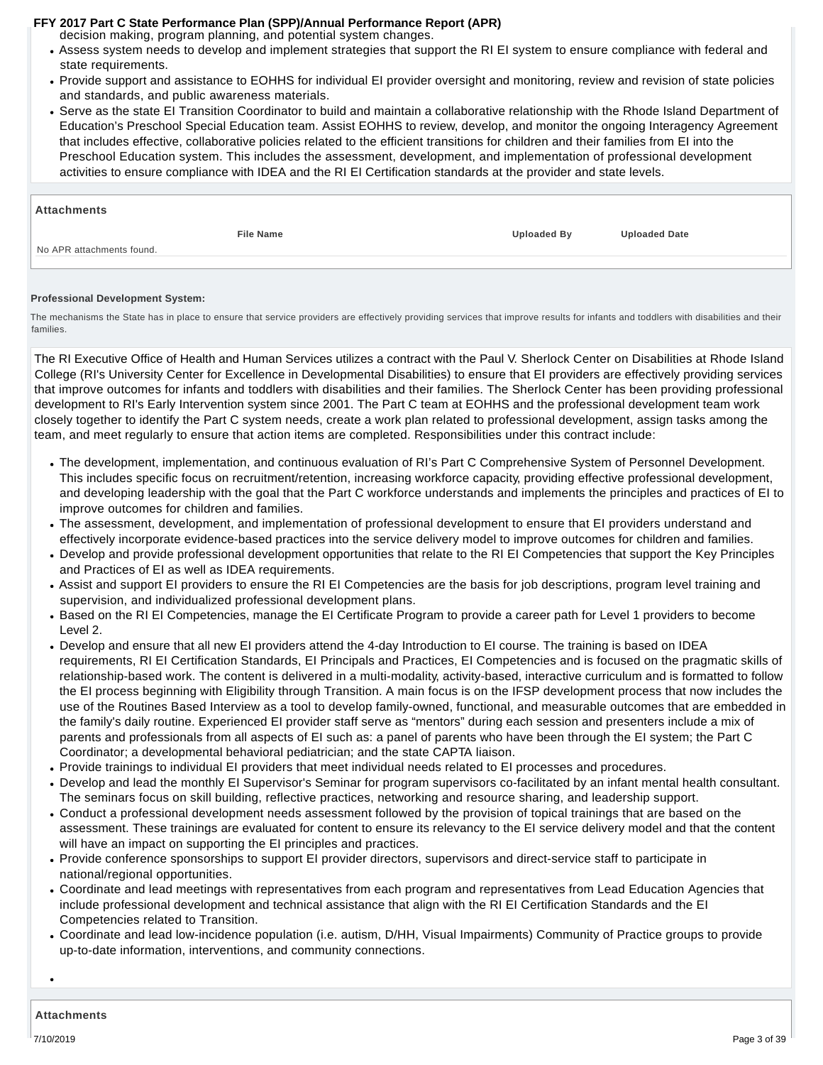decision making, program planning, and potential system changes.

- Assess system needs to develop and implement strategies that support the RI EI system to ensure compliance with federal and state requirements.
- Provide support and assistance to EOHHS for individual EI provider oversight and monitoring, review and revision of state policies and standards, and public awareness materials.
- Serve as the state EI Transition Coordinator to build and maintain a collaborative relationship with the Rhode Island Department of Education's Preschool Special Education team. Assist EOHHS to review, develop, and monitor the ongoing Interagency Agreement that includes effective, collaborative policies related to the efficient transitions for children and their families from EI into the Preschool Education system. This includes the assessment, development, and implementation of professional development activities to ensure compliance with IDEA and the RI EI Certification standards at the provider and state levels.

**Attachments**

| File Name | Uploaded By | Uploaded Date |
|---|---|---|
| No APR attachments found. | | |

**Professional Development System:**

The mechanisms the State has in place to ensure that service providers are effectively providing services that improve results for infants and toddlers with disabilities and their families.

The RI Executive Office of Health and Human Services utilizes a contract with the Paul V. Sherlock Center on Disabilities at Rhode Island College (RI's University Center for Excellence in Developmental Disabilities) to ensure that EI providers are effectively providing services that improve outcomes for infants and toddlers with disabilities and their families. The Sherlock Center has been providing professional development to RI's Early Intervention system since 2001. The Part C team at EOHHS and the professional development team work closely together to identify the Part C system needs, create a work plan related to professional development, assign tasks among the team, and meet regularly to ensure that action items are completed. Responsibilities under this contract include:

- The development, implementation, and continuous evaluation of RI's Part C Comprehensive System of Personnel Development. This includes specific focus on recruitment/retention, increasing workforce capacity, providing effective professional development, and developing leadership with the goal that the Part C workforce understands and implements the principles and practices of EI to improve outcomes for children and families.
- The assessment, development, and implementation of professional development to ensure that EI providers understand and effectively incorporate evidence-based practices into the service delivery model to improve outcomes for children and families.
- Develop and provide professional development opportunities that relate to the RI EI Competencies that support the Key Principles and Practices of EI as well as IDEA requirements.
- Assist and support EI providers to ensure the RI EI Competencies are the basis for job descriptions, program level training and supervision, and individualized professional development plans.
- Based on the RI EI Competencies, manage the EI Certificate Program to provide a career path for Level 1 providers to become Level 2.
- Develop and ensure that all new EI providers attend the 4-day Introduction to EI course. The training is based on IDEA requirements, RI EI Certification Standards, EI Principals and Practices, EI Competencies and is focused on the pragmatic skills of relationship-based work. The content is delivered in a multi-modality, activity-based, interactive curriculum and is formatted to follow the EI process beginning with Eligibility through Transition. A main focus is on the IFSP development process that now includes the use of the Routines Based Interview as a tool to develop family-owned, functional, and measurable outcomes that are embedded in the family's daily routine. Experienced EI provider staff serve as "mentors" during each session and presenters include a mix of parents and professionals from all aspects of EI such as: a panel of parents who have been through the EI system; the Part C Coordinator; a developmental behavioral pediatrician; and the state CAPTA liaison.
- Provide trainings to individual EI providers that meet individual needs related to EI processes and procedures.
- Develop and lead the monthly EI Supervisor's Seminar for program supervisors co-facilitated by an infant mental health consultant. The seminars focus on skill building, reflective practices, networking and resource sharing, and leadership support.
- Conduct a professional development needs assessment followed by the provision of topical trainings that are based on the assessment. These trainings are evaluated for content to ensure its relevancy to the EI service delivery model and that the content will have an impact on supporting the EI principles and practices.
- Provide conference sponsorships to support EI provider directors, supervisors and direct-service staff to participate in national/regional opportunities.
- Coordinate and lead meetings with representatives from each program and representatives from Lead Education Agencies that include professional development and technical assistance that align with the RI EI Certification Standards and the EI Competencies related to Transition.
- Coordinate and lead low-incidence population (i.e. autism, D/HH, Visual Impairments) Community of Practice groups to provide up-to-date information, interventions, and community connections.

**Attachments**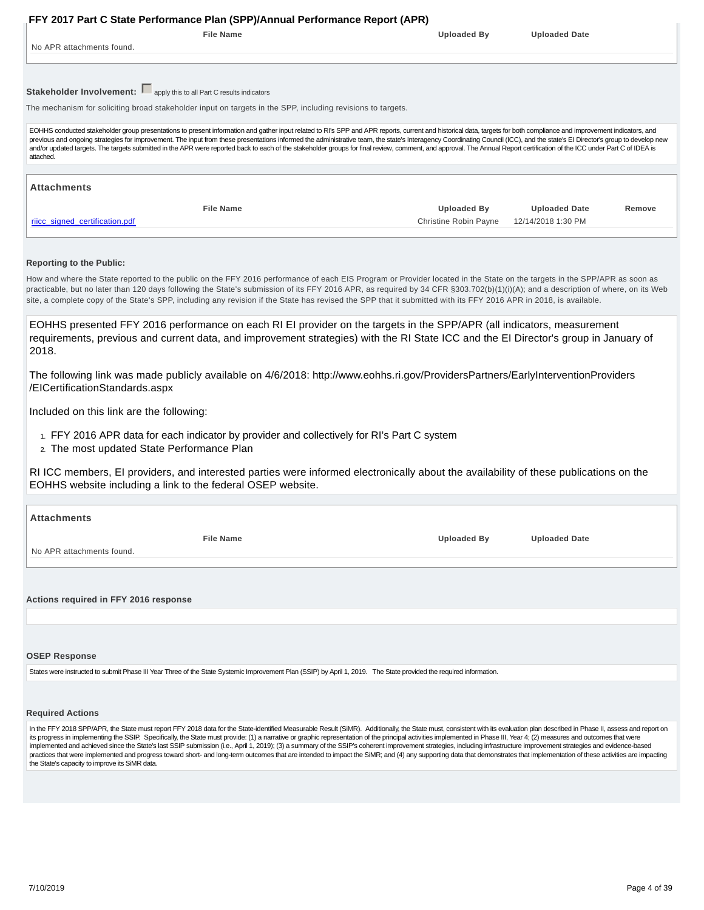| File Name | Uploaded By | Uploaded Date |
|---|---|---|
| No APR attachments found. | | |

**Stakeholder Involvement:** ☐ apply this to all Part C results indicators

The mechanism for soliciting broad stakeholder input on targets in the SPP, including revisions to targets.

EOHHS conducted stakeholder group presentations to present information and gather input related to RI's SPP and APR reports, current and historical data, targets for both compliance and improvement indicators, and previous and ongoing strategies for improvement. The input from these presentations informed the administrative team, the state's Interagency Coordinating Council (ICC), and the state's EI Director's group to develop new and/or updated targets. The targets submitted in the APR were reported back to each of the stakeholder groups for final review, comment, and approval. The Annual Report certification of the ICC under Part C of IDEA is attached.

### Attachments

| File Name | Uploaded By | Uploaded Date | Remove |
|---|---|---|---|
| riicc_signed_certification.pdf | Christine Robin Payne | 12/14/2018 1:30 PM | |

**Reporting to the Public:**

How and where the State reported to the public on the FFY 2016 performance of each EIS Program or Provider located in the State on the targets in the SPP/APR as soon as practicable, but no later than 120 days following the State's submission of its FFY 2016 APR, as required by 34 CFR §303.702(b)(1)(i)(A); and a description of where, on its Web site, a complete copy of the State's SPP, including any revision if the State has revised the SPP that it submitted with its FFY 2016 APR in 2018, is available.

EOHHS presented FFY 2016 performance on each RI EI provider on the targets in the SPP/APR (all indicators, measurement requirements, previous and current data, and improvement strategies) with the RI State ICC and the EI Director's group in January of 2018.

The following link was made publicly available on 4/6/2018: http://www.eohhs.ri.gov/ProvidersPartners/EarlyInterventionProviders/EICertificationStandards.aspx

Included on this link are the following:

1. FFY 2016 APR data for each indicator by provider and collectively for RI's Part C system
2. The most updated State Performance Plan

RI ICC members, EI providers, and interested parties were informed electronically about the availability of these publications on the EOHHS website including a link to the federal OSEP website.

### Attachments

| File Name | Uploaded By | Uploaded Date |
|---|---|---|
| No APR attachments found. | | |

**Actions required in FFY 2016 response**

**OSEP Response**

States were instructed to submit Phase III Year Three of the State Systemic Improvement Plan (SSIP) by April 1, 2019. The State provided the required information.

**Required Actions**

In the FFY 2018 SPP/APR, the State must report FFY 2018 data for the State-identified Measurable Result (SiMR). Additionally, the State must, consistent with its evaluation plan described in Phase II, assess and report on its progress in implementing the SSIP. Specifically, the State must provide: (1) a narrative or graphic representation of the principal activities implemented in Phase III, Year 4; (2) measures and outcomes that were implemented and achieved since the State's last SSIP submission (i.e., April 1, 2019); (3) a summary of the SSIP's coherent improvement strategies, including infrastructure improvement strategies and evidence-based practices that were implemented and progress toward short- and long-term outcomes that are intended to impact the SiMR; and (4) any supporting data that demonstrates that implementation of these activities are impacting the State's capacity to improve its SiMR data.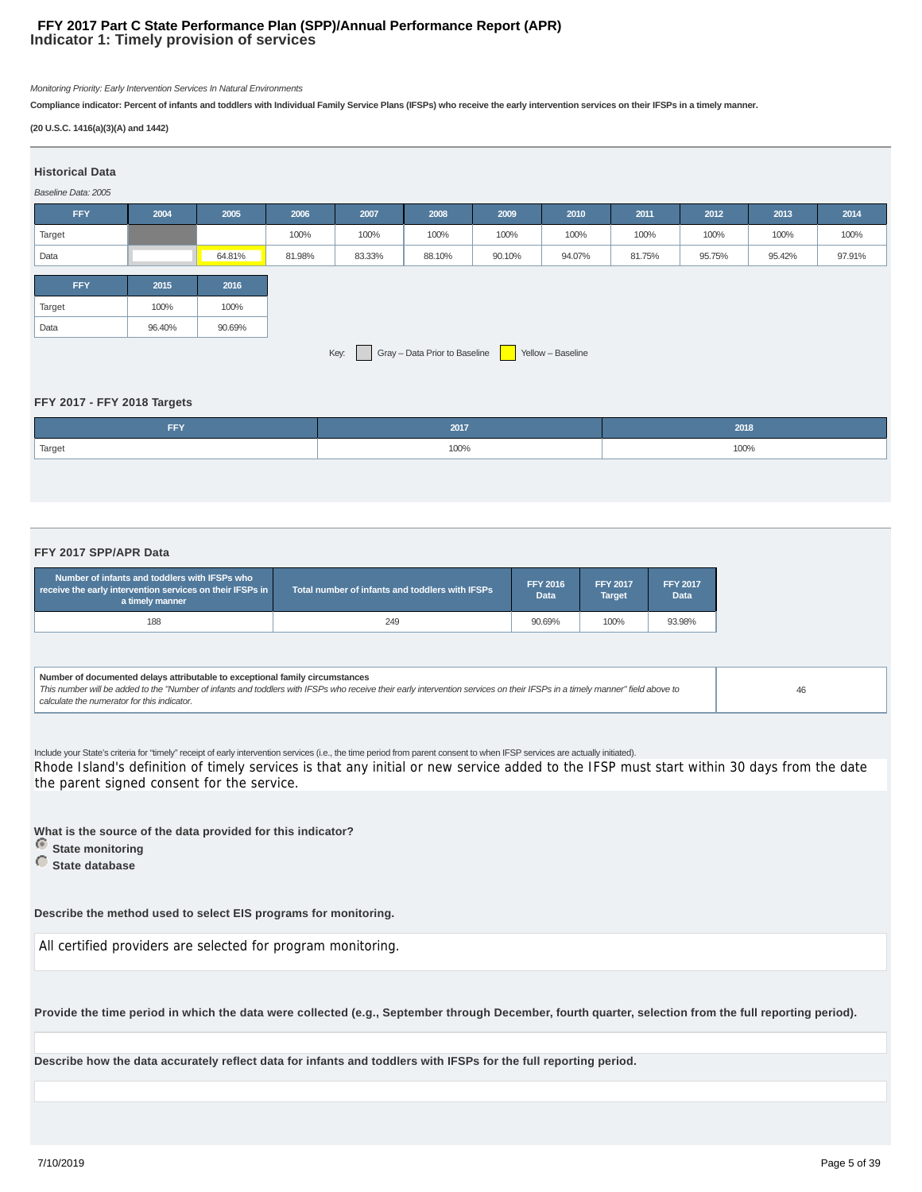# FFY 2017 Part C State Performance Plan (SPP)/Annual Performance Report (APR)
## Indicator 1: Timely provision of services

*Monitoring Priority: Early Intervention Services In Natural Environments*

**Compliance indicator: Percent of infants and toddlers with Individual Family Service Plans (IFSPs) who receive the early intervention services on their IFSPs in a timely manner.**

**(20 U.S.C. 1416(a)(3)(A) and 1442)**

### Historical Data

*Baseline Data: 2005*

| FFY | 2004 | 2005 | 2006 | 2007 | 2008 | 2009 | 2010 | 2011 | 2012 | 2013 | 2014 |
|---|---|---|---|---|---|---|---|---|---|---|---|
| Target | | | 100% | 100% | 100% | 100% | 100% | 100% | 100% | 100% | 100% |
| Data | | 64.81% | 81.98% | 83.33% | 88.10% | 90.10% | 94.07% | 81.75% | 95.75% | 95.42% | 97.91% |

| FFY | 2015 | 2016 |
|---|---|---|
| Target | 100% | 100% |
| Data | 96.40% | 90.69% |

Key: Gray – Data Prior to Baseline; Yellow – Baseline

### FFY 2017 - FFY 2018 Targets

| FFY | 2017 | 2018 |
|---|---|---|
| Target | 100% | 100% |

### FFY 2017 SPP/APR Data

| Number of infants and toddlers with IFSPs who receive the early intervention services on their IFSPs in a timely manner | Total number of infants and toddlers with IFSPs | FFY 2016 Data | FFY 2017 Target | FFY 2017 Data |
|---|---|---|---|---|
| 188 | 249 | 90.69% | 100% | 93.98% |

| Number of documented delays attributable to exceptional family circumstances<br>*This number will be added to the "Number of infants and toddlers with IFSPs who receive their early intervention services on their IFSPs in a timely manner" field above to calculate the numerator for this indicator.* | 46 |
|---|---|

Include your State's criteria for "timely" receipt of early intervention services (i.e., the time period from parent consent to when IFSP services are actually initiated).

Rhode Island's definition of timely services is that any initial or new service added to the IFSP must start within 30 days from the date the parent signed consent for the service.

**What is the source of the data provided for this indicator?**

- (selected) **State monitoring**
- **State database**

**Describe the method used to select EIS programs for monitoring.**

All certified providers are selected for program monitoring.

**Provide the time period in which the data were collected (e.g., September through December, fourth quarter, selection from the full reporting period).**

**Describe how the data accurately reflect data for infants and toddlers with IFSPs for the full reporting period.**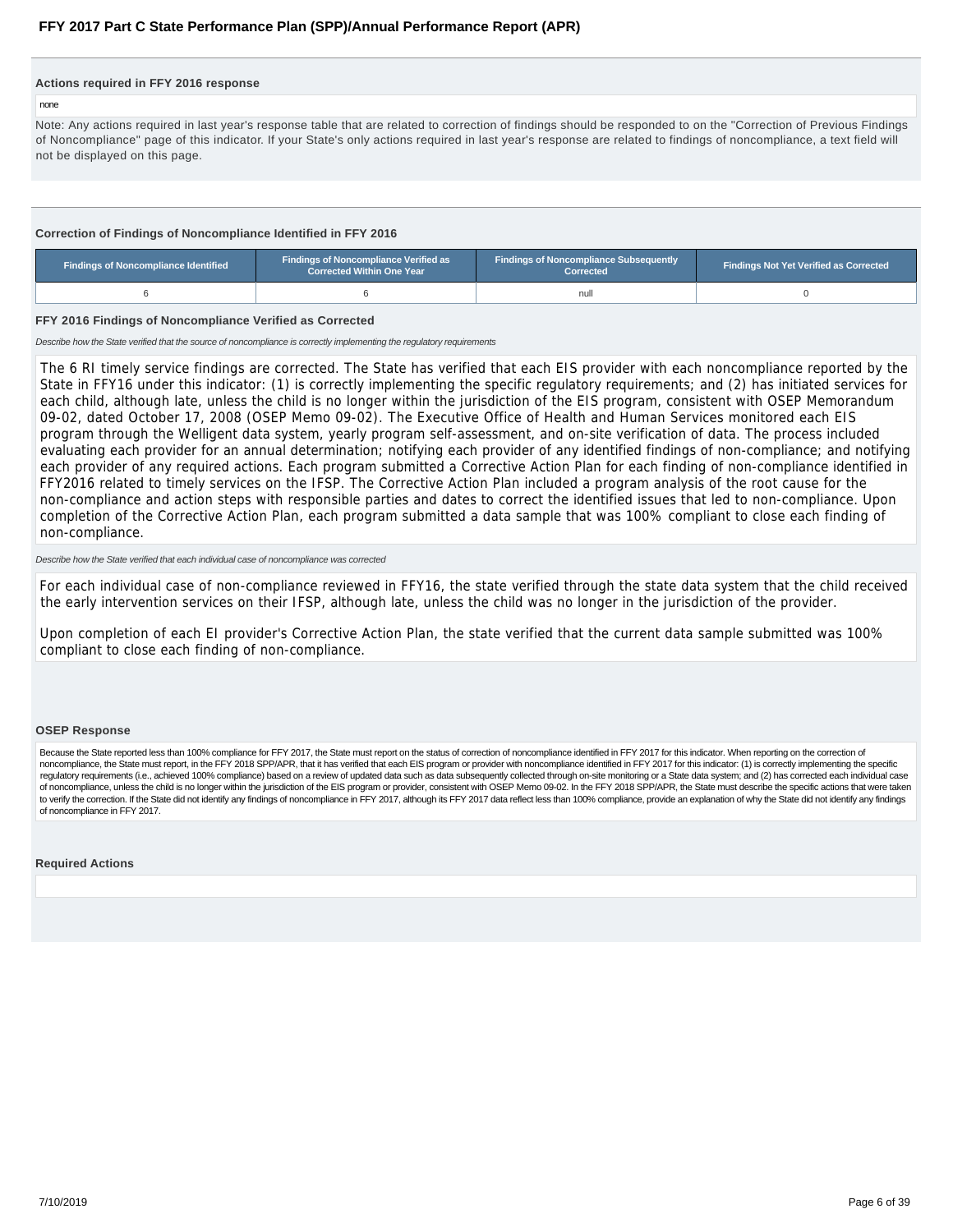#### Actions required in FFY 2016 response

none

Note: Any actions required in last year's response table that are related to correction of findings should be responded to on the "Correction of Previous Findings of Noncompliance" page of this indicator. If your State's only actions required in last year's response are related to findings of noncompliance, a text field will not be displayed on this page.

#### Correction of Findings of Noncompliance Identified in FFY 2016

| Findings of Noncompliance Identified | Findings of Noncompliance Verified as Corrected Within One Year | Findings of Noncompliance Subsequently Corrected | Findings Not Yet Verified as Corrected |
|---|---|---|---|
| 6 | 6 | null | 0 |

#### FFY 2016 Findings of Noncompliance Verified as Corrected

*Describe how the State verified that the source of noncompliance is correctly implementing the regulatory requirements*

The 6 RI timely service findings are corrected. The State has verified that each EIS provider with each noncompliance reported by the State in FFY16 under this indicator: (1) is correctly implementing the specific regulatory requirements; and (2) has initiated services for each child, although late, unless the child is no longer within the jurisdiction of the EIS program, consistent with OSEP Memorandum 09-02, dated October 17, 2008 (OSEP Memo 09-02). The Executive Office of Health and Human Services monitored each EIS program through the Welligent data system, yearly program self-assessment, and on-site verification of data. The process included evaluating each provider for an annual determination; notifying each provider of any identified findings of non-compliance; and notifying each provider of any required actions. Each program submitted a Corrective Action Plan for each finding of non-compliance identified in FFY2016 related to timely services on the IFSP. The Corrective Action Plan included a program analysis of the root cause for the non-compliance and action steps with responsible parties and dates to correct the identified issues that led to non-compliance. Upon completion of the Corrective Action Plan, each program submitted a data sample that was 100% compliant to close each finding of non-compliance.

*Describe how the State verified that each individual case of noncompliance was corrected*

For each individual case of non-compliance reviewed in FFY16, the state verified through the state data system that the child received the early intervention services on their IFSP, although late, unless the child was no longer in the jurisdiction of the provider.

Upon completion of each EI provider's Corrective Action Plan, the state verified that the current data sample submitted was 100% compliant to close each finding of non-compliance.

#### OSEP Response

Because the State reported less than 100% compliance for FFY 2017, the State must report on the status of correction of noncompliance identified in FFY 2017 for this indicator. When reporting on the correction of noncompliance, the State must report, in the FFY 2018 SPP/APR, that it has verified that each EIS program or provider with noncompliance identified in FFY 2017 for this indicator: (1) is correctly implementing the specific regulatory requirements (i.e., achieved 100% compliance) based on a review of updated data such as data subsequently collected through on-site monitoring or a State data system; and (2) has corrected each individual case of noncompliance, unless the child is no longer within the jurisdiction of the EIS program or provider, consistent with OSEP Memo 09-02. In the FFY 2018 SPP/APR, the State must describe the specific actions that were taken to verify the correction. If the State did not identify any findings of noncompliance in FFY 2017, although its FFY 2017 data reflect less than 100% compliance, provide an explanation of why the State did not identify any findings of noncompliance in FFY 2017.

#### Required Actions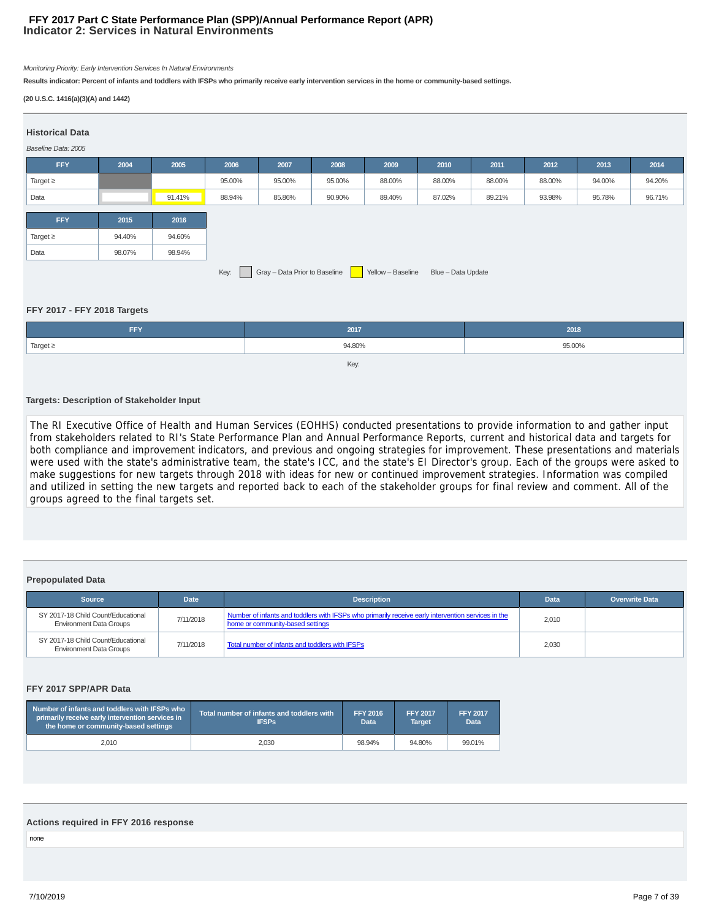# FFY 2017 Part C State Performance Plan (SPP)/Annual Performance Report (APR)
## Indicator 2: Services in Natural Environments

*Monitoring Priority: Early Intervention Services In Natural Environments*

**Results indicator: Percent of infants and toddlers with IFSPs who primarily receive early intervention services in the home or community-based settings.**

**(20 U.S.C. 1416(a)(3)(A) and 1442)**

### Historical Data

*Baseline Data: 2005*

| FFY | 2004 | 2005 | 2006 | 2007 | 2008 | 2009 | 2010 | 2011 | 2012 | 2013 | 2014 |
|---|---|---|---|---|---|---|---|---|---|---|---|
| Target ≥ | | | 95.00% | 95.00% | 95.00% | 88.00% | 88.00% | 88.00% | 88.00% | 94.00% | 94.20% |
| Data | | 91.41% | 88.94% | 85.86% | 90.90% | 89.40% | 87.02% | 89.21% | 93.98% | 95.78% | 96.71% |

| FFY | 2015 | 2016 |
|---|---|---|
| Target ≥ | 94.40% | 94.60% |
| Data | 98.07% | 98.94% |

Key: Gray – Data Prior to Baseline; Yellow – Baseline; Blue – Data Update

### FFY 2017 - FFY 2018 Targets

| FFY | 2017 | 2018 |
|---|---|---|
| Target ≥ | 94.80% | 95.00% |

Key:

### Targets: Description of Stakeholder Input

The RI Executive Office of Health and Human Services (EOHHS) conducted presentations to provide information to and gather input from stakeholders related to RI's State Performance Plan and Annual Performance Reports, current and historical data and targets for both compliance and improvement indicators, and previous and ongoing strategies for improvement. These presentations and materials were used with the state's administrative team, the state's ICC, and the state's EI Director's group. Each of the groups were asked to make suggestions for new targets through 2018 with ideas for new or continued improvement strategies. Information was compiled and utilized in setting the new targets and reported back to each of the stakeholder groups for final review and comment. All of the groups agreed to the final targets set.

### Prepopulated Data

| Source | Date | Description | Data | Overwrite Data |
|---|---|---|---|---|
| SY 2017-18 Child Count/Educational Environment Data Groups | 7/11/2018 | Number of infants and toddlers with IFSPs who primarily receive early intervention services in the home or community-based settings | 2,010 | |
| SY 2017-18 Child Count/Educational Environment Data Groups | 7/11/2018 | Total number of infants and toddlers with IFSPs | 2,030 | |

### FFY 2017 SPP/APR Data

| Number of infants and toddlers with IFSPs who primarily receive early intervention services in the home or community-based settings | Total number of infants and toddlers with IFSPs | FFY 2016 Data | FFY 2017 Target | FFY 2017 Data |
|---|---|---|---|---|
| 2,010 | 2,030 | 98.94% | 94.80% | 99.01% |

### Actions required in FFY 2016 response

none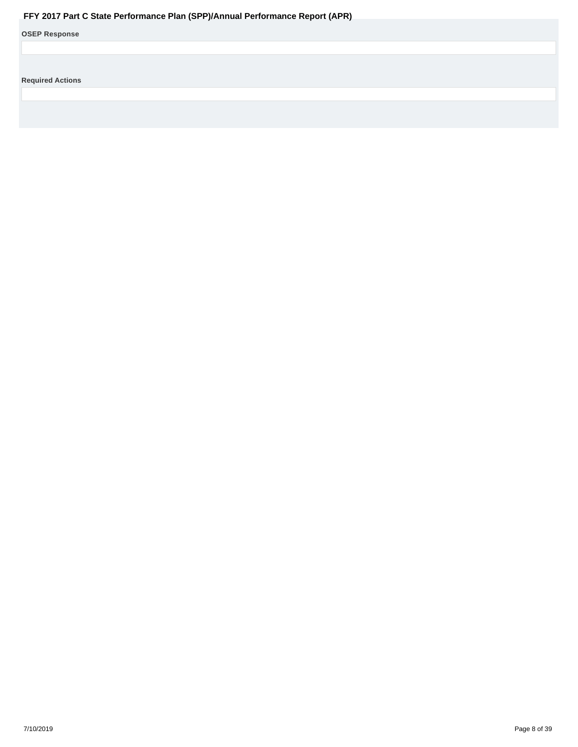**OSEP Response**

**Required Actions**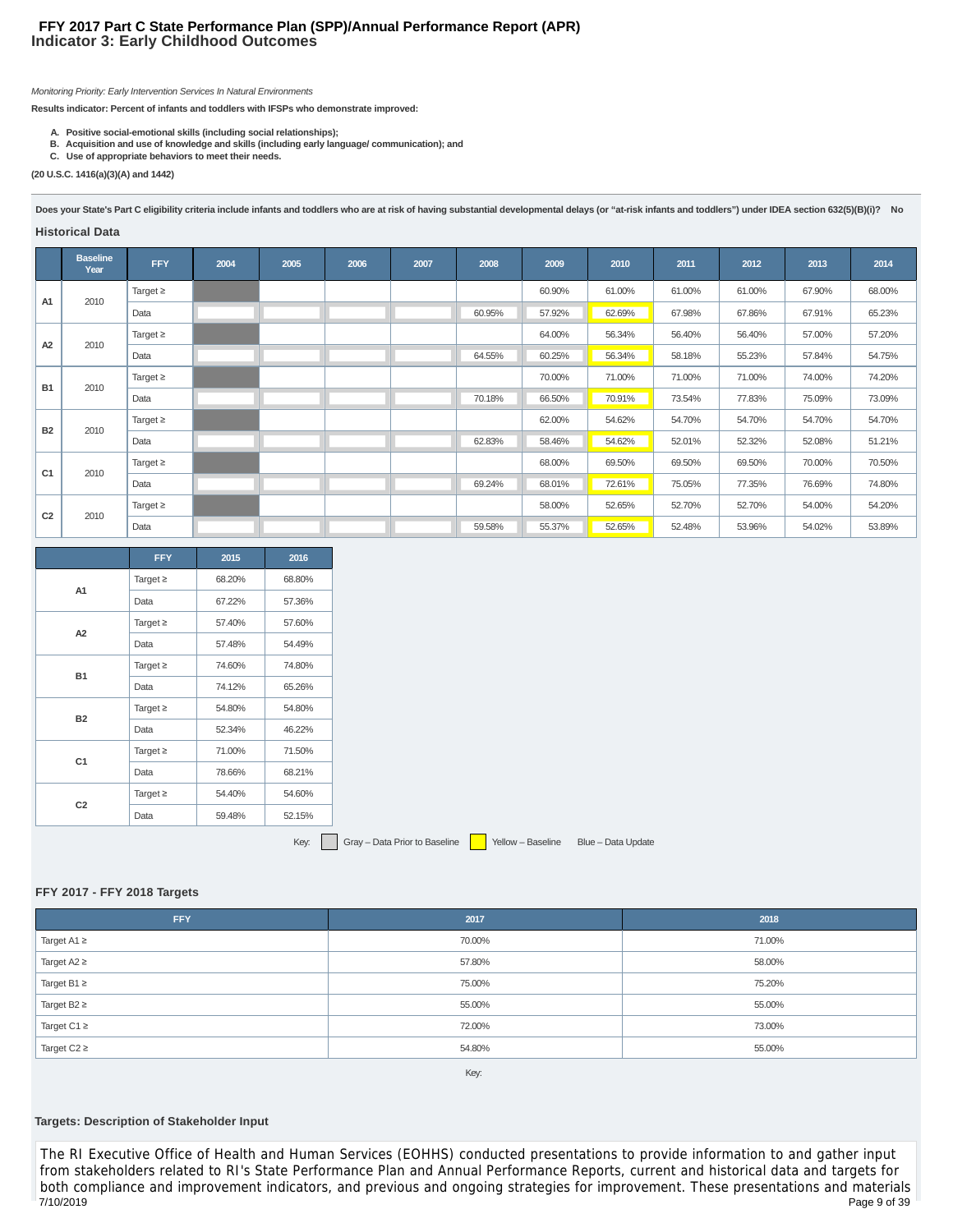# FFY 2017 Part C State Performance Plan (SPP)/Annual Performance Report (APR)
## Indicator 3: Early Childhood Outcomes

*Monitoring Priority: Early Intervention Services In Natural Environments*

**Results indicator: Percent of infants and toddlers with IFSPs who demonstrate improved:**

- **A. Positive social-emotional skills (including social relationships);**
- **B. Acquisition and use of knowledge and skills (including early language/ communication); and**
- **C. Use of appropriate behaviors to meet their needs.**

**(20 U.S.C. 1416(a)(3)(A) and 1442)**

**Does your State's Part C eligibility criteria include infants and toddlers who are at risk of having substantial developmental delays (or "at-risk infants and toddlers") under IDEA section 632(5)(B)(i)? No**

### Historical Data

| | Baseline Year | FFY | 2004 | 2005 | 2006 | 2007 | 2008 | 2009 | 2010 | 2011 | 2012 | 2013 | 2014 |
|---|---|---|---|---|---|---|---|---|---|---|---|---|---|
| A1 | 2010 | Target ≥ | | | | | | 60.90% | 61.00% | 61.00% | 61.00% | 67.90% | 68.00% |
| | | Data | | | | | 60.95% | 57.92% | 62.69% | 67.98% | 67.86% | 67.91% | 65.23% |
| A2 | 2010 | Target ≥ | | | | | | 64.00% | 56.34% | 56.40% | 56.40% | 57.00% | 57.20% |
| | | Data | | | | | 64.55% | 60.25% | 56.34% | 58.18% | 55.23% | 57.84% | 54.75% |
| B1 | 2010 | Target ≥ | | | | | | 70.00% | 71.00% | 71.00% | 71.00% | 74.00% | 74.20% |
| | | Data | | | | | 70.18% | 66.50% | 70.91% | 73.54% | 77.83% | 75.09% | 73.09% |
| B2 | 2010 | Target ≥ | | | | | | 62.00% | 54.62% | 54.70% | 54.70% | 54.70% | 54.70% |
| | | Data | | | | | 62.83% | 58.46% | 54.62% | 52.01% | 52.32% | 52.08% | 51.21% |
| C1 | 2010 | Target ≥ | | | | | | 68.00% | 69.50% | 69.50% | 69.50% | 70.00% | 70.50% |
| | | Data | | | | | 69.24% | 68.01% | 72.61% | 75.05% | 77.35% | 76.69% | 74.80% |
| C2 | 2010 | Target ≥ | | | | | | 58.00% | 52.65% | 52.70% | 52.70% | 54.00% | 54.20% |
| | | Data | | | | | 59.58% | 55.37% | 52.65% | 52.48% | 53.96% | 54.02% | 53.89% |

| | FFY | 2015 | 2016 |
|---|---|---|---|
| A1 | Target ≥ | 68.20% | 68.80% |
| | Data | 67.22% | 57.36% |
| A2 | Target ≥ | 57.40% | 57.60% |
| | Data | 57.48% | 54.49% |
| B1 | Target ≥ | 74.60% | 74.80% |
| | Data | 74.12% | 65.26% |
| B2 | Target ≥ | 54.80% | 54.80% |
| | Data | 52.34% | 46.22% |
| C1 | Target ≥ | 71.00% | 71.50% |
| | Data | 78.66% | 68.21% |
| C2 | Target ≥ | 54.40% | 54.60% |
| | Data | 59.48% | 52.15% |

Key: Gray – Data Prior to Baseline Yellow – Baseline Blue – Data Update

### FFY 2017 - FFY 2018 Targets

| FFY | 2017 | 2018 |
|---|---|---|
| Target A1 ≥ | 70.00% | 71.00% |
| Target A2 ≥ | 57.80% | 58.00% |
| Target B1 ≥ | 75.00% | 75.20% |
| Target B2 ≥ | 55.00% | 55.00% |
| Target C1 ≥ | 72.00% | 73.00% |
| Target C2 ≥ | 54.80% | 55.00% |

Key:

### Targets: Description of Stakeholder Input

The RI Executive Office of Health and Human Services (EOHHS) conducted presentations to provide information to and gather input from stakeholders related to RI's State Performance Plan and Annual Performance Reports, current and historical data and targets for both compliance and improvement indicators, and previous and ongoing strategies for improvement. These presentations and materials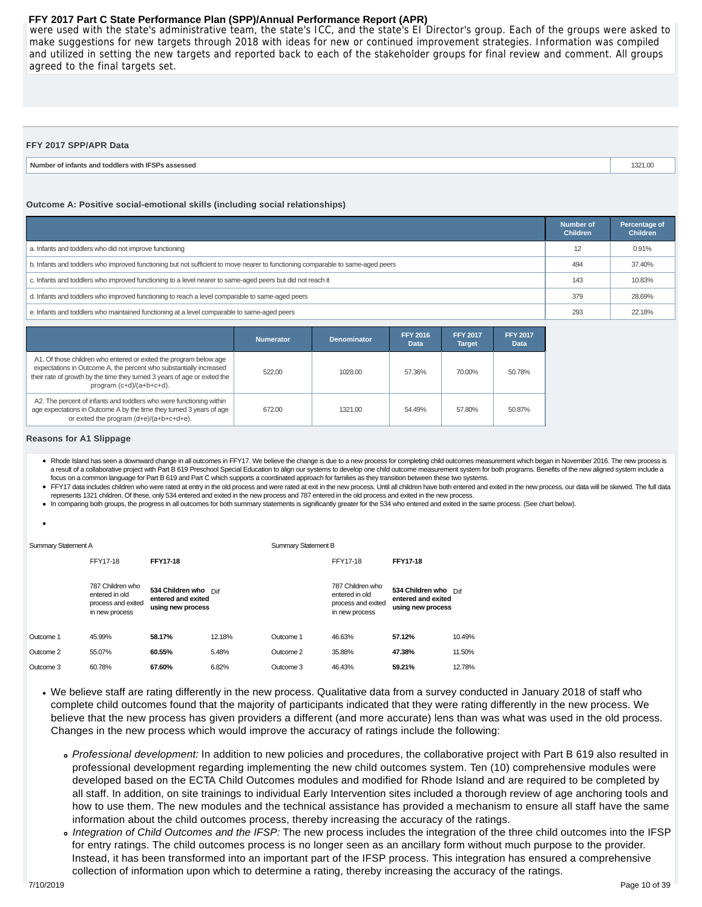were used with the state's administrative team, the state's ICC, and the state's EI Director's group. Each of the groups were asked to make suggestions for new targets through 2018 with ideas for new or continued improvement strategies. Information was compiled and utilized in setting the new targets and reported back to each of the stakeholder groups for final review and comment. All groups agreed to the final targets set.

### FFY 2017 SPP/APR Data

| Number of infants and toddlers with IFSPs assessed | 1321.00 |
|---|---|

### Outcome A: Positive social-emotional skills (including social relationships)

| | Number of Children | Percentage of Children |
|---|---|---|
| a. Infants and toddlers who did not improve functioning | 12 | 0.91% |
| b. Infants and toddlers who improved functioning but not sufficient to move nearer to functioning comparable to same-aged peers | 494 | 37.40% |
| c. Infants and toddlers who improved functioning to a level nearer to same-aged peers but did not reach it | 143 | 10.83% |
| d. Infants and toddlers who improved functioning to reach a level comparable to same-aged peers | 379 | 28.69% |
| e. Infants and toddlers who maintained functioning at a level comparable to same-aged peers | 293 | 22.18% |

| | Numerator | Denominator | FFY 2016 Data | FFY 2017 Target | FFY 2017 Data |
|---|---|---|---|---|---|
| A1. Of those children who entered or exited the program below age expectations in Outcome A, the percent who substantially increased their rate of growth by the time they turned 3 years of age or exited the program (c+d)/(a+b+c+d). | 522.00 | 1028.00 | 57.36% | 70.00% | 50.78% |
| A2. The percent of infants and toddlers who were functioning within age expectations in Outcome A by the time they turned 3 years of age or exited the program (d+e)/(a+b+c+d+e). | 672.00 | 1321.00 | 54.49% | 57.80% | 50.87% |

### Reasons for A1 Slippage

- Rhode Island has seen a downward change in all outcomes in FFY17. We believe the change is due to a new process for completing child outcomes measurement which began in November 2016. The new process is a result of a collaborative project with Part B 619 Preschool Special Education to align our systems to develop one child outcome measurement system for both programs. Benefits of the new aligned system include a focus on a common language for Part B 619 and Part C which supports a coordinated approach for families as they transition between these two systems.
- FFY17 data includes children who were rated at entry in the old process and were rated at exit in the new process. Until all children have both entered and exited in the new process, our data will be skewed. The full data represents 1321 children. Of these, only 534 entered and exited in the new process and 787 entered in the old process and exited in the new process.
- In comparing both groups, the progress in all outcomes for both summary statements is significantly greater for the 534 who entered and exited in the same process. (See chart below).

| Summary Statement A | | | | Summary Statement B | | | |
|---|---|---|---|---|---|---|---|
| | FFY17-18 | **FFY17-18** | | | FFY17-18 | **FFY17-18** | |
| | 787 Children who entered in old process and exited in new process | **534 Children who entered and exited using new process** | Dif | | 787 Children who entered in old process and exited in new process | **534 Children who entered and exited using new process** | Dif |
| Outcome 1 | 45.99% | **58.17%** | 12.18% | Outcome 1 | 46.63% | **57.12%** | 10.49% |
| Outcome 2 | 55.07% | **60.55%** | 5.48% | Outcome 2 | 35.88% | **47.38%** | 11.50% |
| Outcome 3 | 60.78% | **67.60%** | 6.82% | Outcome 3 | 46.43% | **59.21%** | 12.78% |

- We believe staff are rating differently in the new process. Qualitative data from a survey conducted in January 2018 of staff who complete child outcomes found that the majority of participants indicated that they were rating differently in the new process. We believe that the new process has given providers a different (and more accurate) lens than was what was used in the old process. Changes in the new process which would improve the accuracy of ratings include the following:
  - *Professional development:* In addition to new policies and procedures, the collaborative project with Part B 619 also resulted in professional development regarding implementing the new child outcomes system. Ten (10) comprehensive modules were developed based on the ECTA Child Outcomes modules and modified for Rhode Island and are required to be completed by all staff. In addition, on site trainings to individual Early Intervention sites included a thorough review of age anchoring tools and how to use them. The new modules and the technical assistance has provided a mechanism to ensure all staff have the same information about the child outcomes process, thereby increasing the accuracy of the ratings.
  - *Integration of Child Outcomes and the IFSP:* The new process includes the integration of the three child outcomes into the IFSP for entry ratings. The child outcomes process is no longer seen as an ancillary form without much purpose to the provider. Instead, it has been transformed into an important part of the IFSP process. This integration has ensured a comprehensive collection of information upon which to determine a rating, thereby increasing the accuracy of the ratings.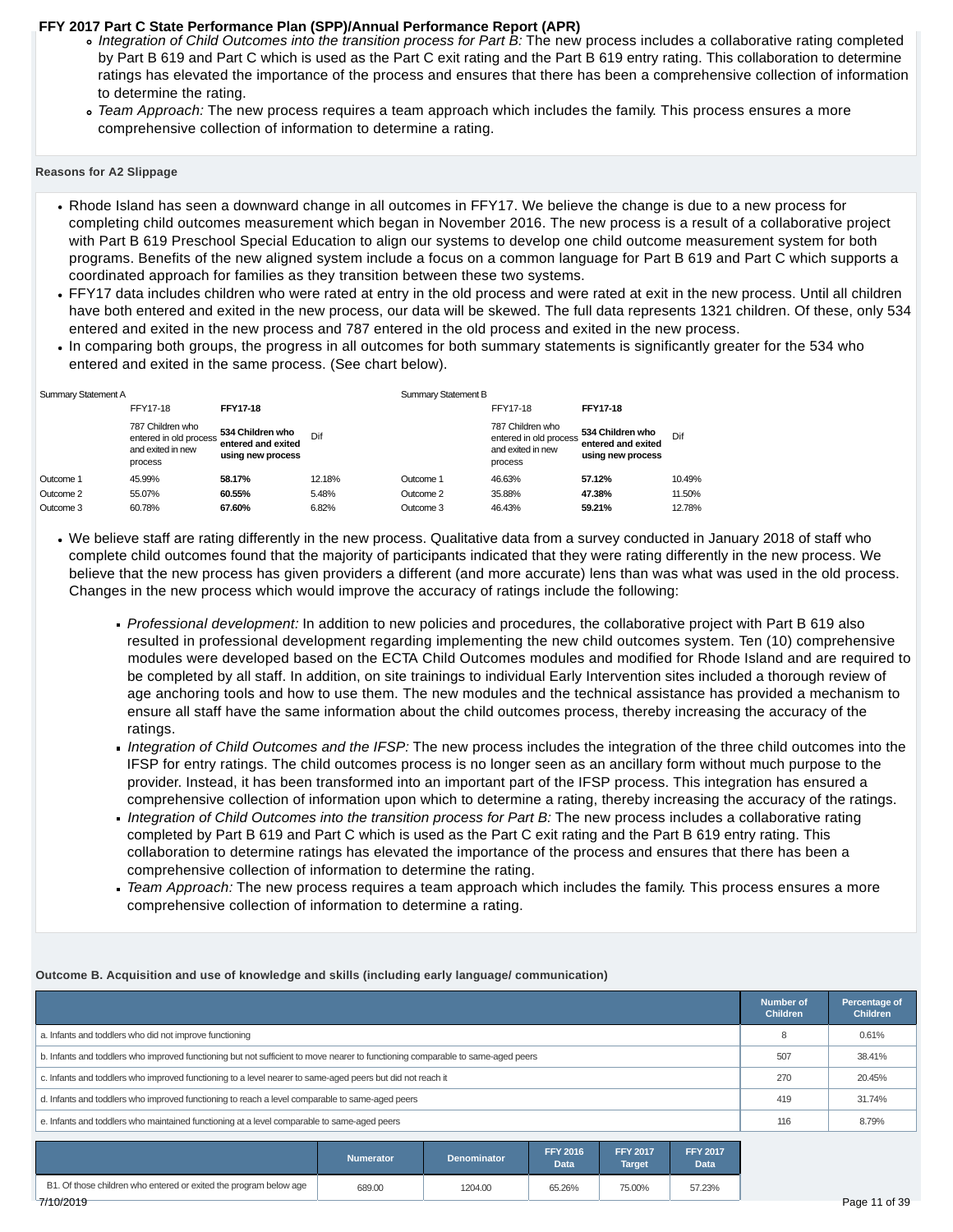- *Integration of Child Outcomes into the transition process for Part B:* The new process includes a collaborative rating completed by Part B 619 and Part C which is used as the Part C exit rating and the Part B 619 entry rating. This collaboration to determine ratings has elevated the importance of the process and ensures that there has been a comprehensive collection of information to determine the rating.
- *Team Approach:* The new process requires a team approach which includes the family. This process ensures a more comprehensive collection of information to determine a rating.

**Reasons for A2 Slippage**

- Rhode Island has seen a downward change in all outcomes in FFY17. We believe the change is due to a new process for completing child outcomes measurement which began in November 2016. The new process is a result of a collaborative project with Part B 619 Preschool Special Education to align our systems to develop one child outcome measurement system for both programs. Benefits of the new aligned system include a focus on a common language for Part B 619 and Part C which supports a coordinated approach for families as they transition between these two systems.
- FFY17 data includes children who were rated at entry in the old process and were rated at exit in the new process. Until all children have both entered and exited in the new process, our data will be skewed. The full data represents 1321 children. Of these, only 534 entered and exited in the new process and 787 entered in the old process and exited in the new process.
- In comparing both groups, the progress in all outcomes for both summary statements is significantly greater for the 534 who entered and exited in the same process. (See chart below).

| Summary Statement A | FFY17-18 | **FFY17-18** | | Summary Statement B | FFY17-18 | **FFY17-18** | |
|---|---|---|---|---|---|---|---|
| | 787 Children who entered in old process and exited in new process | **534 Children who entered and exited using new process** | Dif | | 787 Children who entered in old process and exited in new process | **534 Children who entered and exited using new process** | Dif |
| Outcome 1 | 45.99% | **58.17%** | 12.18% | Outcome 1 | 46.63% | **57.12%** | 10.49% |
| Outcome 2 | 55.07% | **60.55%** | 5.48% | Outcome 2 | 35.88% | **47.38%** | 11.50% |
| Outcome 3 | 60.78% | **67.60%** | 6.82% | Outcome 3 | 46.43% | **59.21%** | 12.78% |

- We believe staff are rating differently in the new process. Qualitative data from a survey conducted in January 2018 of staff who complete child outcomes found that the majority of participants indicated that they were rating differently in the new process. We believe that the new process has given providers a different (and more accurate) lens than was what was used in the old process. Changes in the new process which would improve the accuracy of ratings include the following:
  - *Professional development:* In addition to new policies and procedures, the collaborative project with Part B 619 also resulted in professional development regarding implementing the new child outcomes system. Ten (10) comprehensive modules were developed based on the ECTA Child Outcomes modules and modified for Rhode Island and are required to be completed by all staff. In addition, on site trainings to individual Early Intervention sites included a thorough review of age anchoring tools and how to use them. The new modules and the technical assistance has provided a mechanism to ensure all staff have the same information about the child outcomes process, thereby increasing the accuracy of the ratings.
  - *Integration of Child Outcomes and the IFSP:* The new process includes the integration of the three child outcomes into the IFSP for entry ratings. The child outcomes process is no longer seen as an ancillary form without much purpose to the provider. Instead, it has been transformed into an important part of the IFSP process. This integration has ensured a comprehensive collection of information upon which to determine a rating, thereby increasing the accuracy of the ratings.
  - *Integration of Child Outcomes into the transition process for Part B:* The new process includes a collaborative rating completed by Part B 619 and Part C which is used as the Part C exit rating and the Part B 619 entry rating. This collaboration to determine ratings has elevated the importance of the process and ensures that there has been a comprehensive collection of information to determine the rating.
  - *Team Approach:* The new process requires a team approach which includes the family. This process ensures a more comprehensive collection of information to determine a rating.

**Outcome B. Acquisition and use of knowledge and skills (including early language/ communication)**

| | Number of Children | Percentage of Children |
|---|---|---|
| a. Infants and toddlers who did not improve functioning | 8 | 0.61% |
| b. Infants and toddlers who improved functioning but not sufficient to move nearer to functioning comparable to same-aged peers | 507 | 38.41% |
| c. Infants and toddlers who improved functioning to a level nearer to same-aged peers but did not reach it | 270 | 20.45% |
| d. Infants and toddlers who improved functioning to reach a level comparable to same-aged peers | 419 | 31.74% |
| e. Infants and toddlers who maintained functioning at a level comparable to same-aged peers | 116 | 8.79% |

| | Numerator | Denominator | FFY 2016 Data | FFY 2017 Target | FFY 2017 Data |
|---|---|---|---|---|---|
| B1. Of those children who entered or exited the program below age | 689.00 | 1204.00 | 65.26% | 75.00% | 57.23% |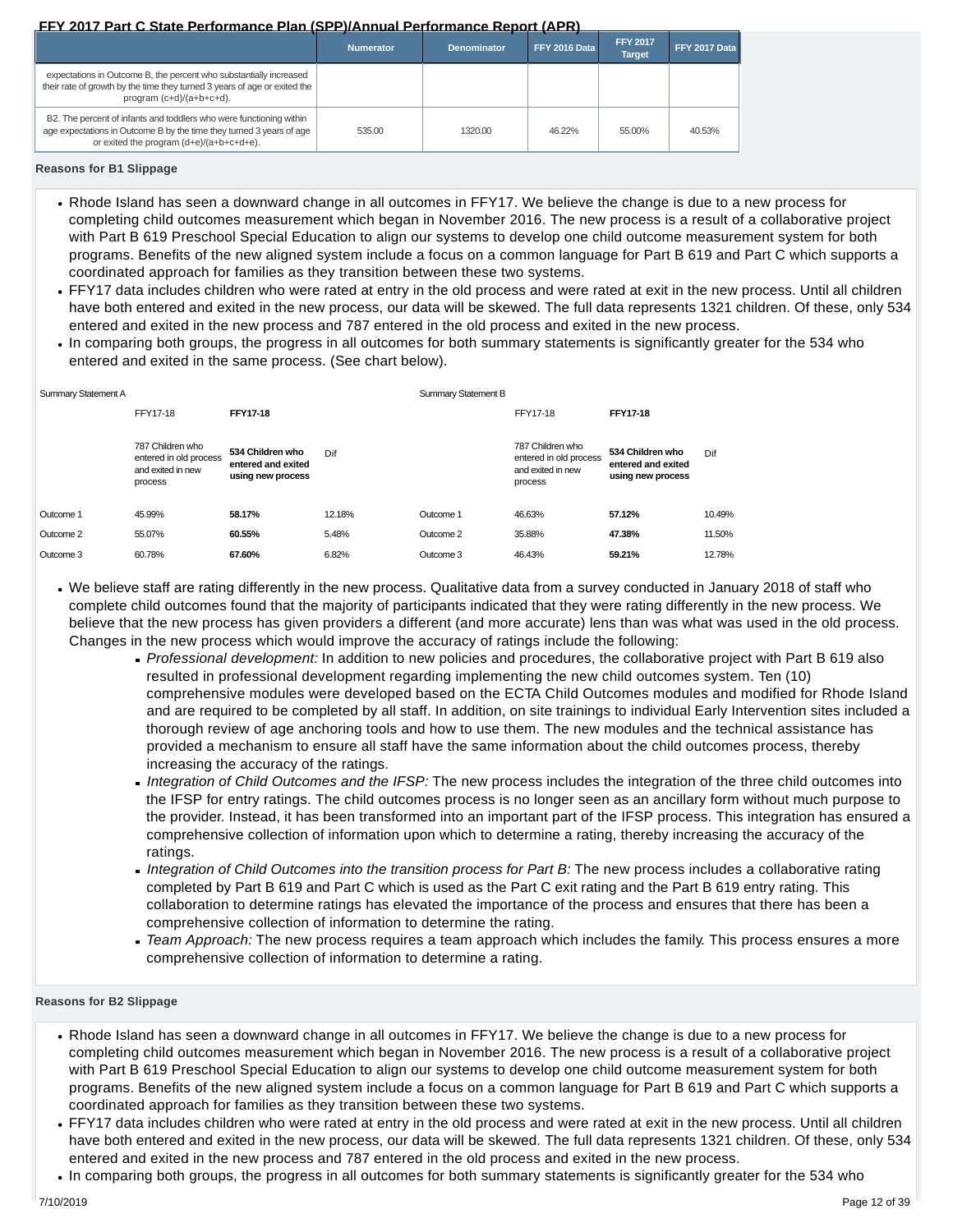**FFY 2017 Part C State Performance Plan (SPP)/Annual Performance Report (APR)**

| | Numerator | Denominator | FFY 2016 Data | FFY 2017 Target | FFY 2017 Data |
|---|---|---|---|---|---|
| expectations in Outcome B, the percent who substantially increased their rate of growth by the time they turned 3 years of age or exited the program (c+d)/(a+b+c+d). | | | | | |
| B2. The percent of infants and toddlers who were functioning within age expectations in Outcome B by the time they turned 3 years of age or exited the program (d+e)/(a+b+c+d+e). | 535.00 | 1320.00 | 46.22% | 55.00% | 40.53% |

**Reasons for B1 Slippage**

- Rhode Island has seen a downward change in all outcomes in FFY17. We believe the change is due to a new process for completing child outcomes measurement which began in November 2016. The new process is a result of a collaborative project with Part B 619 Preschool Special Education to align our systems to develop one child outcome measurement system for both programs. Benefits of the new aligned system include a focus on a common language for Part B 619 and Part C which supports a coordinated approach for families as they transition between these two systems.
- FFY17 data includes children who were rated at entry in the old process and were rated at exit in the new process. Until all children have both entered and exited in the new process, our data will be skewed. The full data represents 1321 children. Of these, only 534 entered and exited in the new process and 787 entered in the old process and exited in the new process.
- In comparing both groups, the progress in all outcomes for both summary statements is significantly greater for the 534 who entered and exited in the same process. (See chart below).

| Summary Statement A | FFY17-18 | **FFY17-18** | | Summary Statement B | FFY17-18 | **FFY17-18** | |
|---|---|---|---|---|---|---|---|
| | 787 Children who entered in old process and exited in new process | **534 Children who entered and exited using new process** | Dif | | 787 Children who entered in old process and exited in new process | **534 Children who entered and exited using new process** | Dif |
| Outcome 1 | 45.99% | **58.17%** | 12.18% | Outcome 1 | 46.63% | **57.12%** | 10.49% |
| Outcome 2 | 55.07% | **60.55%** | 5.48% | Outcome 2 | 35.88% | **47.38%** | 11.50% |
| Outcome 3 | 60.78% | **67.60%** | 6.82% | Outcome 3 | 46.43% | **59.21%** | 12.78% |

- We believe staff are rating differently in the new process. Qualitative data from a survey conducted in January 2018 of staff who complete child outcomes found that the majority of participants indicated that they were rating differently in the new process. We believe that the new process has given providers a different (and more accurate) lens than was what was used in the old process. Changes in the new process which would improve the accuracy of ratings include the following:
  - *Professional development:* In addition to new policies and procedures, the collaborative project with Part B 619 also resulted in professional development regarding implementing the new child outcomes system. Ten (10) comprehensive modules were developed based on the ECTA Child Outcomes modules and modified for Rhode Island and are required to be completed by all staff. In addition, on site trainings to individual Early Intervention sites included a thorough review of age anchoring tools and how to use them. The new modules and the technical assistance has provided a mechanism to ensure all staff have the same information about the child outcomes process, thereby increasing the accuracy of the ratings.
  - *Integration of Child Outcomes and the IFSP:* The new process includes the integration of the three child outcomes into the IFSP for entry ratings. The child outcomes process is no longer seen as an ancillary form without much purpose to the provider. Instead, it has been transformed into an important part of the IFSP process. This integration has ensured a comprehensive collection of information upon which to determine a rating, thereby increasing the accuracy of the ratings.
  - *Integration of Child Outcomes into the transition process for Part B:* The new process includes a collaborative rating completed by Part B 619 and Part C which is used as the Part C exit rating and the Part B 619 entry rating. This collaboration to determine ratings has elevated the importance of the process and ensures that there has been a comprehensive collection of information to determine the rating.
  - *Team Approach:* The new process requires a team approach which includes the family. This process ensures a more comprehensive collection of information to determine a rating.

**Reasons for B2 Slippage**

- Rhode Island has seen a downward change in all outcomes in FFY17. We believe the change is due to a new process for completing child outcomes measurement which began in November 2016. The new process is a result of a collaborative project with Part B 619 Preschool Special Education to align our systems to develop one child outcome measurement system for both programs. Benefits of the new aligned system include a focus on a common language for Part B 619 and Part C which supports a coordinated approach for families as they transition between these two systems.
- FFY17 data includes children who were rated at entry in the old process and were rated at exit in the new process. Until all children have both entered and exited in the new process, our data will be skewed. The full data represents 1321 children. Of these, only 534 entered and exited in the new process and 787 entered in the old process and exited in the new process.
- In comparing both groups, the progress in all outcomes for both summary statements is significantly greater for the 534 who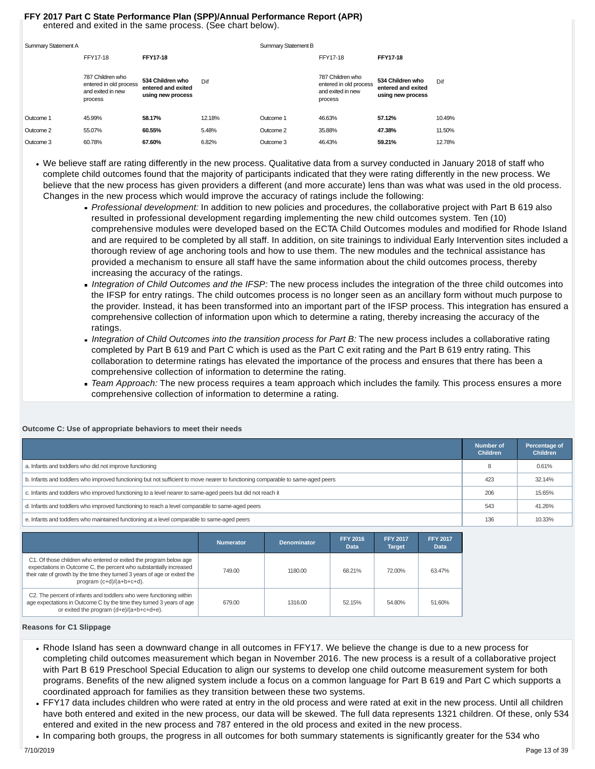entered and exited in the same process. (See chart below).

| Summary Statement A | FFY17-18 | FFY17-18 | | Summary Statement B | FFY17-18 | FFY17-18 | |
|---|---|---|---|---|---|---|---|
| | 787 Children who entered in old process and exited in new process | **534 Children who entered and exited using new process** | Dif | | 787 Children who entered in old process and exited in new process | **534 Children who entered and exited using new process** | Dif |
| Outcome 1 | 45.99% | **58.17%** | 12.18% | Outcome 1 | 46.63% | **57.12%** | 10.49% |
| Outcome 2 | 55.07% | **60.55%** | 5.48% | Outcome 2 | 35.88% | **47.38%** | 11.50% |
| Outcome 3 | 60.78% | **67.60%** | 6.82% | Outcome 3 | 46.43% | **59.21%** | 12.78% |

- We believe staff are rating differently in the new process. Qualitative data from a survey conducted in January 2018 of staff who complete child outcomes found that the majority of participants indicated that they were rating differently in the new process. We believe that the new process has given providers a different (and more accurate) lens than was what was used in the old process. Changes in the new process which would improve the accuracy of ratings include the following:
  - *Professional development:* In addition to new policies and procedures, the collaborative project with Part B 619 also resulted in professional development regarding implementing the new child outcomes system. Ten (10) comprehensive modules were developed based on the ECTA Child Outcomes modules and modified for Rhode Island and are required to be completed by all staff. In addition, on site trainings to individual Early Intervention sites included a thorough review of age anchoring tools and how to use them. The new modules and the technical assistance has provided a mechanism to ensure all staff have the same information about the child outcomes process, thereby increasing the accuracy of the ratings.
  - *Integration of Child Outcomes and the IFSP:* The new process includes the integration of the three child outcomes into the IFSP for entry ratings. The child outcomes process is no longer seen as an ancillary form without much purpose to the provider. Instead, it has been transformed into an important part of the IFSP process. This integration has ensured a comprehensive collection of information upon which to determine a rating, thereby increasing the accuracy of the ratings.
  - *Integration of Child Outcomes into the transition process for Part B:* The new process includes a collaborative rating completed by Part B 619 and Part C which is used as the Part C exit rating and the Part B 619 entry rating. This collaboration to determine ratings has elevated the importance of the process and ensures that there has been a comprehensive collection of information to determine the rating.
  - *Team Approach:* The new process requires a team approach which includes the family. This process ensures a more comprehensive collection of information to determine a rating.

**Outcome C: Use of appropriate behaviors to meet their needs**

| | Number of Children | Percentage of Children |
|---|---|---|
| a. Infants and toddlers who did not improve functioning | 8 | 0.61% |
| b. Infants and toddlers who improved functioning but not sufficient to move nearer to functioning comparable to same-aged peers | 423 | 32.14% |
| c. Infants and toddlers who improved functioning to a level nearer to same-aged peers but did not reach it | 206 | 15.65% |
| d. Infants and toddlers who improved functioning to reach a level comparable to same-aged peers | 543 | 41.26% |
| e. Infants and toddlers who maintained functioning at a level comparable to same-aged peers | 136 | 10.33% |

| | Numerator | Denominator | FFY 2016 Data | FFY 2017 Target | FFY 2017 Data |
|---|---|---|---|---|---|
| C1. Of those children who entered or exited the program below age expectations in Outcome C, the percent who substantially increased their rate of growth by the time they turned 3 years of age or exited the program (c+d)/(a+b+c+d). | 749.00 | 1180.00 | 68.21% | 72.00% | 63.47% |
| C2. The percent of infants and toddlers who were functioning within age expectations in Outcome C by the time they turned 3 years of age or exited the program (d+e)/(a+b+c+d+e). | 679.00 | 1316.00 | 52.15% | 54.80% | 51.60% |

**Reasons for C1 Slippage**

- Rhode Island has seen a downward change in all outcomes in FFY17. We believe the change is due to a new process for completing child outcomes measurement which began in November 2016. The new process is a result of a collaborative project with Part B 619 Preschool Special Education to align our systems to develop one child outcome measurement system for both programs. Benefits of the new aligned system include a focus on a common language for Part B 619 and Part C which supports a coordinated approach for families as they transition between these two systems.
- FFY17 data includes children who were rated at entry in the old process and were rated at exit in the new process. Until all children have both entered and exited in the new process, our data will be skewed. The full data represents 1321 children. Of these, only 534 entered and exited in the new process and 787 entered in the old process and exited in the new process.
- In comparing both groups, the progress in all outcomes for both summary statements is significantly greater for the 534 who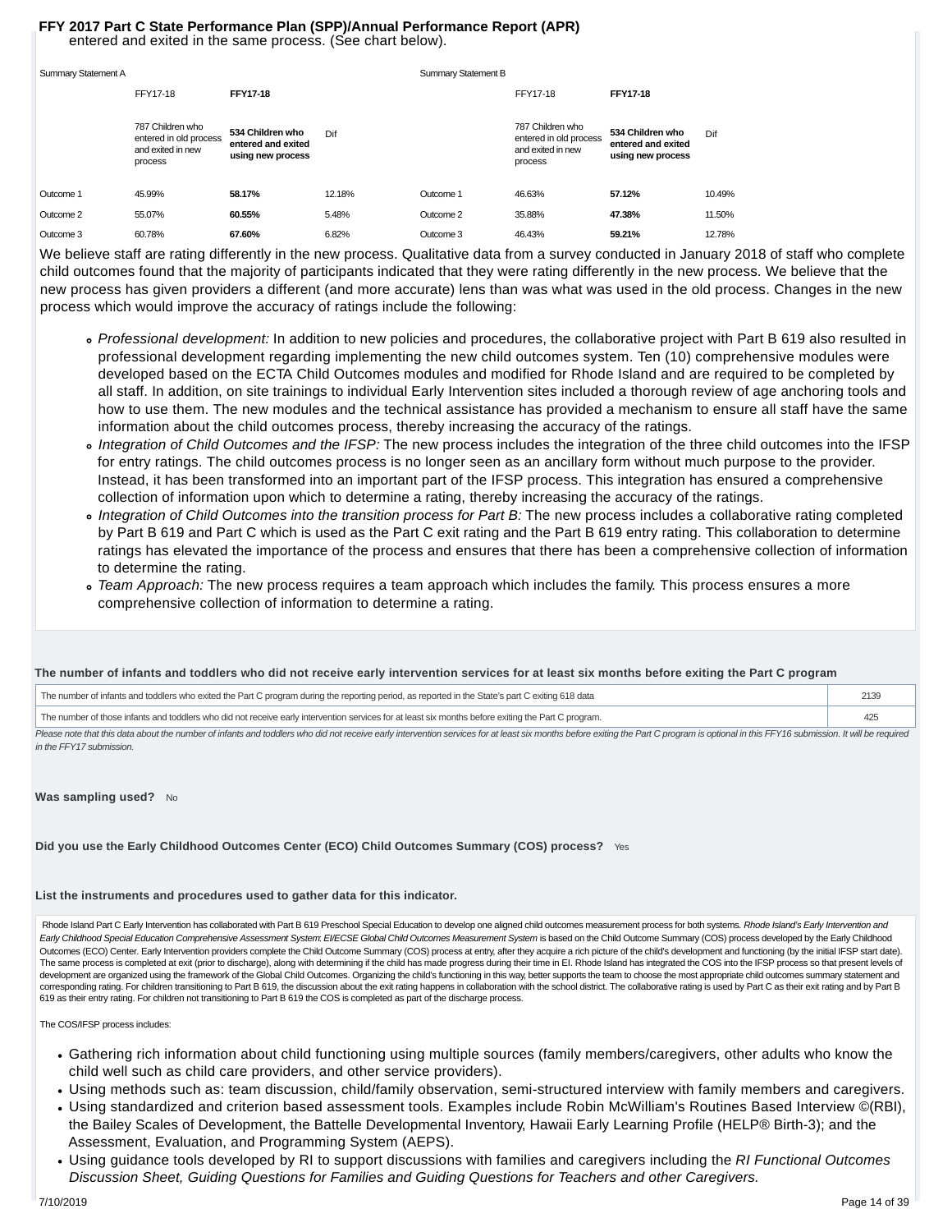entered and exited in the same process. (See chart below).

| Summary Statement A | FFY17-18 | FFY17-18 | | Summary Statement B | FFY17-18 | FFY17-18 | |
|---|---|---|---|---|---|---|---|
| | 787 Children who entered in old process and exited in new process | **534 Children who entered and exited using new process** | Dif | | 787 Children who entered in old process and exited in new process | **534 Children who entered and exited using new process** | Dif |
| Outcome 1 | 45.99% | **58.17%** | 12.18% | Outcome 1 | 46.63% | **57.12%** | 10.49% |
| Outcome 2 | 55.07% | **60.55%** | 5.48% | Outcome 2 | 35.88% | **47.38%** | 11.50% |
| Outcome 3 | 60.78% | **67.60%** | 6.82% | Outcome 3 | 46.43% | **59.21%** | 12.78% |

We believe staff are rating differently in the new process. Qualitative data from a survey conducted in January 2018 of staff who complete child outcomes found that the majority of participants indicated that they were rating differently in the new process. We believe that the new process has given providers a different (and more accurate) lens than was what was used in the old process. Changes in the new process which would improve the accuracy of ratings include the following:

- *Professional development:* In addition to new policies and procedures, the collaborative project with Part B 619 also resulted in professional development regarding implementing the new child outcomes system. Ten (10) comprehensive modules were developed based on the ECTA Child Outcomes modules and modified for Rhode Island and are required to be completed by all staff. In addition, on site trainings to individual Early Intervention sites included a thorough review of age anchoring tools and how to use them. The new modules and the technical assistance has provided a mechanism to ensure all staff have the same information about the child outcomes process, thereby increasing the accuracy of the ratings.
- *Integration of Child Outcomes and the IFSP:* The new process includes the integration of the three child outcomes into the IFSP for entry ratings. The child outcomes process is no longer seen as an ancillary form without much purpose to the provider. Instead, it has been transformed into an important part of the IFSP process. This integration has ensured a comprehensive collection of information upon which to determine a rating, thereby increasing the accuracy of the ratings.
- *Integration of Child Outcomes into the transition process for Part B:* The new process includes a collaborative rating completed by Part B 619 and Part C which is used as the Part C exit rating and the Part B 619 entry rating. This collaboration to determine ratings has elevated the importance of the process and ensures that there has been a comprehensive collection of information to determine the rating.
- *Team Approach:* The new process requires a team approach which includes the family. This process ensures a more comprehensive collection of information to determine a rating.

**The number of infants and toddlers who did not receive early intervention services for at least six months before exiting the Part C program**

| | |
|---|---|
| The number of infants and toddlers who exited the Part C program during the reporting period, as reported in the State's part C exiting 618 data | 2139 |
| The number of those infants and toddlers who did not receive early intervention services for at least six months before exiting the Part C program. | 425 |

*Please note that this data about the number of infants and toddlers who did not receive early intervention services for at least six months before exiting the Part C program is optional in this FFY16 submission. It will be required in the FFY17 submission.*

**Was sampling used?** No

**Did you use the Early Childhood Outcomes Center (ECO) Child Outcomes Summary (COS) process?** Yes

**List the instruments and procedures used to gather data for this indicator.**

Rhode Island Part C Early Intervention has collaborated with Part B 619 Preschool Special Education to develop one aligned child outcomes measurement process for both systems. *Rhode Island's Early Intervention and Early Childhood Special Education Comprehensive Assessment System: EI/ECSE Global Child Outcomes Measurement System* is based on the Child Outcome Summary (COS) process developed by the Early Childhood Outcomes (ECO) Center. Early Intervention providers complete the Child Outcome Summary (COS) process at entry, after they acquire a rich picture of the child's development and functioning (by the initial IFSP start date). The same process is completed at exit (prior to discharge), along with determining if the child has made progress during their time in EI. Rhode Island has integrated the COS into the IFSP process so that present levels of development are organized using the framework of the Global Child Outcomes. Organizing the child's functioning in this way, better supports the team to choose the most appropriate child outcomes summary statement and corresponding rating. For children transitioning to Part B 619, the discussion about the exit rating happens in collaboration with the school district. The collaborative rating is used by Part C as their exit rating and by Part B 619 as their entry rating. For children not transitioning to Part B 619 the COS is completed as part of the discharge process.

The COS/IFSP process includes:

- Gathering rich information about child functioning using multiple sources (family members/caregivers, other adults who know the child well such as child care providers, and other service providers).
- Using methods such as: team discussion, child/family observation, semi-structured interview with family members and caregivers.
- Using standardized and criterion based assessment tools. Examples include Robin McWilliam's Routines Based Interview ©(RBI), the Bailey Scales of Development, the Battelle Developmental Inventory, Hawaii Early Learning Profile (HELP® Birth-3); and the Assessment, Evaluation, and Programming System (AEPS).
- Using guidance tools developed by RI to support discussions with families and caregivers including the *RI Functional Outcomes Discussion Sheet, Guiding Questions for Families and Guiding Questions for Teachers and other Caregivers.*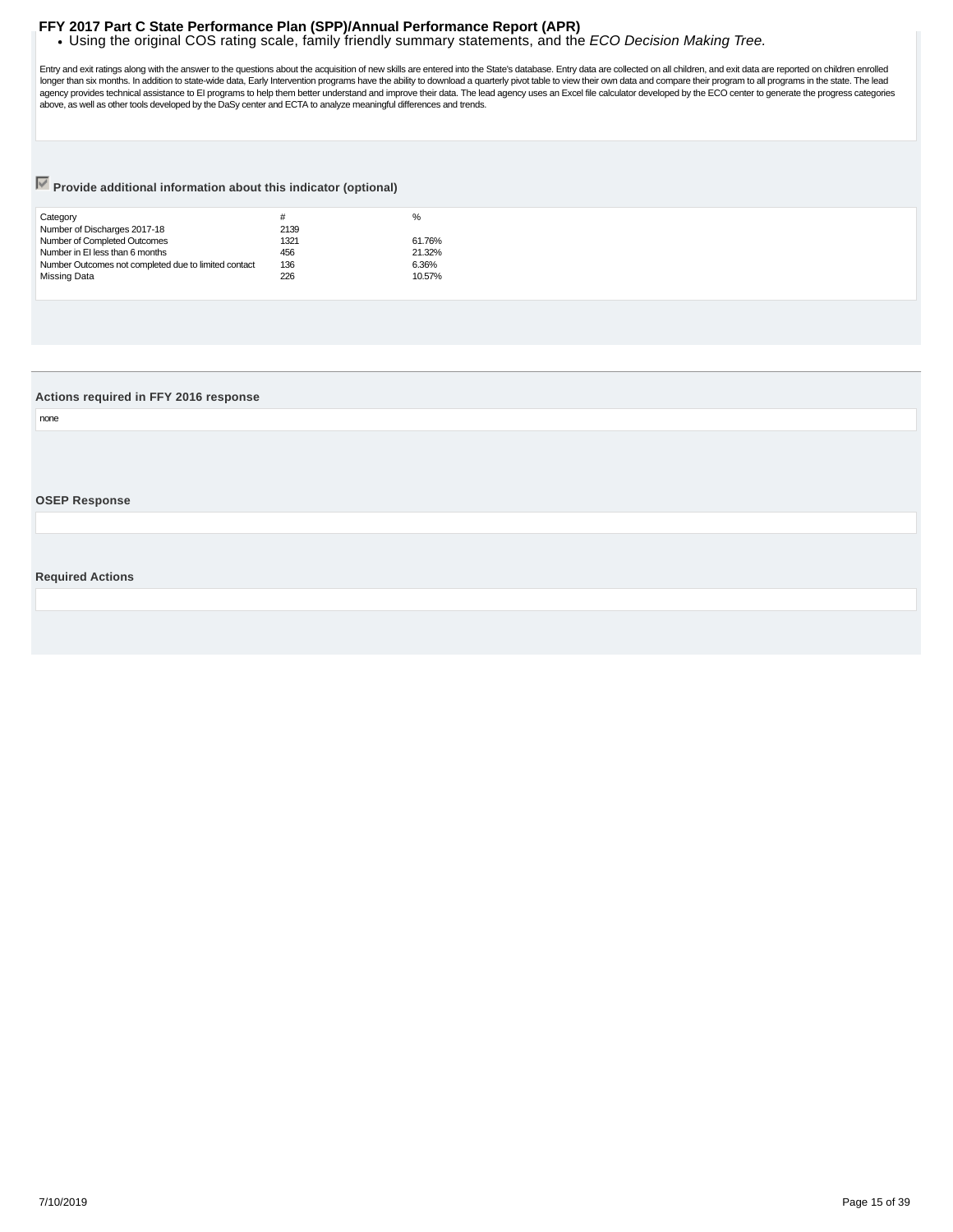- Using the original COS rating scale, family friendly summary statements, and the *ECO Decision Making Tree.*

Entry and exit ratings along with the answer to the questions about the acquisition of new skills are entered into the State's database. Entry data are collected on all children, and exit data are reported on children enrolled longer than six months. In addition to state-wide data, Early Intervention programs have the ability to download a quarterly pivot table to view their own data and compare their program to all programs in the state. The lead agency provides technical assistance to EI programs to help them better understand and improve their data. The lead agency uses an Excel file calculator developed by the ECO center to generate the progress categories above, as well as other tools developed by the DaSy center and ECTA to analyze meaningful differences and trends.

☑ **Provide additional information about this indicator (optional)**

| Category | # | % |
|---|---|---|
| Number of Discharges 2017-18 | 2139 | |
| Number of Completed Outcomes | 1321 | 61.76% |
| Number in EI less than 6 months | 456 | 21.32% |
| Number Outcomes not completed due to limited contact | 136 | 6.36% |
| Missing Data | 226 | 10.57% |

**Actions required in FFY 2016 response**

none

**OSEP Response**

**Required Actions**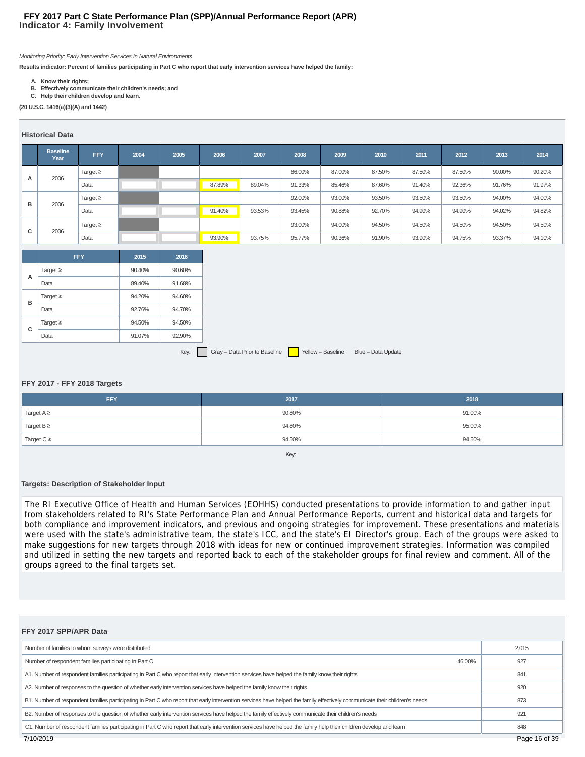# FFY 2017 Part C State Performance Plan (SPP)/Annual Performance Report (APR)
## Indicator 4: Family Involvement

*Monitoring Priority: Early Intervention Services In Natural Environments*

**Results indicator: Percent of families participating in Part C who report that early intervention services have helped the family:**

**A. Know their rights;**
**B. Effectively communicate their children's needs; and**
**C. Help their children develop and learn.**

**(20 U.S.C. 1416(a)(3)(A) and 1442)**

### Historical Data

| | Baseline Year | FFY | 2004 | 2005 | 2006 | 2007 | 2008 | 2009 | 2010 | 2011 | 2012 | 2013 | 2014 |
|---|---|---|---|---|---|---|---|---|---|---|---|---|---|
| A | 2006 | Target ≥ | | | | | 86.00% | 87.00% | 87.50% | 87.50% | 87.50% | 90.00% | 90.20% |
| | | Data | | | 87.89% | 89.04% | 91.33% | 85.46% | 87.60% | 91.40% | 92.36% | 91.76% | 91.97% |
| B | 2006 | Target ≥ | | | | | 92.00% | 93.00% | 93.50% | 93.50% | 93.50% | 94.00% | 94.00% |
| | | Data | | | 91.40% | 93.53% | 93.45% | 90.88% | 92.70% | 94.90% | 94.90% | 94.02% | 94.82% |
| C | 2006 | Target ≥ | | | | | 93.00% | 94.00% | 94.50% | 94.50% | 94.50% | 94.50% | 94.50% |
| | | Data | | | 93.90% | 93.75% | 95.77% | 90.36% | 91.90% | 93.90% | 94.75% | 93.37% | 94.10% |

| | FFY | 2015 | 2016 |
|---|---|---|---|
| A | Target ≥ | 90.40% | 90.60% |
| | Data | 89.40% | 91.68% |
| B | Target ≥ | 94.20% | 94.60% |
| | Data | 92.76% | 94.70% |
| C | Target ≥ | 94.50% | 94.50% |
| | Data | 91.07% | 92.90% |

Key: Gray – Data Prior to Baseline  Yellow – Baseline  Blue – Data Update

### FFY 2017 - FFY 2018 Targets

| FFY | 2017 | 2018 |
|---|---|---|
| Target A ≥ | 90.80% | 91.00% |
| Target B ≥ | 94.80% | 95.00% |
| Target C ≥ | 94.50% | 94.50% |

Key:

### Targets: Description of Stakeholder Input

The RI Executive Office of Health and Human Services (EOHHS) conducted presentations to provide information to and gather input from stakeholders related to RI's State Performance Plan and Annual Performance Reports, current and historical data and targets for both compliance and improvement indicators, and previous and ongoing strategies for improvement. These presentations and materials were used with the state's administrative team, the state's ICC, and the state's EI Director's group. Each of the groups were asked to make suggestions for new targets through 2018 with ideas for new or continued improvement strategies. Information was compiled and utilized in setting the new targets and reported back to each of the stakeholder groups for final review and comment. All of the groups agreed to the final targets set.

### FFY 2017 SPP/APR Data

| | | |
|---|---|---|
| Number of families to whom surveys were distributed | | 2,015 |
| Number of respondent families participating in Part C | 46.00% | 927 |
| A1. Number of respondent families participating in Part C who report that early intervention services have helped the family know their rights | | 841 |
| A2. Number of responses to the question of whether early intervention services have helped the family know their rights | | 920 |
| B1. Number of respondent families participating in Part C who report that early intervention services have helped the family effectively communicate their children's needs | | 873 |
| B2. Number of responses to the question of whether early intervention services have helped the family effectively communicate their children's needs | | 921 |
| C1. Number of respondent families participating in Part C who report that early intervention services have helped the family help their children develop and learn | | 848 |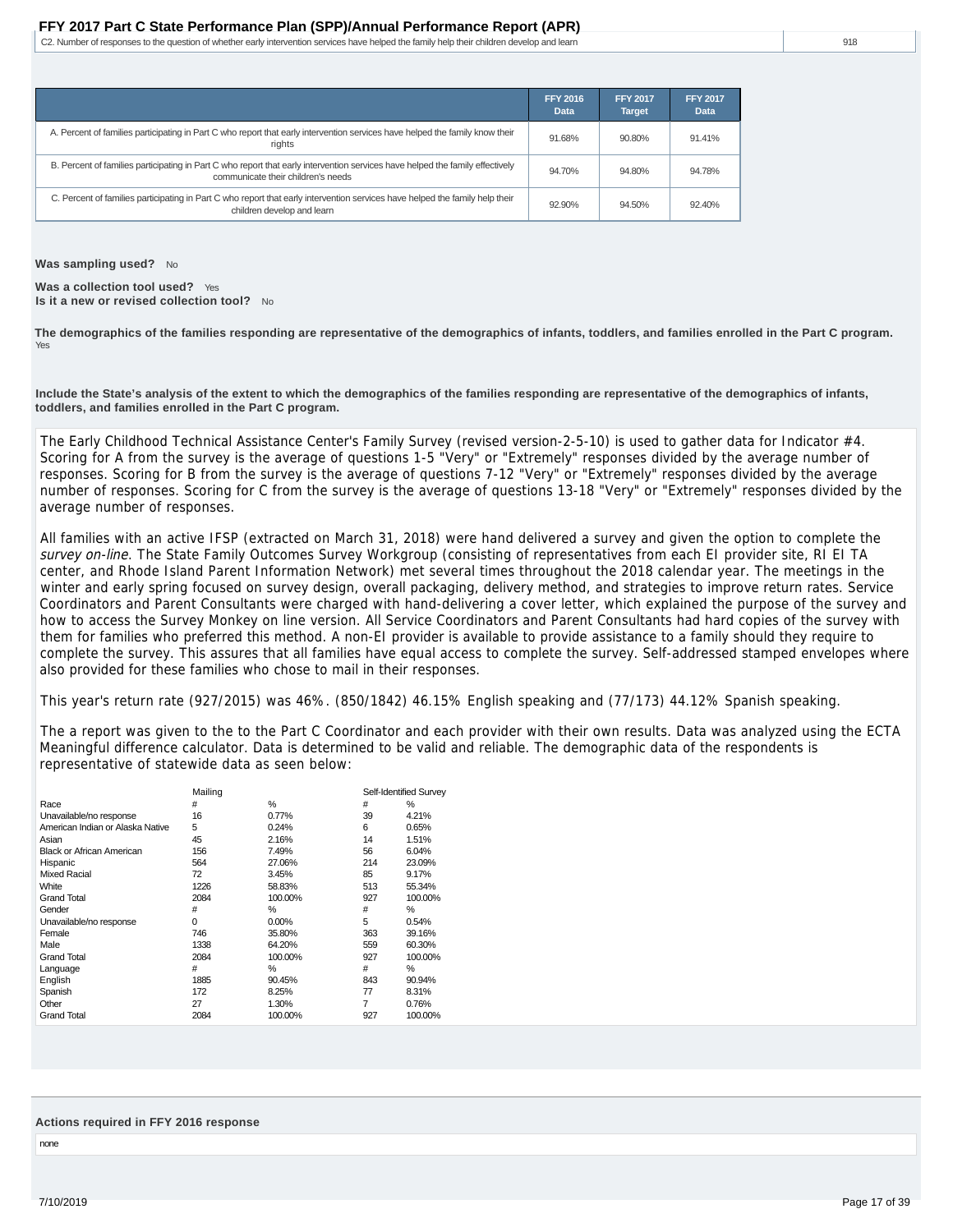C2. Number of responses to the question of whether early intervention services have helped the family help their children develop and learn | 918

| | FFY 2016 Data | FFY 2017 Target | FFY 2017 Data |
|---|---|---|---|
| A. Percent of families participating in Part C who report that early intervention services have helped the family know their rights | 91.68% | 90.80% | 91.41% |
| B. Percent of families participating in Part C who report that early intervention services have helped the family effectively communicate their children's needs | 94.70% | 94.80% | 94.78% |
| C. Percent of families participating in Part C who report that early intervention services have helped the family help their children develop and learn | 92.90% | 94.50% | 92.40% |

**Was sampling used?** No

**Was a collection tool used?** Yes
**Is it a new or revised collection tool?** No

**The demographics of the families responding are representative of the demographics of infants, toddlers, and families enrolled in the Part C program.**
Yes

**Include the State's analysis of the extent to which the demographics of the families responding are representative of the demographics of infants, toddlers, and families enrolled in the Part C program.**

The Early Childhood Technical Assistance Center's Family Survey (revised version-2-5-10) is used to gather data for Indicator #4. Scoring for A from the survey is the average of questions 1-5 "Very" or "Extremely" responses divided by the average number of responses. Scoring for B from the survey is the average of questions 7-12 "Very" or "Extremely" responses divided by the average number of responses. Scoring for C from the survey is the average of questions 13-18 "Very" or "Extremely" responses divided by the average number of responses.

All families with an active IFSP (extracted on March 31, 2018) were hand delivered a survey and given the option to complete the *survey on-line*. The State Family Outcomes Survey Workgroup (consisting of representatives from each EI provider site, RI EI TA center, and Rhode Island Parent Information Network) met several times throughout the 2018 calendar year. The meetings in the winter and early spring focused on survey design, overall packaging, delivery method, and strategies to improve return rates. Service Coordinators and Parent Consultants were charged with hand-delivering a cover letter, which explained the purpose of the survey and how to access the Survey Monkey on line version. All Service Coordinators and Parent Consultants had hard copies of the survey with them for families who preferred this method. A non-EI provider is available to provide assistance to a family should they require to complete the survey. This assures that all families have equal access to complete the survey. Self-addressed stamped envelopes where also provided for these families who chose to mail in their responses.

This year's return rate (927/2015) was 46%. (850/1842) 46.15% English speaking and (77/173) 44.12% Spanish speaking.

The a report was given to the to the Part C Coordinator and each provider with their own results. Data was analyzed using the ECTA Meaningful difference calculator. Data is determined to be valid and reliable. The demographic data of the respondents is representative of statewide data as seen below:

| | Mailing | | Self-Identified Survey | |
|---|---|---|---|---|
| Race | # | % | # | % |
| Unavailable/no response | 16 | 0.77% | 39 | 4.21% |
| American Indian or Alaska Native | 5 | 0.24% | 6 | 0.65% |
| Asian | 45 | 2.16% | 14 | 1.51% |
| Black or African American | 156 | 7.49% | 56 | 6.04% |
| Hispanic | 564 | 27.06% | 214 | 23.09% |
| Mixed Racial | 72 | 3.45% | 85 | 9.17% |
| White | 1226 | 58.83% | 513 | 55.34% |
| Grand Total | 2084 | 100.00% | 927 | 100.00% |
| Gender | # | % | # | % |
| Unavailable/no response | 0 | 0.00% | 5 | 0.54% |
| Female | 746 | 35.80% | 363 | 39.16% |
| Male | 1338 | 64.20% | 559 | 60.30% |
| Grand Total | 2084 | 100.00% | 927 | 100.00% |
| Language | # | % | # | % |
| English | 1885 | 90.45% | 843 | 90.94% |
| Spanish | 172 | 8.25% | 77 | 8.31% |
| Other | 27 | 1.30% | 7 | 0.76% |
| Grand Total | 2084 | 100.00% | 927 | 100.00% |

**Actions required in FFY 2016 response**

none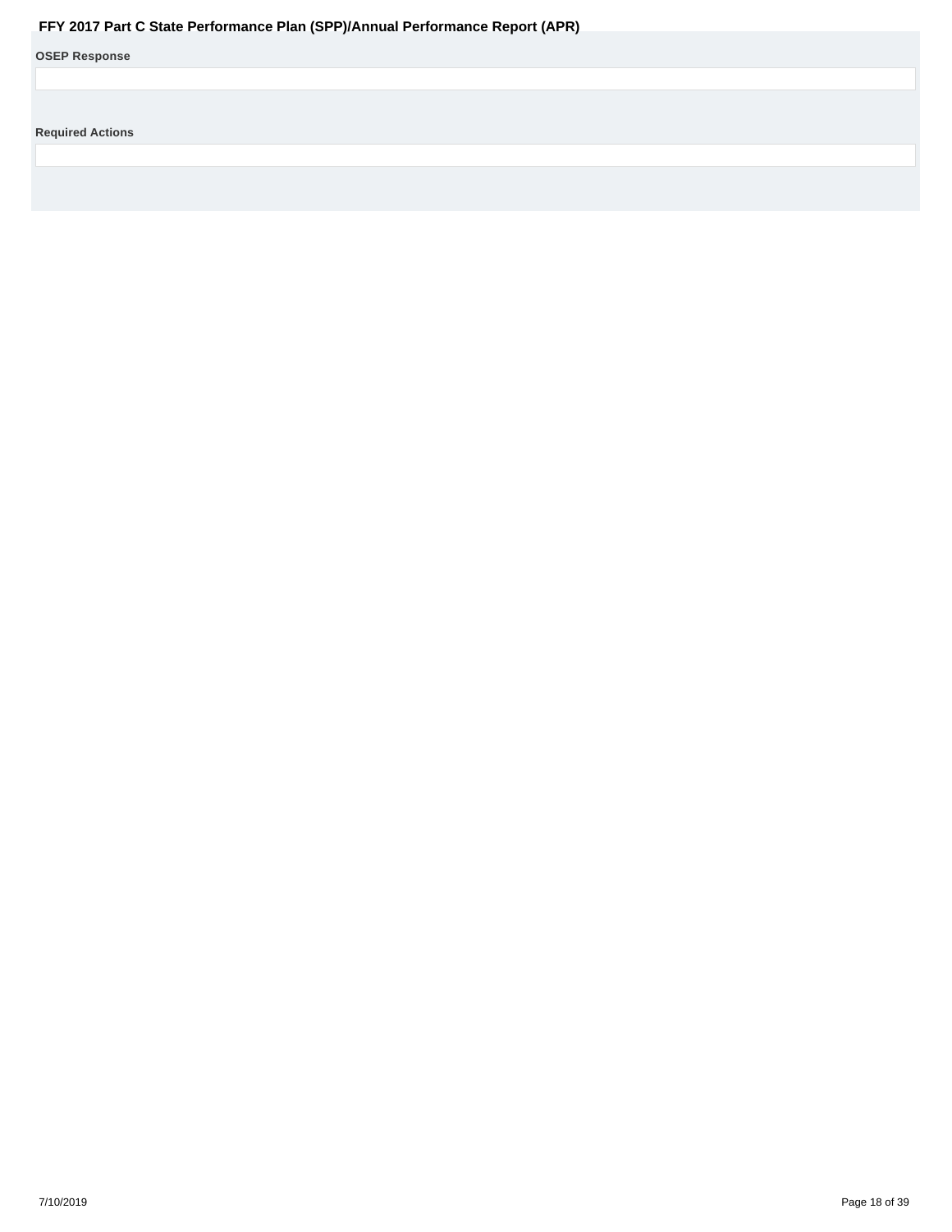**OSEP Response**

**Required Actions**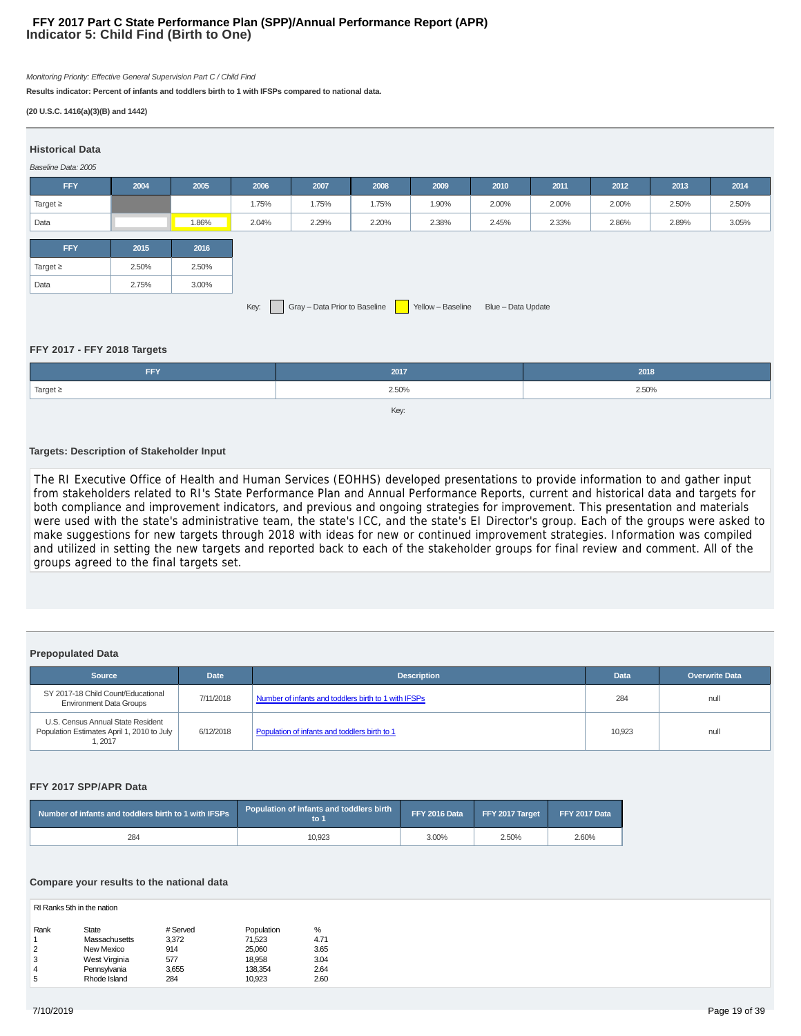# FFY 2017 Part C State Performance Plan (SPP)/Annual Performance Report (APR)
## Indicator 5: Child Find (Birth to One)

*Monitoring Priority: Effective General Supervision Part C / Child Find*

**Results indicator: Percent of infants and toddlers birth to 1 with IFSPs compared to national data.**

**(20 U.S.C. 1416(a)(3)(B) and 1442)**

### Historical Data

*Baseline Data: 2005*

| FFY | 2004 | 2005 | 2006 | 2007 | 2008 | 2009 | 2010 | 2011 | 2012 | 2013 | 2014 |
|---|---|---|---|---|---|---|---|---|---|---|---|
| Target ≥ | | | 1.75% | 1.75% | 1.75% | 1.90% | 2.00% | 2.00% | 2.00% | 2.50% | 2.50% |
| Data | | 1.86% | 2.04% | 2.29% | 2.20% | 2.38% | 2.45% | 2.33% | 2.86% | 2.89% | 3.05% |

| FFY | 2015 | 2016 |
|---|---|---|
| Target ≥ | 2.50% | 2.50% |
| Data | 2.75% | 3.00% |

Key: Gray – Data Prior to Baseline; Yellow – Baseline; Blue – Data Update

### FFY 2017 - FFY 2018 Targets

| FFY | 2017 | 2018 |
|---|---|---|
| Target ≥ | 2.50% | 2.50% |

Key:

### Targets: Description of Stakeholder Input

The RI Executive Office of Health and Human Services (EOHHS) developed presentations to provide information to and gather input from stakeholders related to RI's State Performance Plan and Annual Performance Reports, current and historical data and targets for both compliance and improvement indicators, and previous and ongoing strategies for improvement. This presentation and materials were used with the state's administrative team, the state's ICC, and the state's EI Director's group. Each of the groups were asked to make suggestions for new targets through 2018 with ideas for new or continued improvement strategies. Information was compiled and utilized in setting the new targets and reported back to each of the stakeholder groups for final review and comment. All of the groups agreed to the final targets set.

### Prepopulated Data

| Source | Date | Description | Data | Overwrite Data |
|---|---|---|---|---|
| SY 2017-18 Child Count/Educational Environment Data Groups | 7/11/2018 | Number of infants and toddlers birth to 1 with IFSPs | 284 | null |
| U.S. Census Annual State Resident Population Estimates April 1, 2010 to July 1, 2017 | 6/12/2018 | Population of infants and toddlers birth to 1 | 10,923 | null |

### FFY 2017 SPP/APR Data

| Number of infants and toddlers birth to 1 with IFSPs | Population of infants and toddlers birth to 1 | FFY 2016 Data | FFY 2017 Target | FFY 2017 Data |
|---|---|---|---|---|
| 284 | 10,923 | 3.00% | 2.50% | 2.60% |

### Compare your results to the national data

RI Ranks 5th in the nation

| Rank | State | # Served | Population | % |
|---|---|---|---|---|
| 1 | Massachusetts | 3,372 | 71,523 | 4.71 |
| 2 | New Mexico | 914 | 25,060 | 3.65 |
| 3 | West Virginia | 577 | 18,958 | 3.04 |
| 4 | Pennsylvania | 3,655 | 138,354 | 2.64 |
| 5 | Rhode Island | 284 | 10,923 | 2.60 |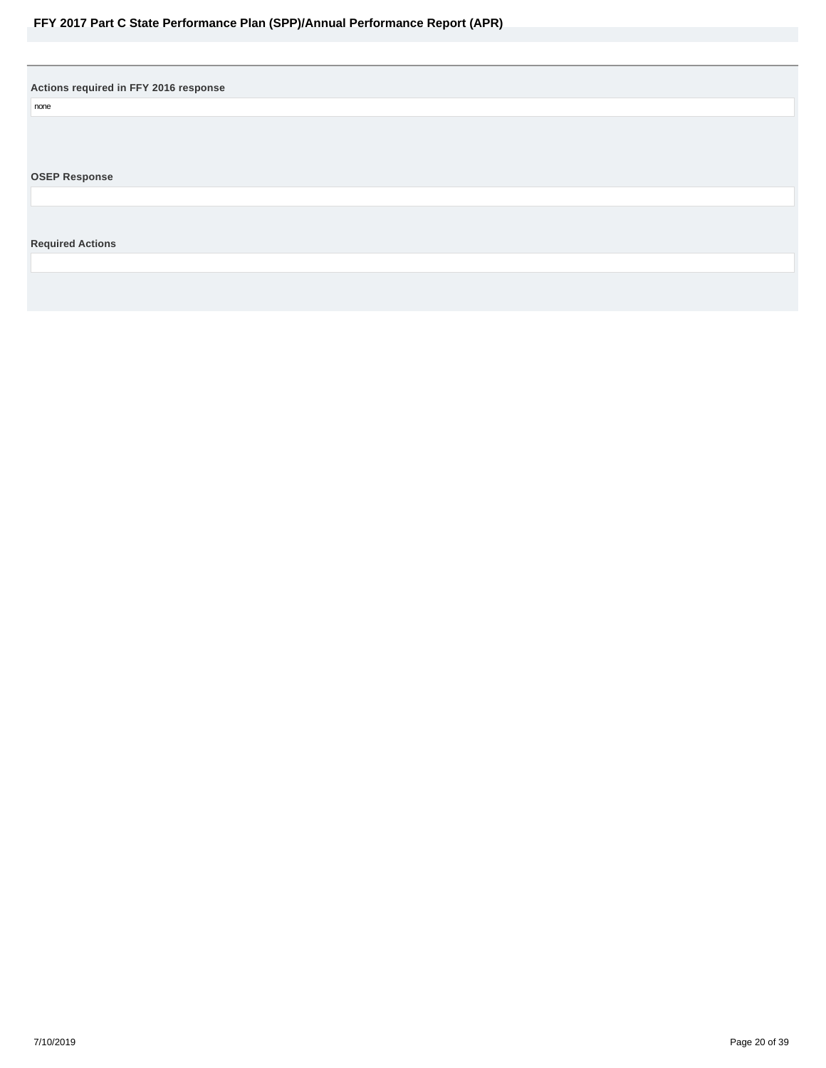**Actions required in FFY 2016 response**

none

**OSEP Response**

**Required Actions**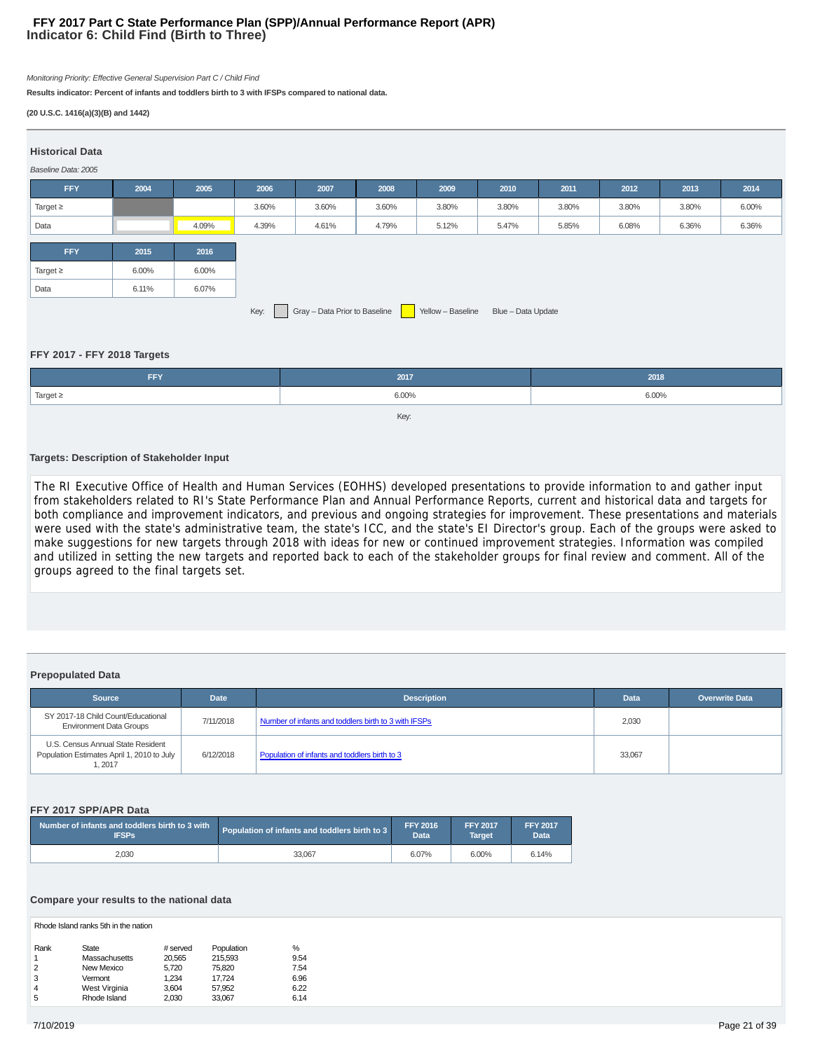# FFY 2017 Part C State Performance Plan (SPP)/Annual Performance Report (APR)
## Indicator 6: Child Find (Birth to Three)

*Monitoring Priority: Effective General Supervision Part C / Child Find*

**Results indicator: Percent of infants and toddlers birth to 3 with IFSPs compared to national data.**

**(20 U.S.C. 1416(a)(3)(B) and 1442)**

### Historical Data

*Baseline Data: 2005*

| FFY | 2004 | 2005 | 2006 | 2007 | 2008 | 2009 | 2010 | 2011 | 2012 | 2013 | 2014 |
|---|---|---|---|---|---|---|---|---|---|---|---|
| Target ≥ | | | 3.60% | 3.60% | 3.60% | 3.80% | 3.80% | 3.80% | 3.80% | 3.80% | 6.00% |
| Data | | 4.09% | 4.39% | 4.61% | 4.79% | 5.12% | 5.47% | 5.85% | 6.08% | 6.36% | 6.36% |

| FFY | 2015 | 2016 |
|---|---|---|
| Target ≥ | 6.00% | 6.00% |
| Data | 6.11% | 6.07% |

Key: Gray – Data Prior to Baseline | Yellow – Baseline | Blue – Data Update

### FFY 2017 - FFY 2018 Targets

| FFY | 2017 | 2018 |
|---|---|---|
| Target ≥ | 6.00% | 6.00% |

Key:

### Targets: Description of Stakeholder Input

The RI Executive Office of Health and Human Services (EOHHS) developed presentations to provide information to and gather input from stakeholders related to RI's State Performance Plan and Annual Performance Reports, current and historical data and targets for both compliance and improvement indicators, and previous and ongoing strategies for improvement. These presentations and materials were used with the state's administrative team, the state's ICC, and the state's EI Director's group. Each of the groups were asked to make suggestions for new targets through 2018 with ideas for new or continued improvement strategies. Information was compiled and utilized in setting the new targets and reported back to each of the stakeholder groups for final review and comment. All of the groups agreed to the final targets set.

### Prepopulated Data

| Source | Date | Description | Data | Overwrite Data |
|---|---|---|---|---|
| SY 2017-18 Child Count/Educational Environment Data Groups | 7/11/2018 | Number of infants and toddlers birth to 3 with IFSPs | 2,030 | |
| U.S. Census Annual State Resident Population Estimates April 1, 2010 to July 1, 2017 | 6/12/2018 | Population of infants and toddlers birth to 3 | 33,067 | |

### FFY 2017 SPP/APR Data

| Number of infants and toddlers birth to 3 with IFSPs | Population of infants and toddlers birth to 3 | FFY 2016 Data | FFY 2017 Target | FFY 2017 Data |
|---|---|---|---|---|
| 2,030 | 33,067 | 6.07% | 6.00% | 6.14% |

### Compare your results to the national data

Rhode Island ranks 5th in the nation

| Rank | State | # served | Population | % |
|---|---|---|---|---|
| 1 | Massachusetts | 20,565 | 215,593 | 9.54 |
| 2 | New Mexico | 5,720 | 75,820 | 7.54 |
| 3 | Vermont | 1,234 | 17,724 | 6.96 |
| 4 | West Virginia | 3,604 | 57,952 | 6.22 |
| 5 | Rhode Island | 2,030 | 33,067 | 6.14 |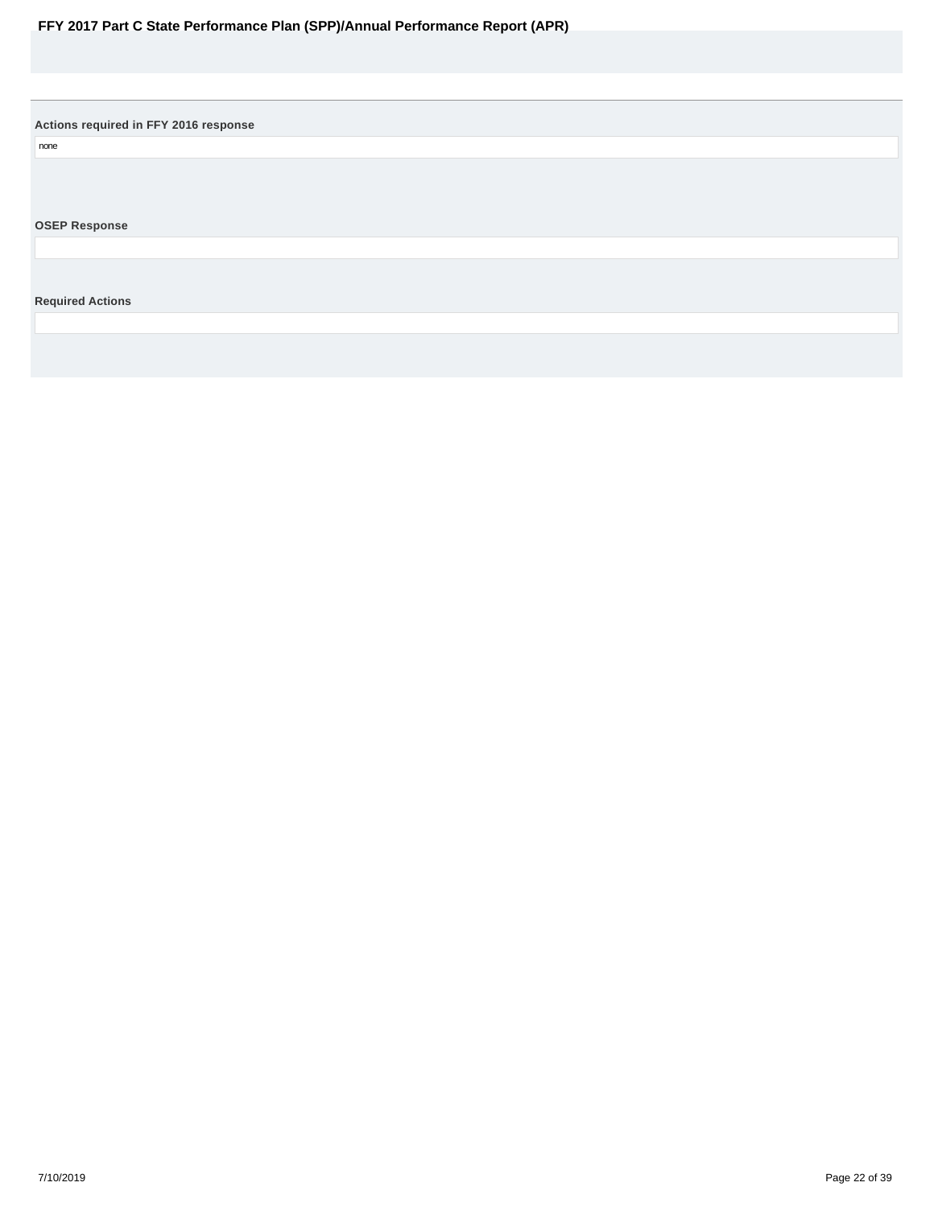**Actions required in FFY 2016 response**

none

**OSEP Response**

**Required Actions**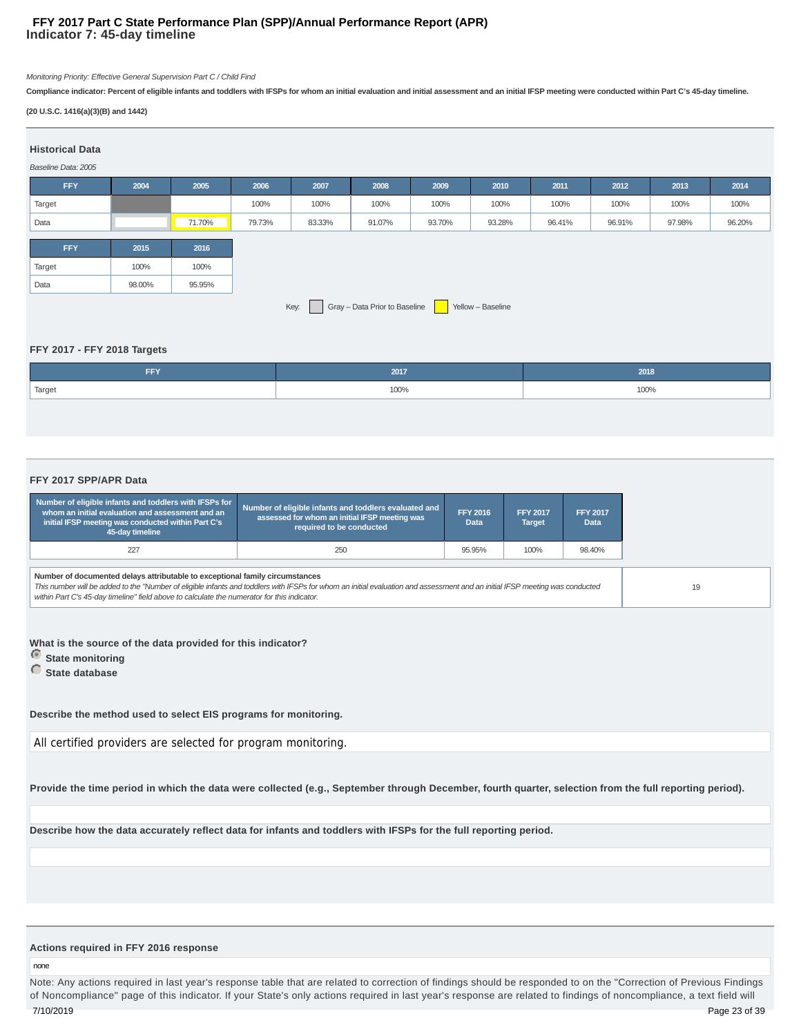# FFY 2017 Part C State Performance Plan (SPP)/Annual Performance Report (APR)

## Indicator 7: 45-day timeline

*Monitoring Priority: Effective General Supervision Part C / Child Find*

**Compliance indicator: Percent of eligible infants and toddlers with IFSPs for whom an initial evaluation and initial assessment and an initial IFSP meeting were conducted within Part C's 45-day timeline.**

**(20 U.S.C. 1416(a)(3)(B) and 1442)**

### Historical Data

*Baseline Data: 2005*

| FFY | 2004 | 2005 | 2006 | 2007 | 2008 | 2009 | 2010 | 2011 | 2012 | 2013 | 2014 |
|---|---|---|---|---|---|---|---|---|---|---|---|
| Target | | | 100% | 100% | 100% | 100% | 100% | 100% | 100% | 100% | 100% |
| Data | | 71.70% | 79.73% | 83.33% | 91.07% | 93.70% | 93.28% | 96.41% | 96.91% | 97.98% | 96.20% |

| FFY | 2015 | 2016 |
|---|---|---|
| Target | 100% | 100% |
| Data | 98.00% | 95.95% |

Key: Gray – Data Prior to Baseline; Yellow – Baseline

### FFY 2017 - FFY 2018 Targets

| FFY | 2017 | 2018 |
|---|---|---|
| Target | 100% | 100% |

### FFY 2017 SPP/APR Data

| Number of eligible infants and toddlers with IFSPs for whom an initial evaluation and assessment and an initial IFSP meeting was conducted within Part C's 45-day timeline | Number of eligible infants and toddlers evaluated and assessed for whom an initial IFSP meeting was required to be conducted | FFY 2016 Data | FFY 2017 Target | FFY 2017 Data |
|---|---|---|---|---|
| 227 | 250 | 95.95% | 100% | 98.40% |

| **Number of documented delays attributable to exceptional family circumstances** *This number will be added to the "Number of eligible infants and toddlers with IFSPs for whom an initial evaluation and assessment and an initial IFSP meeting was conducted within Part C's 45-day timeline" field above to calculate the numerator for this indicator.* | 19 |
|---|---|

**What is the source of the data provided for this indicator?**

- (selected) **State monitoring**
- **State database**

**Describe the method used to select EIS programs for monitoring.**

All certified providers are selected for program monitoring.

**Provide the time period in which the data were collected (e.g., September through December, fourth quarter, selection from the full reporting period).**

**Describe how the data accurately reflect data for infants and toddlers with IFSPs for the full reporting period.**

### Actions required in FFY 2016 response

none

Note: Any actions required in last year's response table that are related to correction of findings should be responded to on the "Correction of Previous Findings of Noncompliance" page of this indicator. If your State's only actions required in last year's response are related to findings of noncompliance, a text field will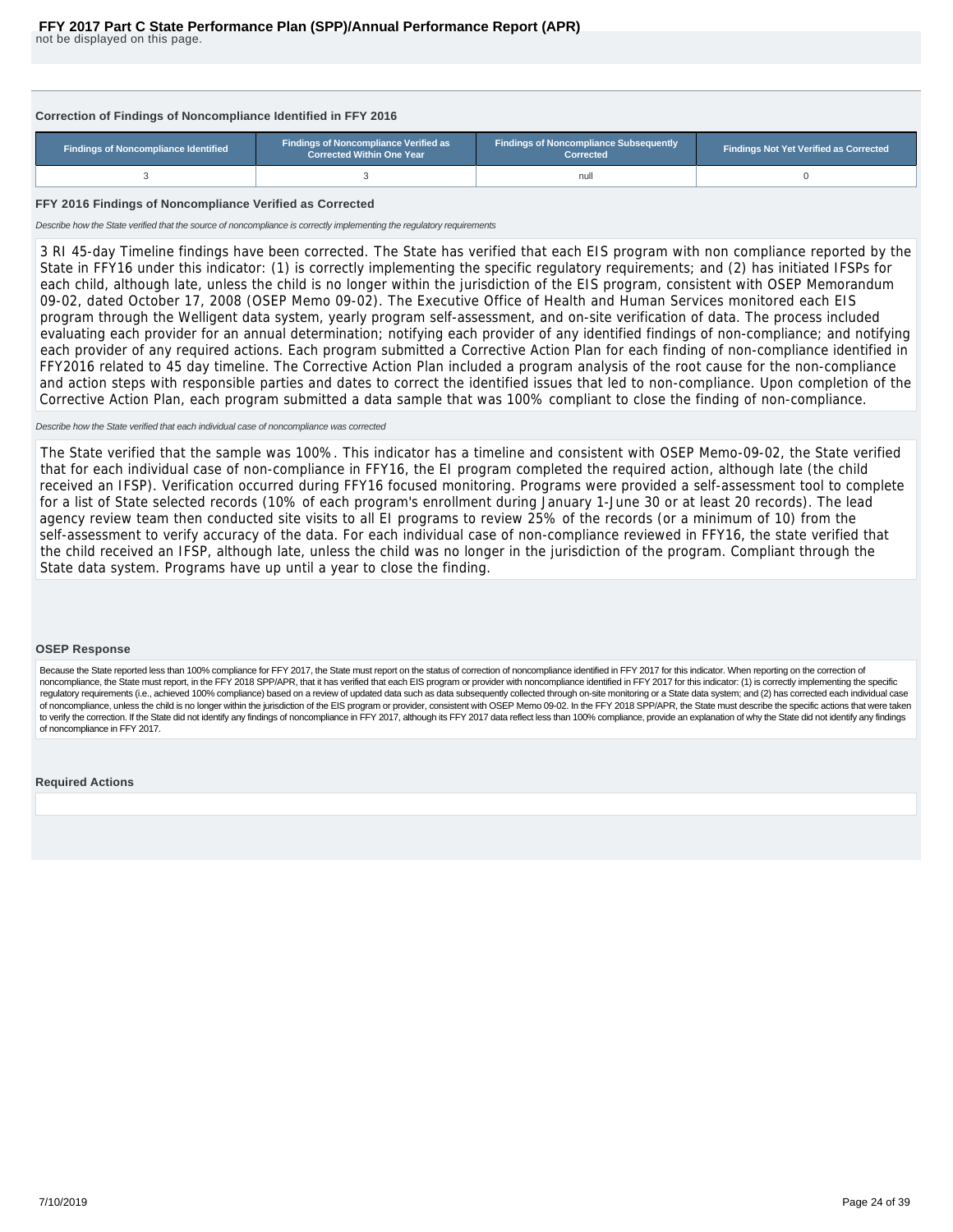not be displayed on this page.

### Correction of Findings of Noncompliance Identified in FFY 2016

| Findings of Noncompliance Identified | Findings of Noncompliance Verified as Corrected Within One Year | Findings of Noncompliance Subsequently Corrected | Findings Not Yet Verified as Corrected |
|---|---|---|---|
| 3 | 3 | null | 0 |

### FFY 2016 Findings of Noncompliance Verified as Corrected

*Describe how the State verified that the source of noncompliance is correctly implementing the regulatory requirements*

3 RI 45-day Timeline findings have been corrected. The State has verified that each EIS program with non compliance reported by the State in FFY16 under this indicator: (1) is correctly implementing the specific regulatory requirements; and (2) has initiated IFSPs for each child, although late, unless the child is no longer within the jurisdiction of the EIS program, consistent with OSEP Memorandum 09-02, dated October 17, 2008 (OSEP Memo 09-02). The Executive Office of Health and Human Services monitored each EIS program through the Welligent data system, yearly program self-assessment, and on-site verification of data. The process included evaluating each provider for an annual determination; notifying each provider of any identified findings of non-compliance; and notifying each provider of any required actions. Each program submitted a Corrective Action Plan for each finding of non-compliance identified in FFY2016 related to 45 day timeline. The Corrective Action Plan included a program analysis of the root cause for the non-compliance and action steps with responsible parties and dates to correct the identified issues that led to non-compliance. Upon completion of the Corrective Action Plan, each program submitted a data sample that was 100% compliant to close the finding of non-compliance.

*Describe how the State verified that each individual case of noncompliance was corrected*

The State verified that the sample was 100%. This indicator has a timeline and consistent with OSEP Memo-09-02, the State verified that for each individual case of non-compliance in FFY16, the EI program completed the required action, although late (the child received an IFSP). Verification occurred during FFY16 focused monitoring. Programs were provided a self-assessment tool to complete for a list of State selected records (10% of each program's enrollment during January 1-June 30 or at least 20 records). The lead agency review team then conducted site visits to all EI programs to review 25% of the records (or a minimum of 10) from the self-assessment to verify accuracy of the data. For each individual case of non-compliance reviewed in FFY16, the state verified that the child received an IFSP, although late, unless the child was no longer in the jurisdiction of the program. Compliant through the State data system. Programs have up until a year to close the finding.

### OSEP Response

Because the State reported less than 100% compliance for FFY 2017, the State must report on the status of correction of noncompliance identified in FFY 2017 for this indicator. When reporting on the correction of noncompliance, the State must report, in the FFY 2018 SPP/APR, that it has verified that each EIS program or provider with noncompliance identified in FFY 2017 for this indicator: (1) is correctly implementing the specific regulatory requirements (i.e., achieved 100% compliance) based on a review of updated data such as data subsequently collected through on-site monitoring or a State data system; and (2) has corrected each individual case of noncompliance, unless the child is no longer within the jurisdiction of the EIS program or provider, consistent with OSEP Memo 09-02. In the FFY 2018 SPP/APR, the State must describe the specific actions that were taken to verify the correction. If the State did not identify any findings of noncompliance in FFY 2017, although its FFY 2017 data reflect less than 100% compliance, provide an explanation of why the State did not identify any findings of noncompliance in FFY 2017.

### Required Actions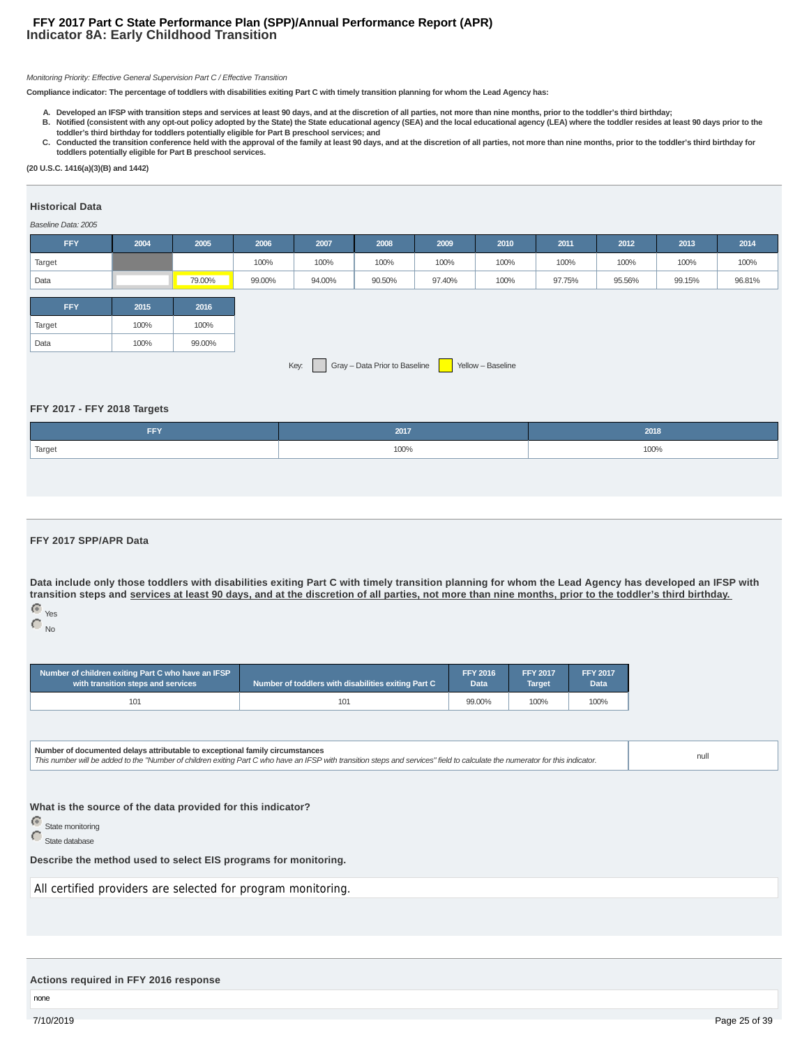# FFY 2017 Part C State Performance Plan (SPP)/Annual Performance Report (APR)

## Indicator 8A: Early Childhood Transition

*Monitoring Priority: Effective General Supervision Part C / Effective Transition*

**Compliance indicator: The percentage of toddlers with disabilities exiting Part C with timely transition planning for whom the Lead Agency has:**

A. **Developed an IFSP with transition steps and services at least 90 days, and at the discretion of all parties, not more than nine months, prior to the toddler's third birthday;**
B. **Notified (consistent with any opt-out policy adopted by the State) the State educational agency (SEA) and the local educational agency (LEA) where the toddler resides at least 90 days prior to the toddler's third birthday for toddlers potentially eligible for Part B preschool services; and**
C. **Conducted the transition conference held with the approval of the family at least 90 days, and at the discretion of all parties, not more than nine months, prior to the toddler's third birthday for toddlers potentially eligible for Part B preschool services.**

**(20 U.S.C. 1416(a)(3)(B) and 1442)**

### Historical Data

*Baseline Data: 2005*

| FFY | 2004 | 2005 | 2006 | 2007 | 2008 | 2009 | 2010 | 2011 | 2012 | 2013 | 2014 |
|---|---|---|---|---|---|---|---|---|---|---|---|
| Target | | | 100% | 100% | 100% | 100% | 100% | 100% | 100% | 100% | 100% |
| Data | | 79.00% | 99.00% | 94.00% | 90.50% | 97.40% | 100% | 97.75% | 95.56% | 99.15% | 96.81% |

| FFY | 2015 | 2016 |
|---|---|---|
| Target | 100% | 100% |
| Data | 100% | 99.00% |

Key: Gray – Data Prior to Baseline; Yellow – Baseline

### FFY 2017 - FFY 2018 Targets

| FFY | 2017 | 2018 |
|---|---|---|
| Target | 100% | 100% |

### FFY 2017 SPP/APR Data

**Data include only those toddlers with disabilities exiting Part C with timely transition planning for whom the Lead Agency has developed an IFSP with transition steps and services at least 90 days, and at the discretion of all parties, not more than nine months, prior to the toddler's third birthday.**

- (selected) Yes
- No

| Number of children exiting Part C who have an IFSP with transition steps and services | Number of toddlers with disabilities exiting Part C | FFY 2016 Data | FFY 2017 Target | FFY 2017 Data |
|---|---|---|---|---|
| 101 | 101 | 99.00% | 100% | 100% |

| **Number of documented delays attributable to exceptional family circumstances**<br>*This number will be added to the "Number of children exiting Part C who have an IFSP with transition steps and services" field to calculate the numerator for this indicator.* | null |
|---|---|

**What is the source of the data provided for this indicator?**

- (selected) State monitoring
- State database

**Describe the method used to select EIS programs for monitoring.**

All certified providers are selected for program monitoring.

### Actions required in FFY 2016 response

none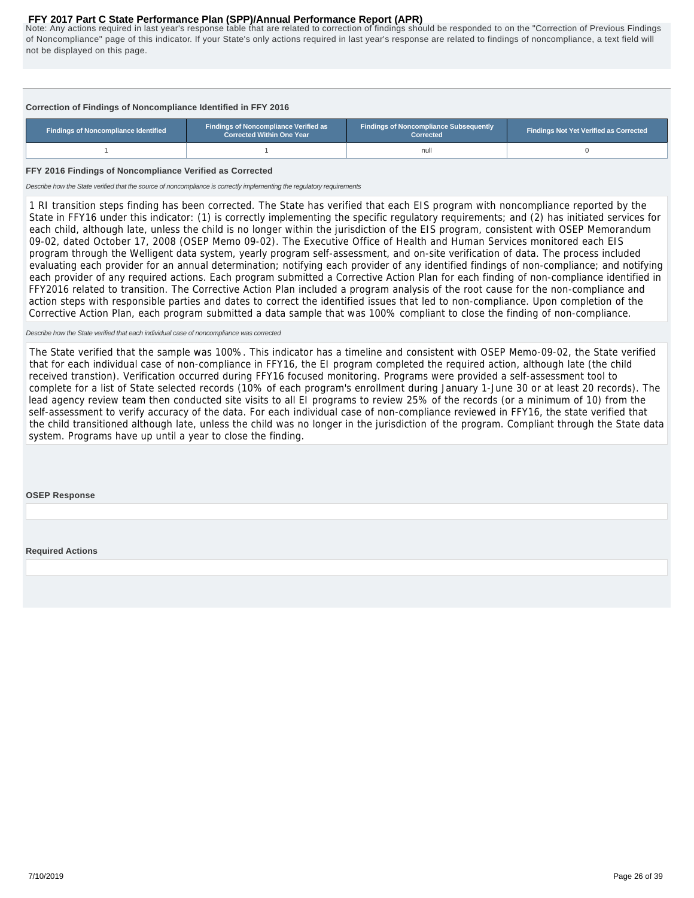Note: Any actions required in last year's response table that are related to correction of findings should be responded to on the "Correction of Previous Findings of Noncompliance" page of this indicator. If your State's only actions required in last year's response are related to findings of noncompliance, a text field will not be displayed on this page.

### Correction of Findings of Noncompliance Identified in FFY 2016

| Findings of Noncompliance Identified | Findings of Noncompliance Verified as Corrected Within One Year | Findings of Noncompliance Subsequently Corrected | Findings Not Yet Verified as Corrected |
|---|---|---|---|
| 1 | 1 | null | 0 |

### FFY 2016 Findings of Noncompliance Verified as Corrected

*Describe how the State verified that the source of noncompliance is correctly implementing the regulatory requirements*

1 RI transition steps finding has been corrected. The State has verified that each EIS program with noncompliance reported by the State in FFY16 under this indicator: (1) is correctly implementing the specific regulatory requirements; and (2) has initiated services for each child, although late, unless the child is no longer within the jurisdiction of the EIS program, consistent with OSEP Memorandum 09-02, dated October 17, 2008 (OSEP Memo 09-02). The Executive Office of Health and Human Services monitored each EIS program through the Welligent data system, yearly program self-assessment, and on-site verification of data. The process included evaluating each provider for an annual determination; notifying each provider of any identified findings of non-compliance; and notifying each provider of any required actions. Each program submitted a Corrective Action Plan for each finding of non-compliance identified in FFY2016 related to transition. The Corrective Action Plan included a program analysis of the root cause for the non-compliance and action steps with responsible parties and dates to correct the identified issues that led to non-compliance. Upon completion of the Corrective Action Plan, each program submitted a data sample that was 100% compliant to close the finding of non-compliance.

*Describe how the State verified that each individual case of noncompliance was corrected*

The State verified that the sample was 100%. This indicator has a timeline and consistent with OSEP Memo-09-02, the State verified that for each individual case of non-compliance in FFY16, the EI program completed the required action, although late (the child received transtion). Verification occurred during FFY16 focused monitoring. Programs were provided a self-assessment tool to complete for a list of State selected records (10% of each program's enrollment during January 1-June 30 or at least 20 records). The lead agency review team then conducted site visits to all EI programs to review 25% of the records (or a minimum of 10) from the self-assessment to verify accuracy of the data. For each individual case of non-compliance reviewed in FFY16, the state verified that the child transitioned although late, unless the child was no longer in the jurisdiction of the program. Compliant through the State data system. Programs have up until a year to close the finding.

### OSEP Response

### Required Actions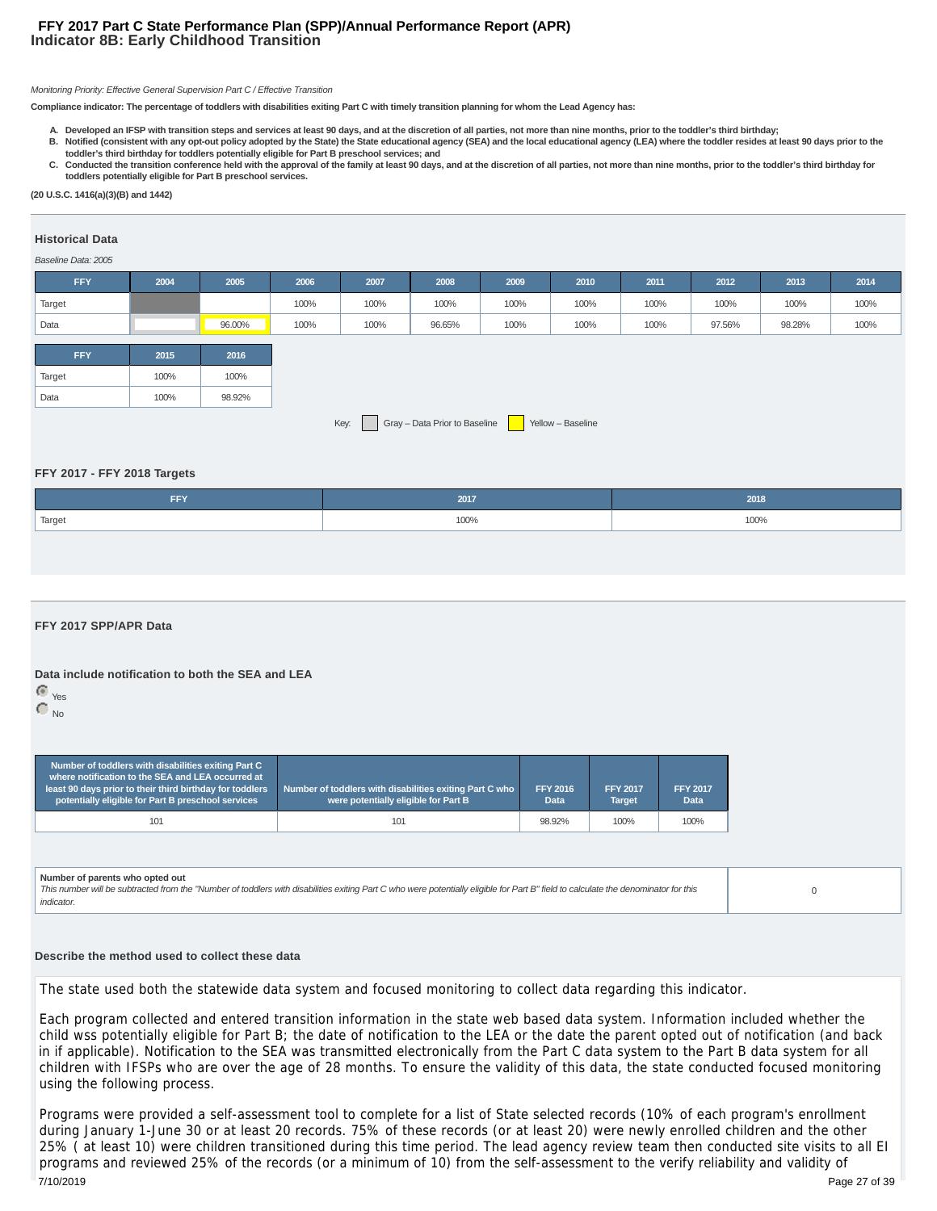# FFY 2017 Part C State Performance Plan (SPP)/Annual Performance Report (APR)
## Indicator 8B: Early Childhood Transition

*Monitoring Priority: Effective General Supervision Part C / Effective Transition*

**Compliance indicator: The percentage of toddlers with disabilities exiting Part C with timely transition planning for whom the Lead Agency has:**

A. **Developed an IFSP with transition steps and services at least 90 days, and at the discretion of all parties, not more than nine months, prior to the toddler's third birthday;**
B. **Notified (consistent with any opt-out policy adopted by the State) the State educational agency (SEA) and the local educational agency (LEA) where the toddler resides at least 90 days prior to the toddler's third birthday for toddlers potentially eligible for Part B preschool services; and**
C. **Conducted the transition conference held with the approval of the family at least 90 days, and at the discretion of all parties, not more than nine months, prior to the toddler's third birthday for toddlers potentially eligible for Part B preschool services.**

**(20 U.S.C. 1416(a)(3)(B) and 1442)**

### Historical Data

*Baseline Data: 2005*

| FFY | 2004 | 2005 | 2006 | 2007 | 2008 | 2009 | 2010 | 2011 | 2012 | 2013 | 2014 |
|---|---|---|---|---|---|---|---|---|---|---|---|
| Target | | | 100% | 100% | 100% | 100% | 100% | 100% | 100% | 100% | 100% |
| Data | | 96.00% | 100% | 100% | 96.65% | 100% | 100% | 100% | 97.56% | 98.28% | 100% |

| FFY | 2015 | 2016 |
|---|---|---|
| Target | 100% | 100% |
| Data | 100% | 98.92% |

Key: Gray – Data Prior to Baseline; Yellow – Baseline

### FFY 2017 - FFY 2018 Targets

| FFY | 2017 | 2018 |
|---|---|---|
| Target | 100% | 100% |

### FFY 2017 SPP/APR Data

**Data include notification to both the SEA and LEA**

- (selected) Yes
- No

| Number of toddlers with disabilities exiting Part C where notification to the SEA and LEA occurred at least 90 days prior to their third birthday for toddlers potentially eligible for Part B preschool services | Number of toddlers with disabilities exiting Part C who were potentially eligible for Part B | FFY 2016 Data | FFY 2017 Target | FFY 2017 Data |
|---|---|---|---|---|
| 101 | 101 | 98.92% | 100% | 100% |

| Number of parents who opted out<br>*This number will be subtracted from the "Number of toddlers with disabilities exiting Part C who were potentially eligible for Part B" field to calculate the denominator for this indicator.* | 0 |
|---|---|

**Describe the method used to collect these data**

The state used both the statewide data system and focused monitoring to collect data regarding this indicator.

Each program collected and entered transition information in the state web based data system. Information included whether the child wss potentially eligible for Part B; the date of notification to the LEA or the date the parent opted out of notification (and back in if applicable). Notification to the SEA was transmitted electronically from the Part C data system to the Part B data system for all children with IFSPs who are over the age of 28 months. To ensure the validity of this data, the state conducted focused monitoring using the following process.

Programs were provided a self-assessment tool to complete for a list of State selected records (10% of each program's enrollment during January 1-June 30 or at least 20 records. 75% of these records (or at least 20) were newly enrolled children and the other 25% ( at least 10) were children transitioned during this time period. The lead agency review team then conducted site visits to all EI programs and reviewed 25% of the records (or a minimum of 10) from the self-assessment to the verify reliability and validity of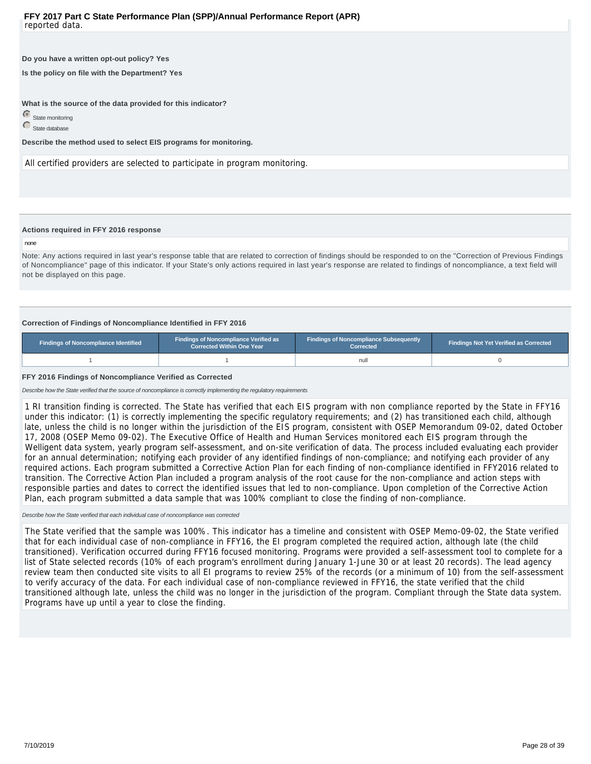reported data.

**Do you have a written opt-out policy? Yes**

**Is the policy on file with the Department? Yes**

**What is the source of the data provided for this indicator?**

- (selected) State monitoring
- State database

**Describe the method used to select EIS programs for monitoring.**

All certified providers are selected to participate in program monitoring.

**Actions required in FFY 2016 response**

none

Note: Any actions required in last year's response table that are related to correction of findings should be responded to on the "Correction of Previous Findings of Noncompliance" page of this indicator. If your State's only actions required in last year's response are related to findings of noncompliance, a text field will not be displayed on this page.

**Correction of Findings of Noncompliance Identified in FFY 2016**

| Findings of Noncompliance Identified | Findings of Noncompliance Verified as Corrected Within One Year | Findings of Noncompliance Subsequently Corrected | Findings Not Yet Verified as Corrected |
|---|---|---|---|
| 1 | 1 | null | 0 |

**FFY 2016 Findings of Noncompliance Verified as Corrected**

*Describe how the State verified that the source of noncompliance is correctly implementing the regulatory requirements*

1 RI transition finding is corrected. The State has verified that each EIS program with non compliance reported by the State in FFY16 under this indicator: (1) is correctly implementing the specific regulatory requirements; and (2) has transitioned each child, although late, unless the child is no longer within the jurisdiction of the EIS program, consistent with OSEP Memorandum 09-02, dated October 17, 2008 (OSEP Memo 09-02). The Executive Office of Health and Human Services monitored each EIS program through the Welligent data system, yearly program self-assessment, and on-site verification of data. The process included evaluating each provider for an annual determination; notifying each provider of any identified findings of non-compliance; and notifying each provider of any required actions. Each program submitted a Corrective Action Plan for each finding of non-compliance identified in FFY2016 related to transition. The Corrective Action Plan included a program analysis of the root cause for the non-compliance and action steps with responsible parties and dates to correct the identified issues that led to non-compliance. Upon completion of the Corrective Action Plan, each program submitted a data sample that was 100% compliant to close the finding of non-compliance.

*Describe how the State verified that each individual case of noncompliance was corrected*

The State verified that the sample was 100%. This indicator has a timeline and consistent with OSEP Memo-09-02, the State verified that for each individual case of non-compliance in FFY16, the EI program completed the required action, although late (the child transitioned). Verification occurred during FFY16 focused monitoring. Programs were provided a self-assessment tool to complete for a list of State selected records (10% of each program's enrollment during January 1-June 30 or at least 20 records). The lead agency review team then conducted site visits to all EI programs to review 25% of the records (or a minimum of 10) from the self-assessment to verify accuracy of the data. For each individual case of non-compliance reviewed in FFY16, the state verified that the child transitioned although late, unless the child was no longer in the jurisdiction of the program. Compliant through the State data system. Programs have up until a year to close the finding.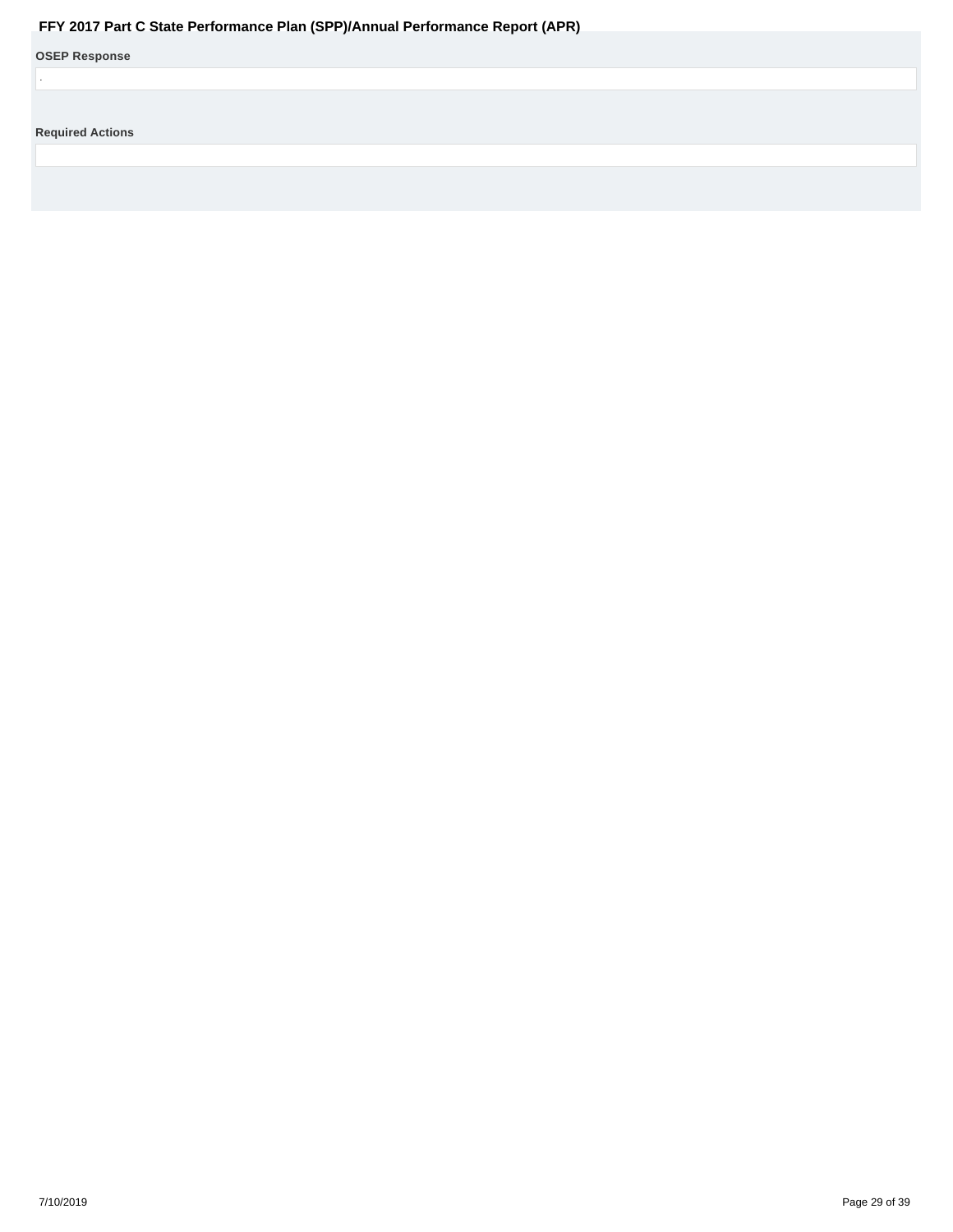## OSEP Response

.

## Required Actions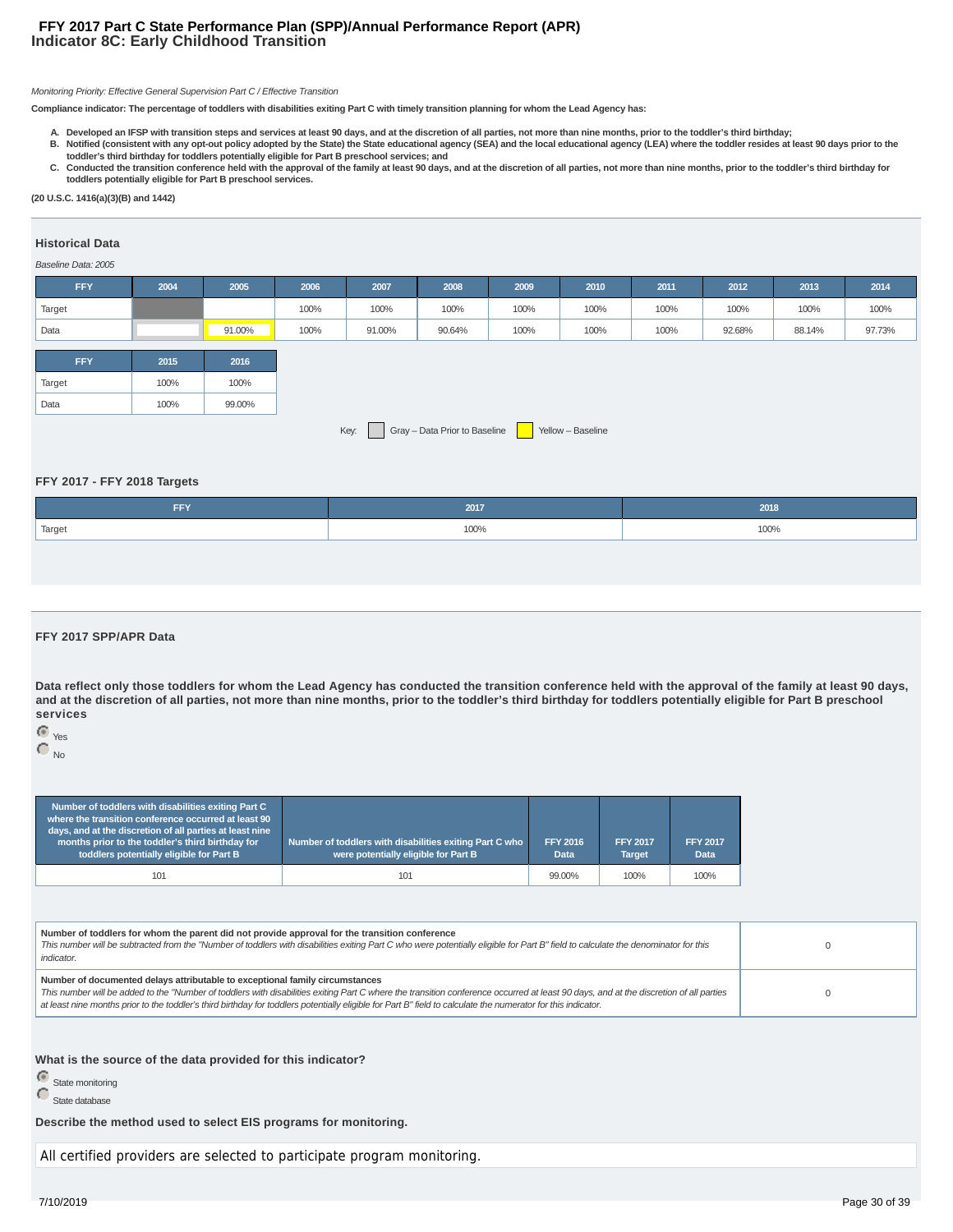# FFY 2017 Part C State Performance Plan (SPP)/Annual Performance Report (APR)
## Indicator 8C: Early Childhood Transition

*Monitoring Priority: Effective General Supervision Part C / Effective Transition*

**Compliance indicator: The percentage of toddlers with disabilities exiting Part C with timely transition planning for whom the Lead Agency has:**

- **A. Developed an IFSP with transition steps and services at least 90 days, and at the discretion of all parties, not more than nine months, prior to the toddler's third birthday;**
- **B. Notified (consistent with any opt-out policy adopted by the State) the State educational agency (SEA) and the local educational agency (LEA) where the toddler resides at least 90 days prior to the toddler's third birthday for toddlers potentially eligible for Part B preschool services; and**
- **C. Conducted the transition conference held with the approval of the family at least 90 days, and at the discretion of all parties, not more than nine months, prior to the toddler's third birthday for toddlers potentially eligible for Part B preschool services.**

**(20 U.S.C. 1416(a)(3)(B) and 1442)**

### Historical Data

*Baseline Data: 2005*

| FFY | 2004 | 2005 | 2006 | 2007 | 2008 | 2009 | 2010 | 2011 | 2012 | 2013 | 2014 |
|---|---|---|---|---|---|---|---|---|---|---|---|
| Target | | | 100% | 100% | 100% | 100% | 100% | 100% | 100% | 100% | 100% |
| Data | | 91.00% | 100% | 91.00% | 90.64% | 100% | 100% | 100% | 92.68% | 88.14% | 97.73% |

| FFY | 2015 | 2016 |
|---|---|---|
| Target | 100% | 100% |
| Data | 100% | 99.00% |

Key: Gray – Data Prior to Baseline; Yellow – Baseline

### FFY 2017 - FFY 2018 Targets

| FFY | 2017 | 2018 |
|---|---|---|
| Target | 100% | 100% |

### FFY 2017 SPP/APR Data

**Data reflect only those toddlers for whom the Lead Agency has conducted the transition conference held with the approval of the family at least 90 days, and at the discretion of all parties, not more than nine months, prior to the toddler's third birthday for toddlers potentially eligible for Part B preschool services**

- (selected) Yes
- No

| Number of toddlers with disabilities exiting Part C where the transition conference occurred at least 90 days, and at the discretion of all parties at least nine months prior to the toddler's third birthday for toddlers potentially eligible for Part B | Number of toddlers with disabilities exiting Part C who were potentially eligible for Part B | FFY 2016 Data | FFY 2017 Target | FFY 2017 Data |
|---|---|---|---|---|
| 101 | 101 | 99.00% | 100% | 100% |

| | |
|---|---|
| **Number of toddlers for whom the parent did not provide approval for the transition conference**<br>*This number will be subtracted from the "Number of toddlers with disabilities exiting Part C who were potentially eligible for Part B" field to calculate the denominator for this indicator.* | 0 |
| **Number of documented delays attributable to exceptional family circumstances**<br>*This number will be added to the "Number of toddlers with disabilities exiting Part C where the transition conference occurred at least 90 days, and at the discretion of all parties at least nine months prior to the toddler's third birthday for toddlers potentially eligible for Part B" field to calculate the numerator for this indicator.* | 0 |

**What is the source of the data provided for this indicator?**

- (selected) State monitoring
- State database

**Describe the method used to select EIS programs for monitoring.**

All certified providers are selected to participate program monitoring.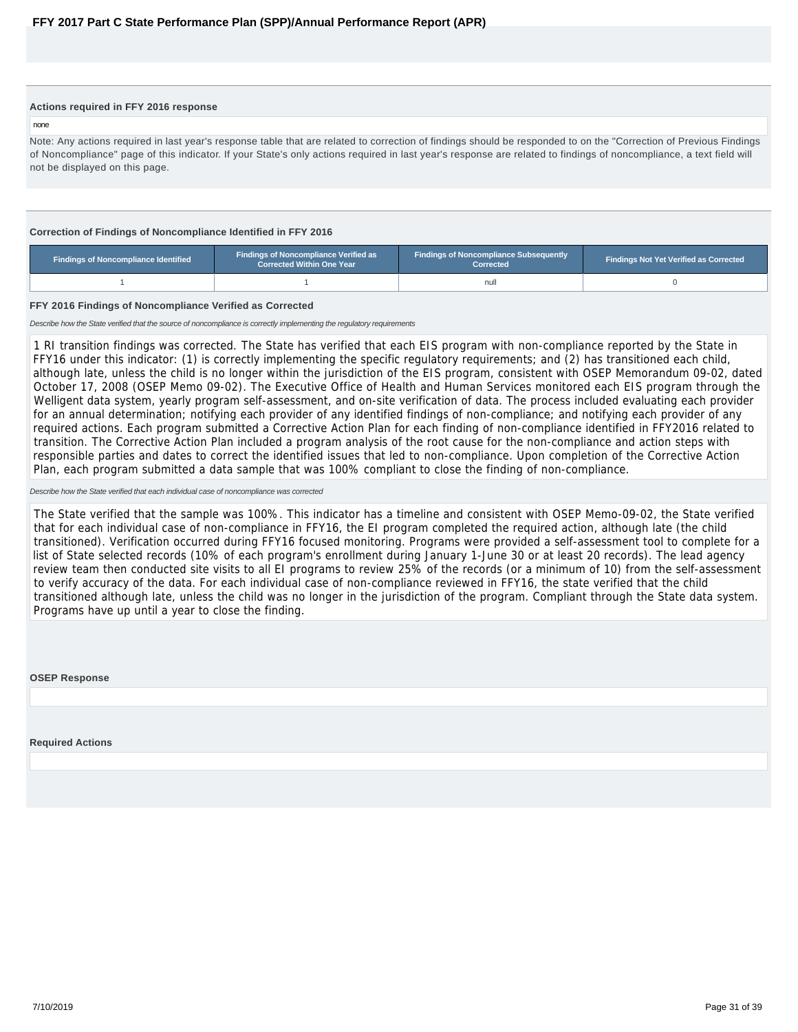### Actions required in FFY 2016 response

none

Note: Any actions required in last year's response table that are related to correction of findings should be responded to on the "Correction of Previous Findings of Noncompliance" page of this indicator. If your State's only actions required in last year's response are related to findings of noncompliance, a text field will not be displayed on this page.

### Correction of Findings of Noncompliance Identified in FFY 2016

| Findings of Noncompliance Identified | Findings of Noncompliance Verified as Corrected Within One Year | Findings of Noncompliance Subsequently Corrected | Findings Not Yet Verified as Corrected |
|---|---|---|---|
| 1 | 1 | null | 0 |

### FFY 2016 Findings of Noncompliance Verified as Corrected

*Describe how the State verified that the source of noncompliance is correctly implementing the regulatory requirements*

1 RI transition findings was corrected. The State has verified that each EIS program with non-compliance reported by the State in FFY16 under this indicator: (1) is correctly implementing the specific regulatory requirements; and (2) has transitioned each child, although late, unless the child is no longer within the jurisdiction of the EIS program, consistent with OSEP Memorandum 09-02, dated October 17, 2008 (OSEP Memo 09-02). The Executive Office of Health and Human Services monitored each EIS program through the Welligent data system, yearly program self-assessment, and on-site verification of data. The process included evaluating each provider for an annual determination; notifying each provider of any identified findings of non-compliance; and notifying each provider of any required actions. Each program submitted a Corrective Action Plan for each finding of non-compliance identified in FFY2016 related to transition. The Corrective Action Plan included a program analysis of the root cause for the non-compliance and action steps with responsible parties and dates to correct the identified issues that led to non-compliance. Upon completion of the Corrective Action Plan, each program submitted a data sample that was 100% compliant to close the finding of non-compliance.

*Describe how the State verified that each individual case of noncompliance was corrected*

The State verified that the sample was 100%. This indicator has a timeline and consistent with OSEP Memo-09-02, the State verified that for each individual case of non-compliance in FFY16, the EI program completed the required action, although late (the child transitioned). Verification occurred during FFY16 focused monitoring. Programs were provided a self-assessment tool to complete for a list of State selected records (10% of each program's enrollment during January 1-June 30 or at least 20 records). The lead agency review team then conducted site visits to all EI programs to review 25% of the records (or a minimum of 10) from the self-assessment to verify accuracy of the data. For each individual case of non-compliance reviewed in FFY16, the state verified that the child transitioned although late, unless the child was no longer in the jurisdiction of the program. Compliant through the State data system. Programs have up until a year to close the finding.

### OSEP Response

### Required Actions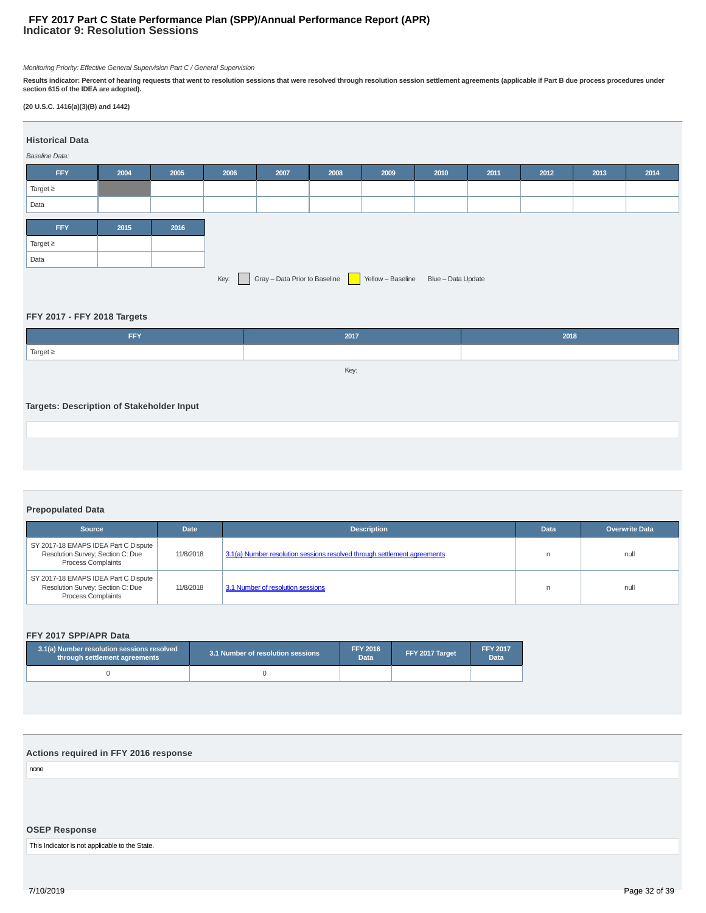## FFY 2017 Part C State Performance Plan (SPP)/Annual Performance Report (APR)
# Indicator 9: Resolution Sessions

*Monitoring Priority: Effective General Supervision Part C / General Supervision*

**Results indicator: Percent of hearing requests that went to resolution sessions that were resolved through resolution session settlement agreements (applicable if Part B due process procedures under section 615 of the IDEA are adopted).**

**(20 U.S.C. 1416(a)(3)(B) and 1442)**

### Historical Data

*Baseline Data:*

| FFY | 2004 | 2005 | 2006 | 2007 | 2008 | 2009 | 2010 | 2011 | 2012 | 2013 | 2014 |
|---|---|---|---|---|---|---|---|---|---|---|---|
| Target ≥ | | | | | | | | | | | |
| Data | | | | | | | | | | | |

| FFY | 2015 | 2016 |
|---|---|---|
| Target ≥ | | |
| Data | | |

Key: Gray – Data Prior to Baseline; Yellow – Baseline; Blue – Data Update

### FFY 2017 - FFY 2018 Targets

| FFY | 2017 | 2018 |
|---|---|---|
| Target ≥ | | |

Key:

### Targets: Description of Stakeholder Input

### Prepopulated Data

| Source | Date | Description | Data | Overwrite Data |
|---|---|---|---|---|
| SY 2017-18 EMAPS IDEA Part C Dispute Resolution Survey; Section C: Due Process Complaints | 11/8/2018 | 3.1(a) Number resolution sessions resolved through settlement agreements | n | null |
| SY 2017-18 EMAPS IDEA Part C Dispute Resolution Survey; Section C: Due Process Complaints | 11/8/2018 | 3.1 Number of resolution sessions | n | null |

### FFY 2017 SPP/APR Data

| 3.1(a) Number resolution sessions resolved through settlement agreements | 3.1 Number of resolution sessions | FFY 2016 Data | FFY 2017 Target | FFY 2017 Data |
|---|---|---|---|---|
| 0 | 0 | | | |

### Actions required in FFY 2016 response

none

### OSEP Response

This Indicator is not applicable to the State.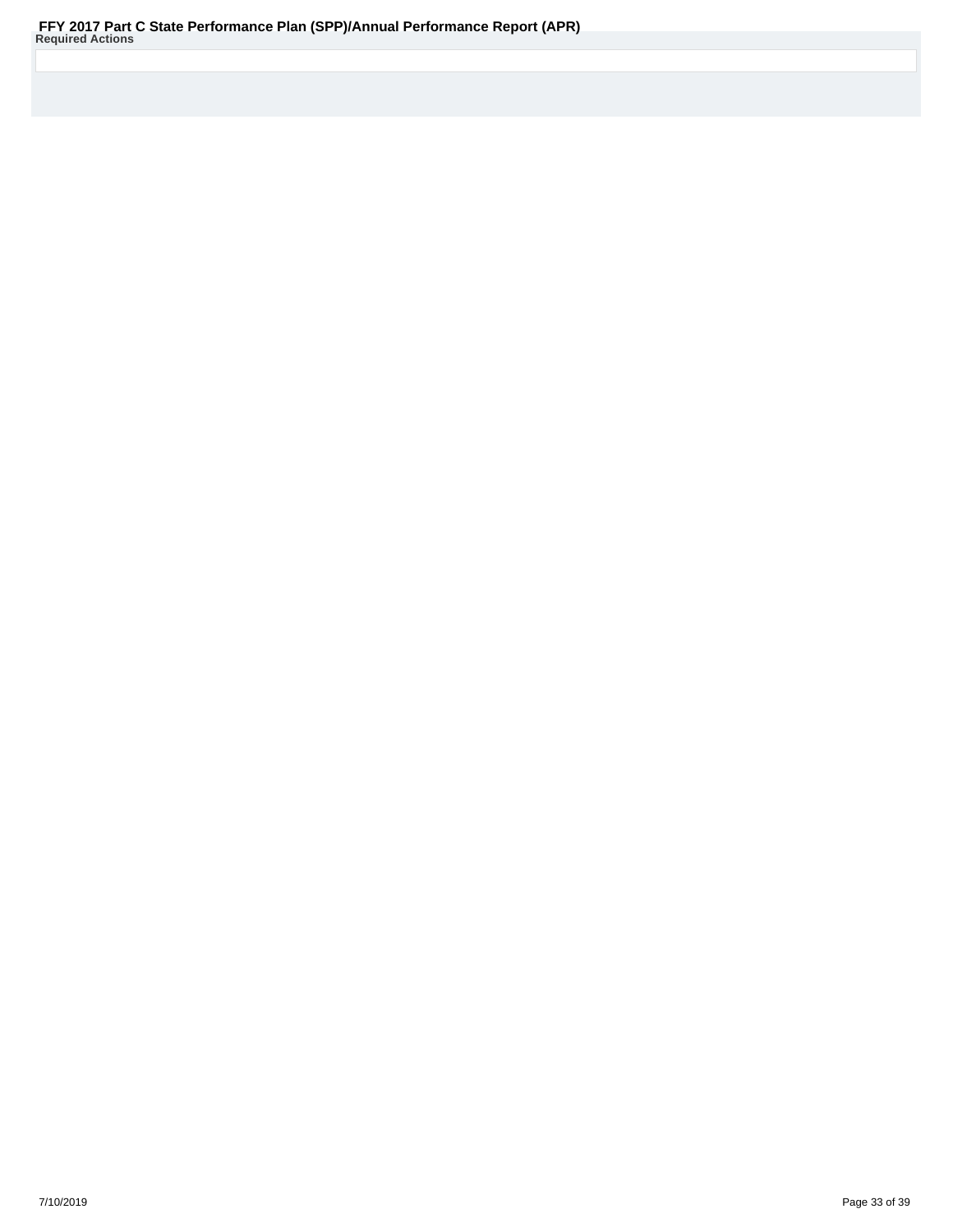**Required Actions**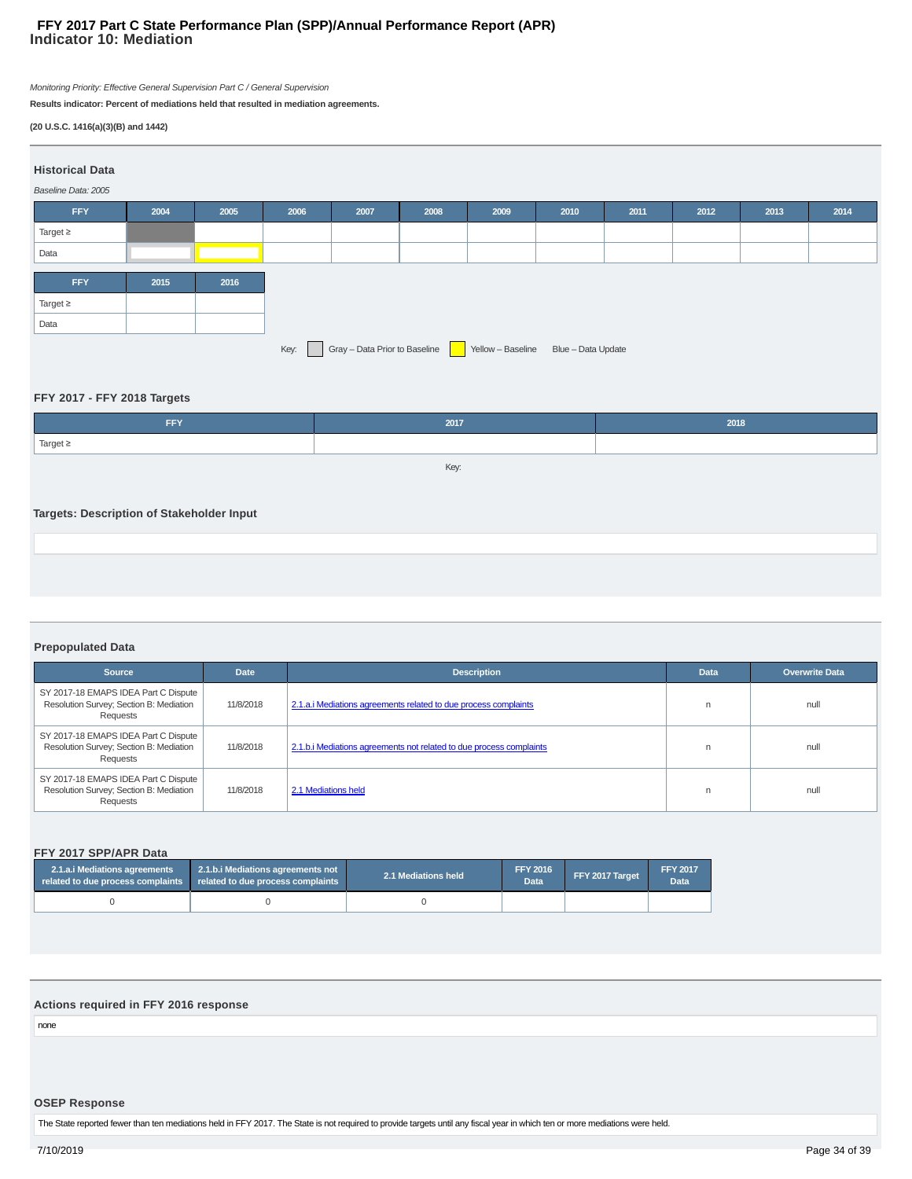# FFY 2017 Part C State Performance Plan (SPP)/Annual Performance Report (APR)
## Indicator 10: Mediation

*Monitoring Priority: Effective General Supervision Part C / General Supervision*

**Results indicator: Percent of mediations held that resulted in mediation agreements.**

**(20 U.S.C. 1416(a)(3)(B) and 1442)**

### Historical Data

*Baseline Data: 2005*

| FFY | 2004 | 2005 | 2006 | 2007 | 2008 | 2009 | 2010 | 2011 | 2012 | 2013 | 2014 |
|---|---|---|---|---|---|---|---|---|---|---|---|
| Target ≥ | | | | | | | | | | | |
| Data | | | | | | | | | | | |

| FFY | 2015 | 2016 |
|---|---|---|
| Target ≥ | | |
| Data | | |

Key: Gray – Data Prior to Baseline | Yellow – Baseline | Blue – Data Update

### FFY 2017 - FFY 2018 Targets

| FFY | 2017 | 2018 |
|---|---|---|
| Target ≥ | | |

Key:

### Targets: Description of Stakeholder Input

### Prepopulated Data

| Source | Date | Description | Data | Overwrite Data |
|---|---|---|---|---|
| SY 2017-18 EMAPS IDEA Part C Dispute Resolution Survey; Section B: Mediation Requests | 11/8/2018 | 2.1.a.i Mediations agreements related to due process complaints | n | null |
| SY 2017-18 EMAPS IDEA Part C Dispute Resolution Survey; Section B: Mediation Requests | 11/8/2018 | 2.1.b.i Mediations agreements not related to due process complaints | n | null |
| SY 2017-18 EMAPS IDEA Part C Dispute Resolution Survey; Section B: Mediation Requests | 11/8/2018 | 2.1 Mediations held | n | null |

### FFY 2017 SPP/APR Data

| 2.1.a.i Mediations agreements related to due process complaints | 2.1.b.i Mediations agreements not related to due process complaints | 2.1 Mediations held | FFY 2016 Data | FFY 2017 Target | FFY 2017 Data |
|---|---|---|---|---|---|
| 0 | 0 | 0 | | | |

### Actions required in FFY 2016 response

none

### OSEP Response

The State reported fewer than ten mediations held in FFY 2017. The State is not required to provide targets until any fiscal year in which ten or more mediations were held.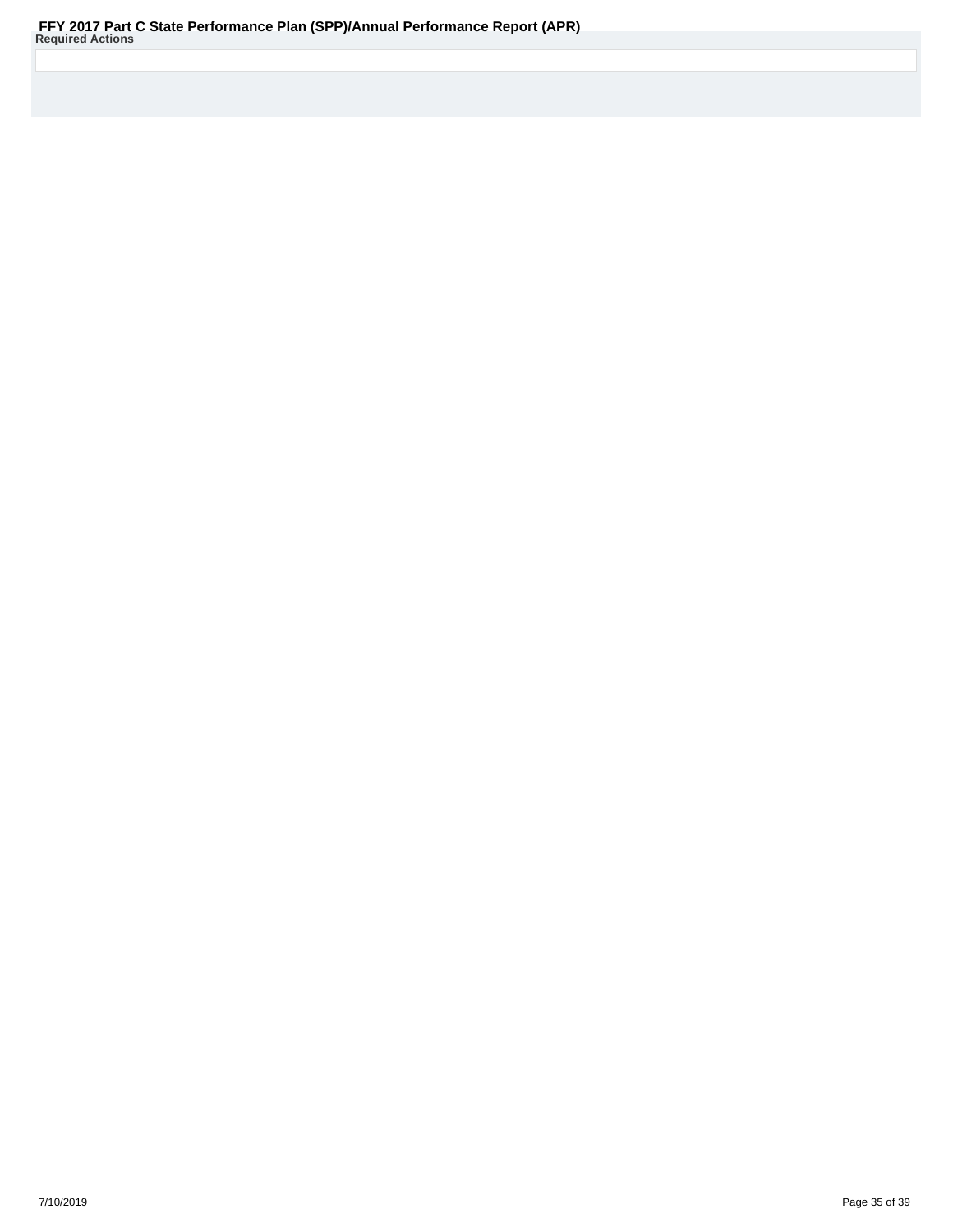**Required Actions**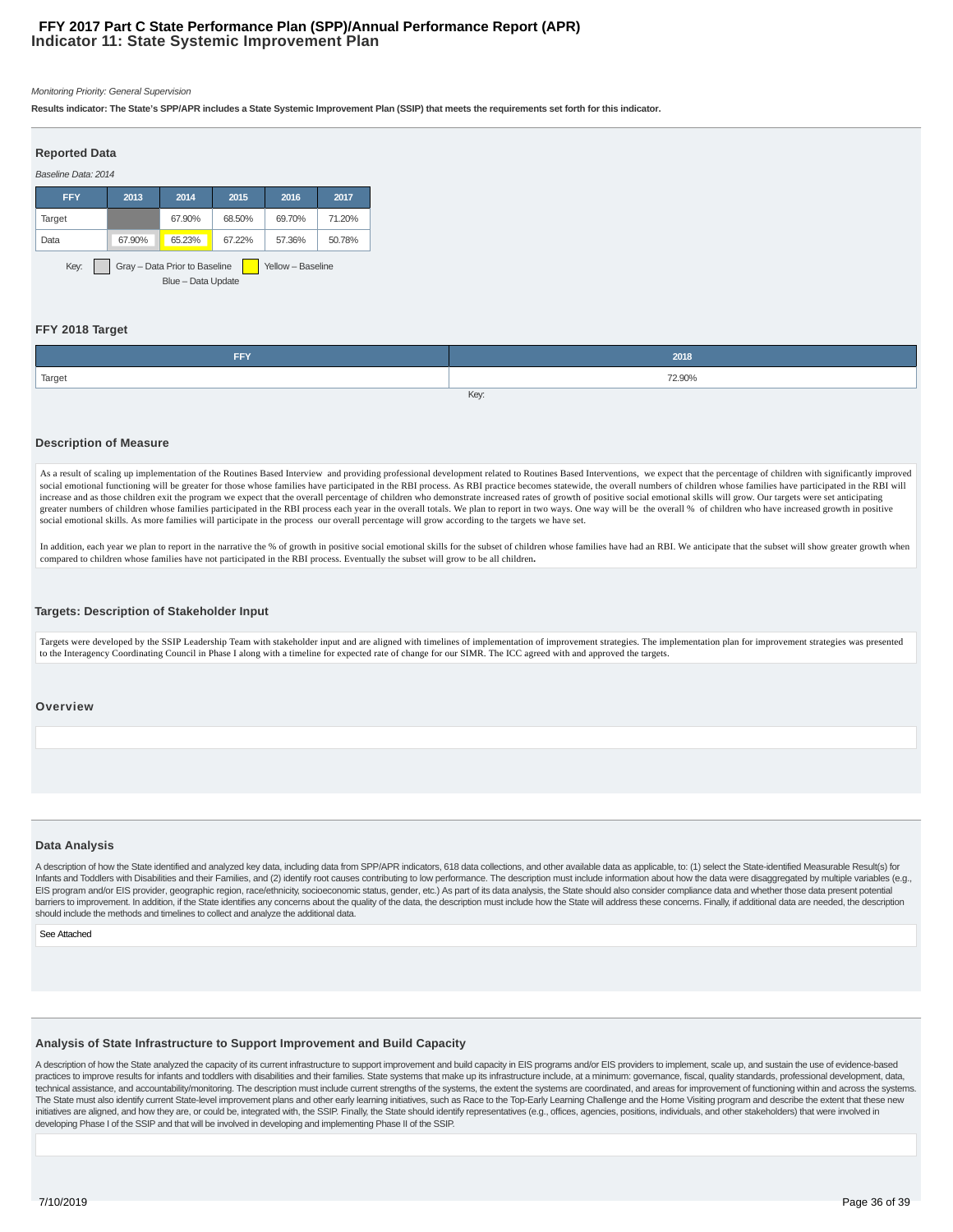# FFY 2017 Part C State Performance Plan (SPP)/Annual Performance Report (APR)
## Indicator 11: State Systemic Improvement Plan

*Monitoring Priority: General Supervision*

**Results indicator: The State's SPP/APR includes a State Systemic Improvement Plan (SSIP) that meets the requirements set forth for this indicator.**

### Reported Data

*Baseline Data: 2014*

| FFY | 2013 | 2014 | 2015 | 2016 | 2017 |
|---|---|---|---|---|---|
| Target | | 67.90% | 68.50% | 69.70% | 71.20% |
| Data | 67.90% | 65.23% | 67.22% | 57.36% | 50.78% |

Key: Gray – Data Prior to Baseline  Yellow – Baseline  Blue – Data Update

### FFY 2018 Target

| FFY | 2018 |
|---|---|
| Target | 72.90% |

Key:

### Description of Measure

As a result of scaling up implementation of the Routines Based Interview and providing professional development related to Routines Based Interventions, we expect that the percentage of children with significantly improved social emotional functioning will be greater for those whose families have participated in the RBI process. As RBI practice becomes statewide, the overall numbers of children whose families have participated in the RBI will increase and as those children exit the program we expect that the overall percentage of children who demonstrate increased rates of growth of positive social emotional skills will grow. Our targets were set anticipating greater numbers of children whose families participated in the RBI process each year in the overall totals. We plan to report in two ways. One way will be the overall % of children who have increased growth in positive social emotional skills. As more families will participate in the process our overall percentage will grow according to the targets we have set.

In addition, each year we plan to report in the narrative the % of growth in positive social emotional skills for the subset of children whose families have had an RBI. We anticipate that the subset will show greater growth when compared to children whose families have not participated in the RBI process. Eventually the subset will grow to be all children**.**

### Targets: Description of Stakeholder Input

Targets were developed by the SSIP Leadership Team with stakeholder input and are aligned with timelines of implementation of improvement strategies. The implementation plan for improvement strategies was presented to the Interagency Coordinating Council in Phase I along with a timeline for expected rate of change for our SIMR. The ICC agreed with and approved the targets.

### Overview

### Data Analysis

A description of how the State identified and analyzed key data, including data from SPP/APR indicators, 618 data collections, and other available data as applicable, to: (1) select the State-identified Measurable Result(s) for Infants and Toddlers with Disabilities and their Families, and (2) identify root causes contributing to low performance. The description must include information about how the data were disaggregated by multiple variables (e.g., EIS program and/or EIS provider, geographic region, race/ethnicity, socioeconomic status, gender, etc.) As part of its data analysis, the State should also consider compliance data and whether those data present potential barriers to improvement. In addition, if the State identifies any concerns about the quality of the data, the description must include how the State will address these concerns. Finally, if additional data are needed, the description should include the methods and timelines to collect and analyze the additional data.

See Attached

### Analysis of State Infrastructure to Support Improvement and Build Capacity

A description of how the State analyzed the capacity of its current infrastructure to support improvement and build capacity in EIS programs and/or EIS providers to implement, scale up, and sustain the use of evidence-based practices to improve results for infants and toddlers with disabilities and their families. State systems that make up its infrastructure include, at a minimum: governance, fiscal, quality standards, professional development, data, technical assistance, and accountability/monitoring. The description must include current strengths of the systems, the extent the systems are coordinated, and areas for improvement of functioning within and across the systems. The State must also identify current State-level improvement plans and other early learning initiatives, such as Race to the Top-Early Learning Challenge and the Home Visiting program and describe the extent that these new initiatives are aligned, and how they are, or could be, integrated with, the SSIP. Finally, the State should identify representatives (e.g., offices, agencies, positions, individuals, and other stakeholders) that were involved in developing Phase I of the SSIP and that will be involved in developing and implementing Phase II of the SSIP.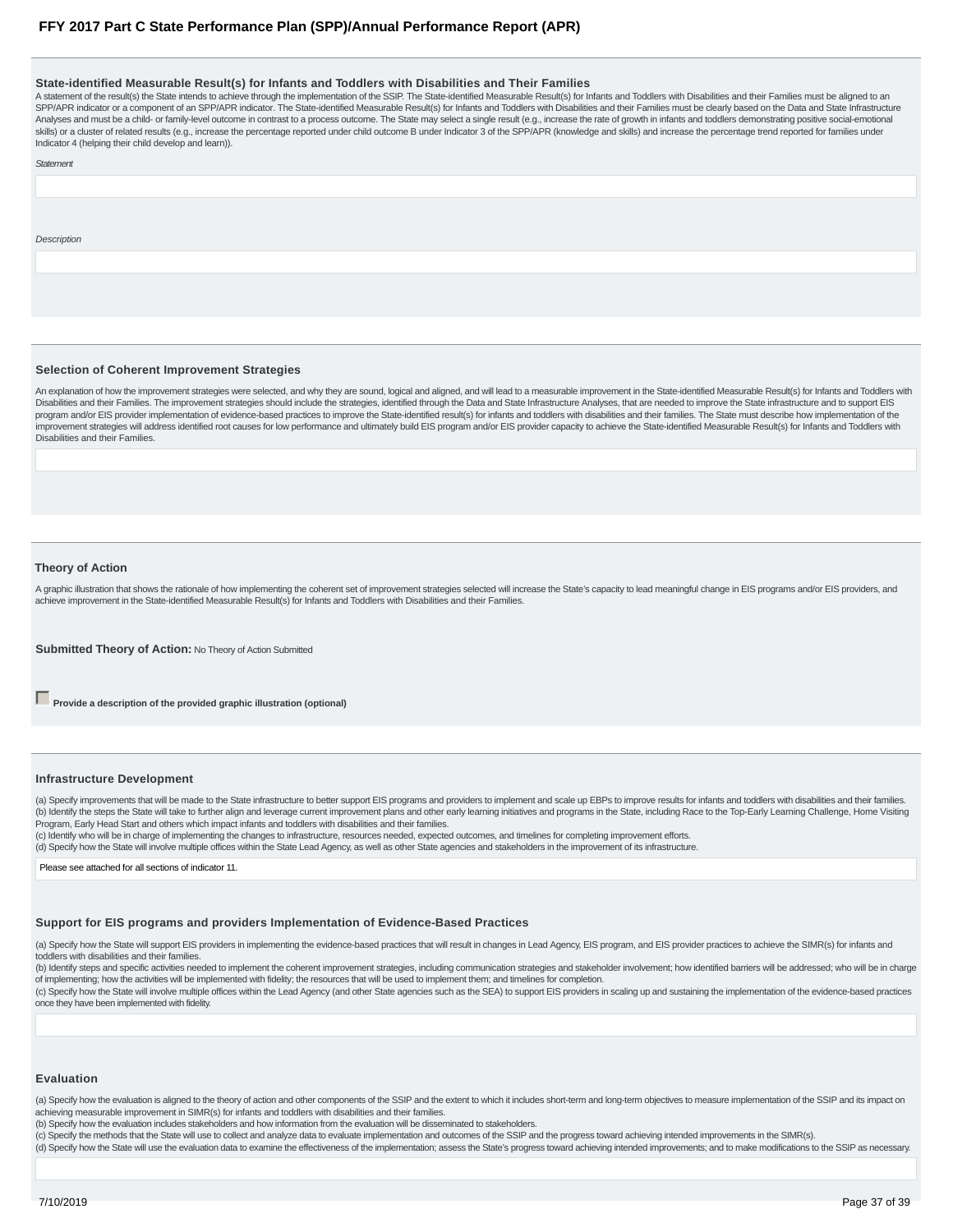### State-identified Measurable Result(s) for Infants and Toddlers with Disabilities and Their Families

A statement of the result(s) the State intends to achieve through the implementation of the SSIP. The State-identified Measurable Result(s) for Infants and Toddlers with Disabilities and their Families must be aligned to an SPP/APR indicator or a component of an SPP/APR indicator. The State-identified Measurable Result(s) for Infants and Toddlers with Disabilities and their Families must be clearly based on the Data and State Infrastructure Analyses and must be a child- or family-level outcome in contrast to a process outcome. The State may select a single result (e.g., increase the rate of growth in infants and toddlers demonstrating positive social-emotional skills) or a cluster of related results (e.g., increase the percentage reported under child outcome B under Indicator 3 of the SPP/APR (knowledge and skills) and increase the percentage trend reported for families under Indicator 4 (helping their child develop and learn)).

*Statement*

*Description*

### Selection of Coherent Improvement Strategies

An explanation of how the improvement strategies were selected, and why they are sound, logical and aligned, and will lead to a measurable improvement in the State-identified Measurable Result(s) for Infants and Toddlers with Disabilities and their Families. The improvement strategies should include the strategies, identified through the Data and State Infrastructure Analyses, that are needed to improve the State infrastructure and to support EIS program and/or EIS provider implementation of evidence-based practices to improve the State-identified result(s) for infants and toddlers with disabilities and their families. The State must describe how implementation of the improvement strategies will address identified root causes for low performance and ultimately build EIS program and/or EIS provider capacity to achieve the State-identified Measurable Result(s) for Infants and Toddlers with Disabilities and their Families.

### Theory of Action

A graphic illustration that shows the rationale of how implementing the coherent set of improvement strategies selected will increase the State's capacity to lead meaningful change in EIS programs and/or EIS providers, and achieve improvement in the State-identified Measurable Result(s) for Infants and Toddlers with Disabilities and their Families.

**Submitted Theory of Action:** No Theory of Action Submitted

☐ **Provide a description of the provided graphic illustration (optional)**

### Infrastructure Development

(a) Specify improvements that will be made to the State infrastructure to better support EIS programs and providers to implement and scale up EBPs to improve results for infants and toddlers with disabilities and their families.
(b) Identify the steps the State will take to further align and leverage current improvement plans and other early learning initiatives and programs in the State, including Race to the Top-Early Learning Challenge, Home Visiting Program, Early Head Start and others which impact infants and toddlers with disabilities and their families.
(c) Identify who will be in charge of implementing the changes to infrastructure, resources needed, expected outcomes, and timelines for completing improvement efforts.
(d) Specify how the State will involve multiple offices within the State Lead Agency, as well as other State agencies and stakeholders in the improvement of its infrastructure.

Please see attached for all sections of indicator 11.

### Support for EIS programs and providers Implementation of Evidence-Based Practices

(a) Specify how the State will support EIS providers in implementing the evidence-based practices that will result in changes in Lead Agency, EIS program, and EIS provider practices to achieve the SIMR(s) for infants and toddlers with disabilities and their families.
(b) Identify steps and specific activities needed to implement the coherent improvement strategies, including communication strategies and stakeholder involvement; how identified barriers will be addressed; who will be in charge of implementing; how the activities will be implemented with fidelity; the resources that will be used to implement them; and timelines for completion.
(c) Specify how the State will involve multiple offices within the Lead Agency (and other State agencies such as the SEA) to support EIS providers in scaling up and sustaining the implementation of the evidence-based practices once they have been implemented with fidelity.

### Evaluation

(a) Specify how the evaluation is aligned to the theory of action and other components of the SSIP and the extent to which it includes short-term and long-term objectives to measure implementation of the SSIP and its impact on achieving measurable improvement in SIMR(s) for infants and toddlers with disabilities and their families.
(b) Specify how the evaluation includes stakeholders and how information from the evaluation will be disseminated to stakeholders.
(c) Specify the methods that the State will use to collect and analyze data to evaluate implementation and outcomes of the SSIP and the progress toward achieving intended improvements in the SIMR(s).
(d) Specify how the State will use the evaluation data to examine the effectiveness of the implementation; assess the State's progress toward achieving intended improvements; and to make modifications to the SSIP as necessary.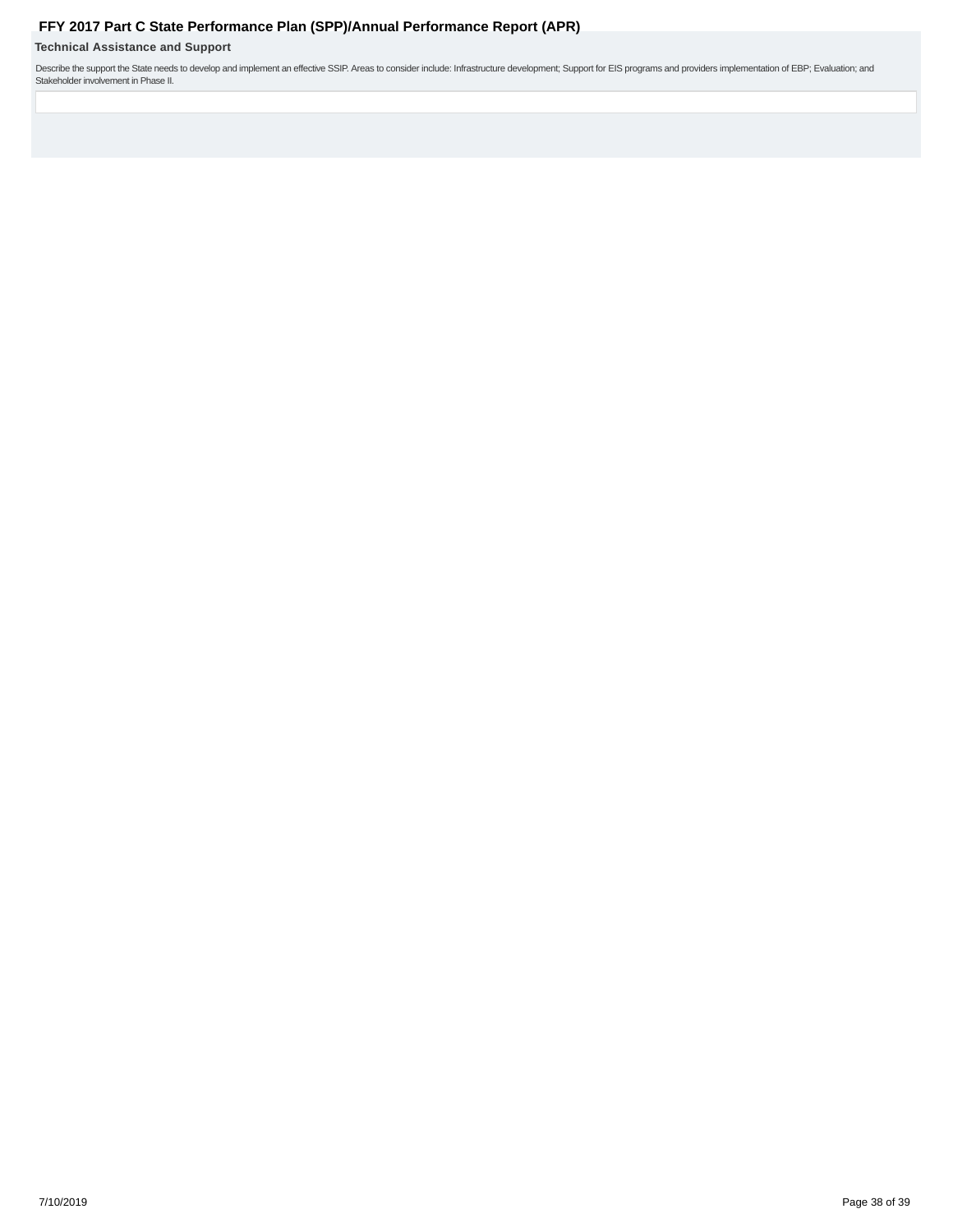### Technical Assistance and Support

Describe the support the State needs to develop and implement an effective SSIP. Areas to consider include: Infrastructure development; Support for EIS programs and providers implementation of EBP; Evaluation; and Stakeholder involvement in Phase II.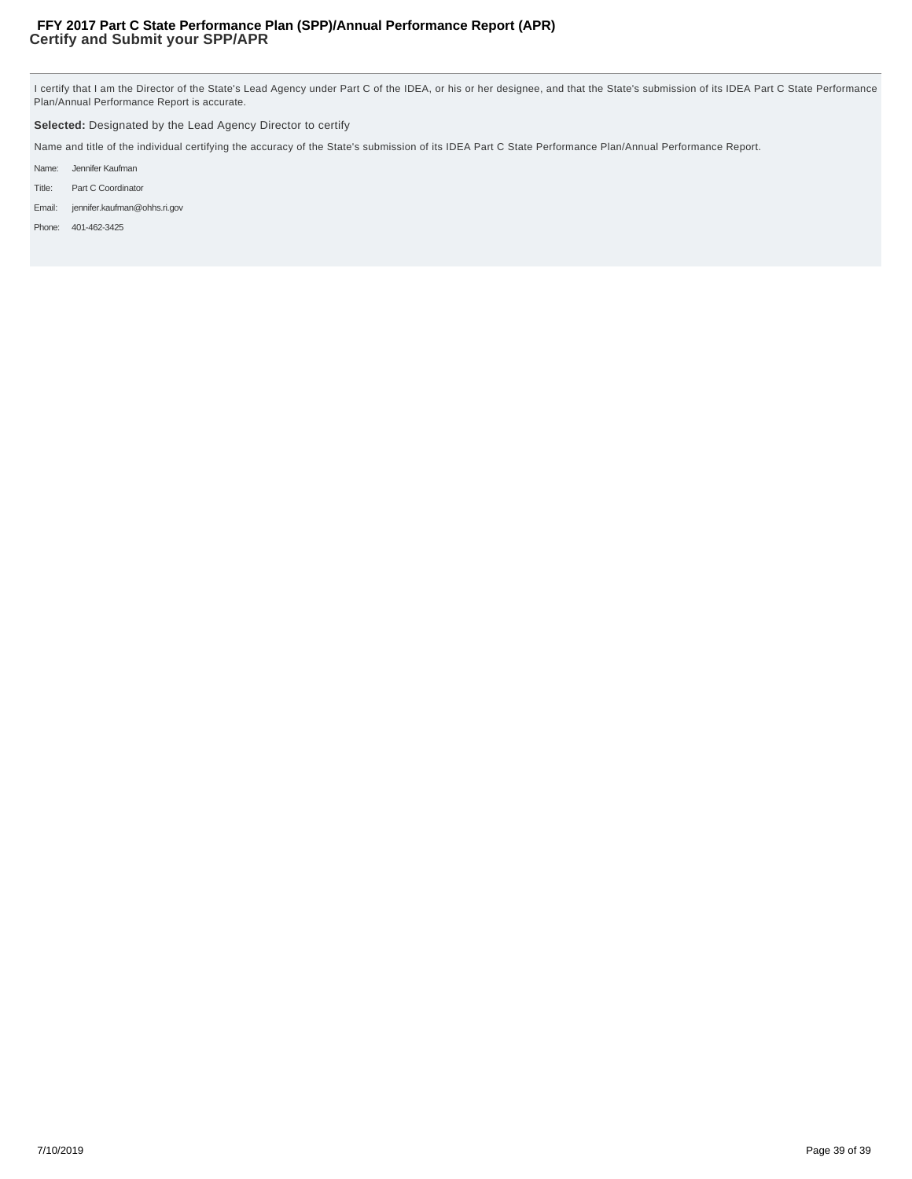# Certify and Submit your SPP/APR

I certify that I am the Director of the State's Lead Agency under Part C of the IDEA, or his or her designee, and that the State's submission of its IDEA Part C State Performance Plan/Annual Performance Report is accurate.

**Selected:** Designated by the Lead Agency Director to certify

Name and title of the individual certifying the accuracy of the State's submission of its IDEA Part C State Performance Plan/Annual Performance Report.

Name: Jennifer Kaufman

Title: Part C Coordinator

Email: jennifer.kaufman@ohhs.ri.gov

Phone: 401-462-3425